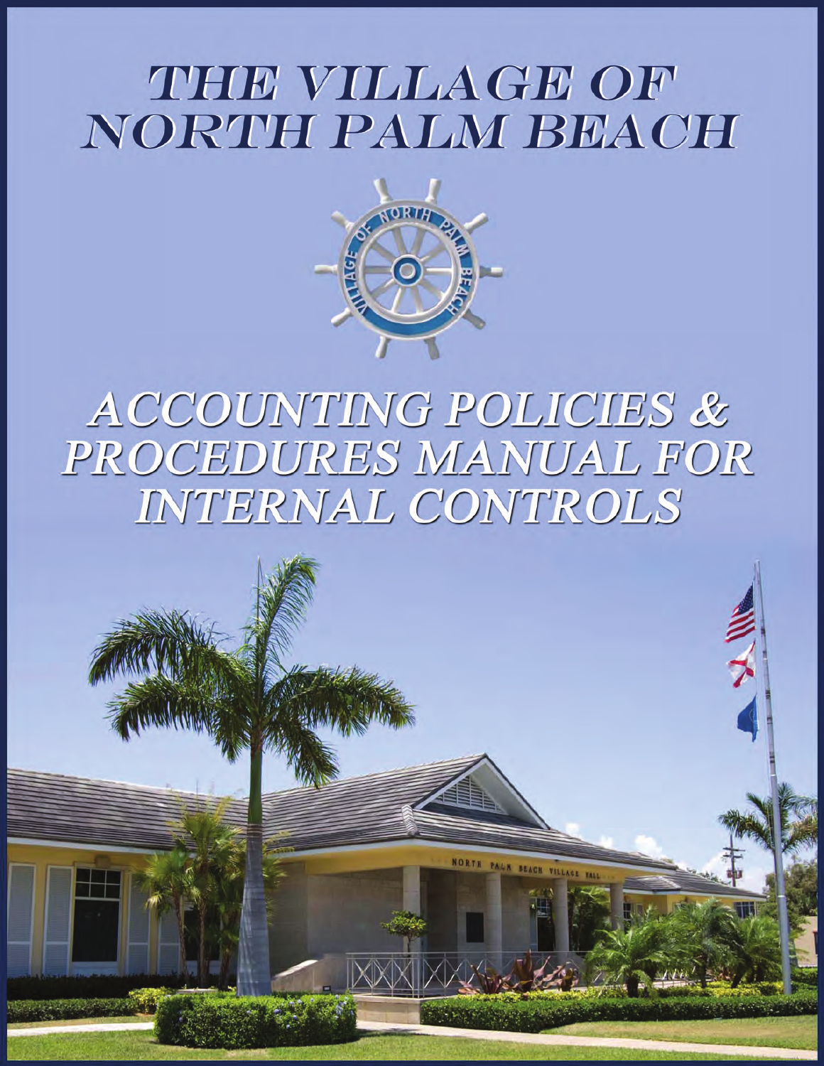# THE VILLAGE OF NORTH PALM BEACH

# *ACCOUNTING POLICIES & PROCEDURES MANUAL FOR INTERNAL CONTROLS*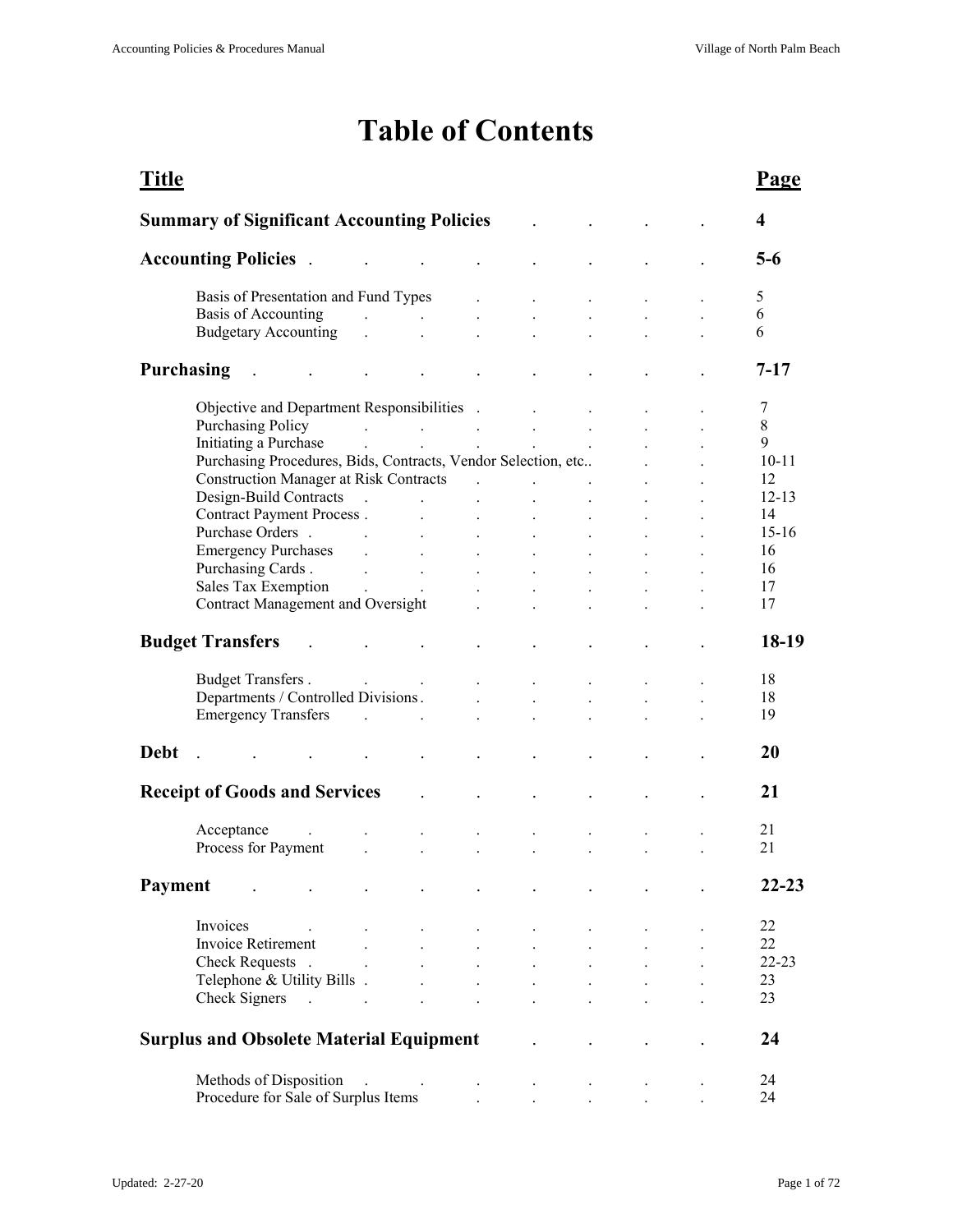# Table of Contents

| Title | Page |
|---|---|
| **Summary of Significant Accounting Policies** | **4** |
| **Accounting Policies** | **5-6** |
| Basis of Presentation and Fund Types | 5 |
| Basis of Accounting | 6 |
| Budgetary Accounting | 6 |
| **Purchasing** | **7-17** |
| Objective and Department Responsibilities | 7 |
| Purchasing Policy | 8 |
| Initiating a Purchase | 9 |
| Purchasing Procedures, Bids, Contracts, Vendor Selection, etc. | 10-11 |
| Construction Manager at Risk Contracts | 12 |
| Design-Build Contracts | 12-13 |
| Contract Payment Process | 14 |
| Purchase Orders | 15-16 |
| Emergency Purchases | 16 |
| Purchasing Cards | 16 |
| Sales Tax Exemption | 17 |
| Contract Management and Oversight | 17 |
| **Budget Transfers** | **18-19** |
| Budget Transfers | 18 |
| Departments / Controlled Divisions | 18 |
| Emergency Transfers | 19 |
| **Debt** | **20** |
| **Receipt of Goods and Services** | **21** |
| Acceptance | 21 |
| Process for Payment | 21 |
| **Payment** | **22-23** |
| Invoices | 22 |
| Invoice Retirement | 22 |
| Check Requests | 22-23 |
| Telephone & Utility Bills | 23 |
| Check Signers | 23 |
| **Surplus and Obsolete Material Equipment** | **24** |
| Methods of Disposition | 24 |
| Procedure for Sale of Surplus Items | 24 |

Updated: 2-27-20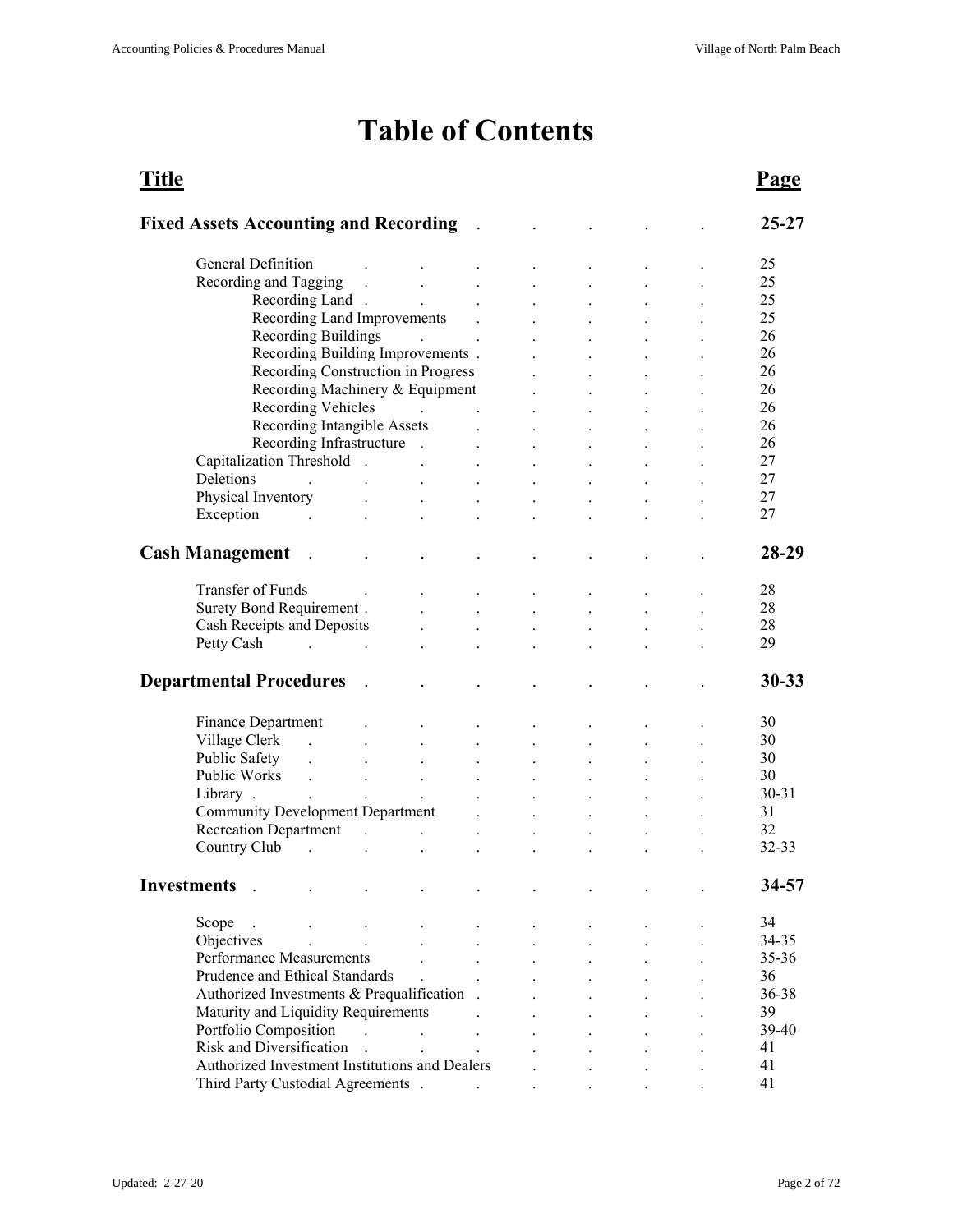# Table of Contents

| **Title** | **Page** |
| --- | --- |
| **Fixed Assets Accounting and Recording** | **25-27** |
| General Definition | 25 |
| Recording and Tagging | 25 |
| Recording Land | 25 |
| Recording Land Improvements | 25 |
| Recording Buildings | 26 |
| Recording Building Improvements | 26 |
| Recording Construction in Progress | 26 |
| Recording Machinery & Equipment | 26 |
| Recording Vehicles | 26 |
| Recording Intangible Assets | 26 |
| Recording Infrastructure | 26 |
| Capitalization Threshold | 27 |
| Deletions | 27 |
| Physical Inventory | 27 |
| Exception | 27 |
| **Cash Management** | **28-29** |
| Transfer of Funds | 28 |
| Surety Bond Requirement | 28 |
| Cash Receipts and Deposits | 28 |
| Petty Cash | 29 |
| **Departmental Procedures** | **30-33** |
| Finance Department | 30 |
| Village Clerk | 30 |
| Public Safety | 30 |
| Public Works | 30 |
| Library | 30-31 |
| Community Development Department | 31 |
| Recreation Department | 32 |
| Country Club | 32-33 |
| **Investments** | **34-57** |
| Scope | 34 |
| Objectives | 34-35 |
| Performance Measurements | 35-36 |
| Prudence and Ethical Standards | 36 |
| Authorized Investments & Prequalification | 36-38 |
| Maturity and Liquidity Requirements | 39 |
| Portfolio Composition | 39-40 |
| Risk and Diversification | 41 |
| Authorized Investment Institutions and Dealers | 41 |
| Third Party Custodial Agreements | 41 |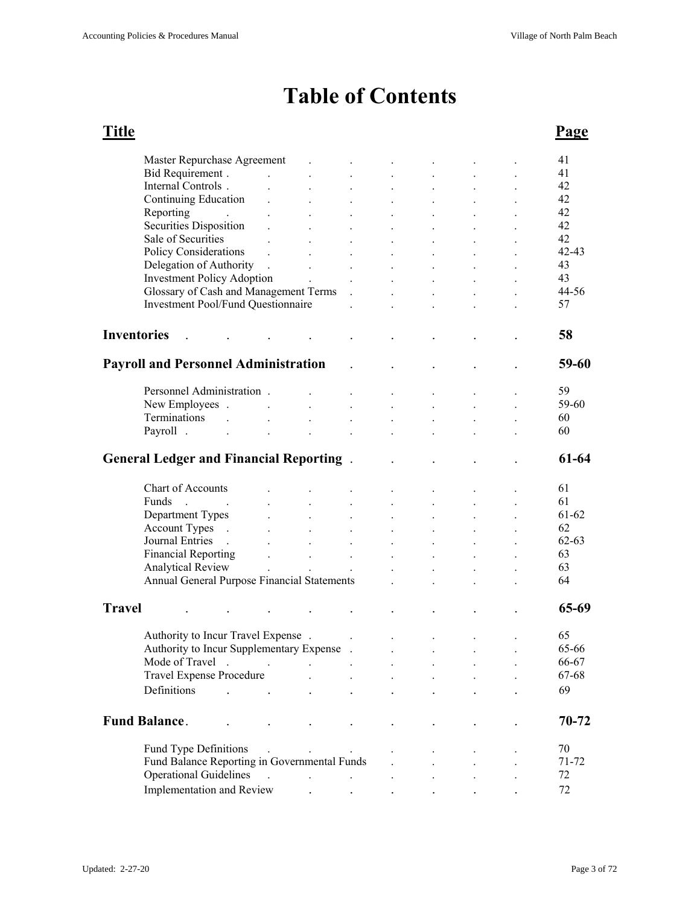# Table of Contents

| Title | Page |
|---|---|
| Master Repurchase Agreement | 41 |
| Bid Requirement | 41 |
| Internal Controls | 42 |
| Continuing Education | 42 |
| Reporting | 42 |
| Securities Disposition | 42 |
| Sale of Securities | 42 |
| Policy Considerations | 42-43 |
| Delegation of Authority | 43 |
| Investment Policy Adoption | 43 |
| Glossary of Cash and Management Terms | 44-56 |
| Investment Pool/Fund Questionnaire | 57 |
| **Inventories** | **58** |
| **Payroll and Personnel Administration** | **59-60** |
| Personnel Administration | 59 |
| New Employees | 59-60 |
| Terminations | 60 |
| Payroll | 60 |
| **General Ledger and Financial Reporting** | **61-64** |
| Chart of Accounts | 61 |
| Funds | 61 |
| Department Types | 61-62 |
| Account Types | 62 |
| Journal Entries | 62-63 |
| Financial Reporting | 63 |
| Analytical Review | 63 |
| Annual General Purpose Financial Statements | 64 |
| **Travel** | **65-69** |
| Authority to Incur Travel Expense | 65 |
| Authority to Incur Supplementary Expense | 65-66 |
| Mode of Travel | 66-67 |
| Travel Expense Procedure | 67-68 |
| Definitions | 69 |
| **Fund Balance** | **70-72** |
| Fund Type Definitions | 70 |
| Fund Balance Reporting in Governmental Funds | 71-72 |
| Operational Guidelines | 72 |
| Implementation and Review | 72 |

Updated: 2-27-20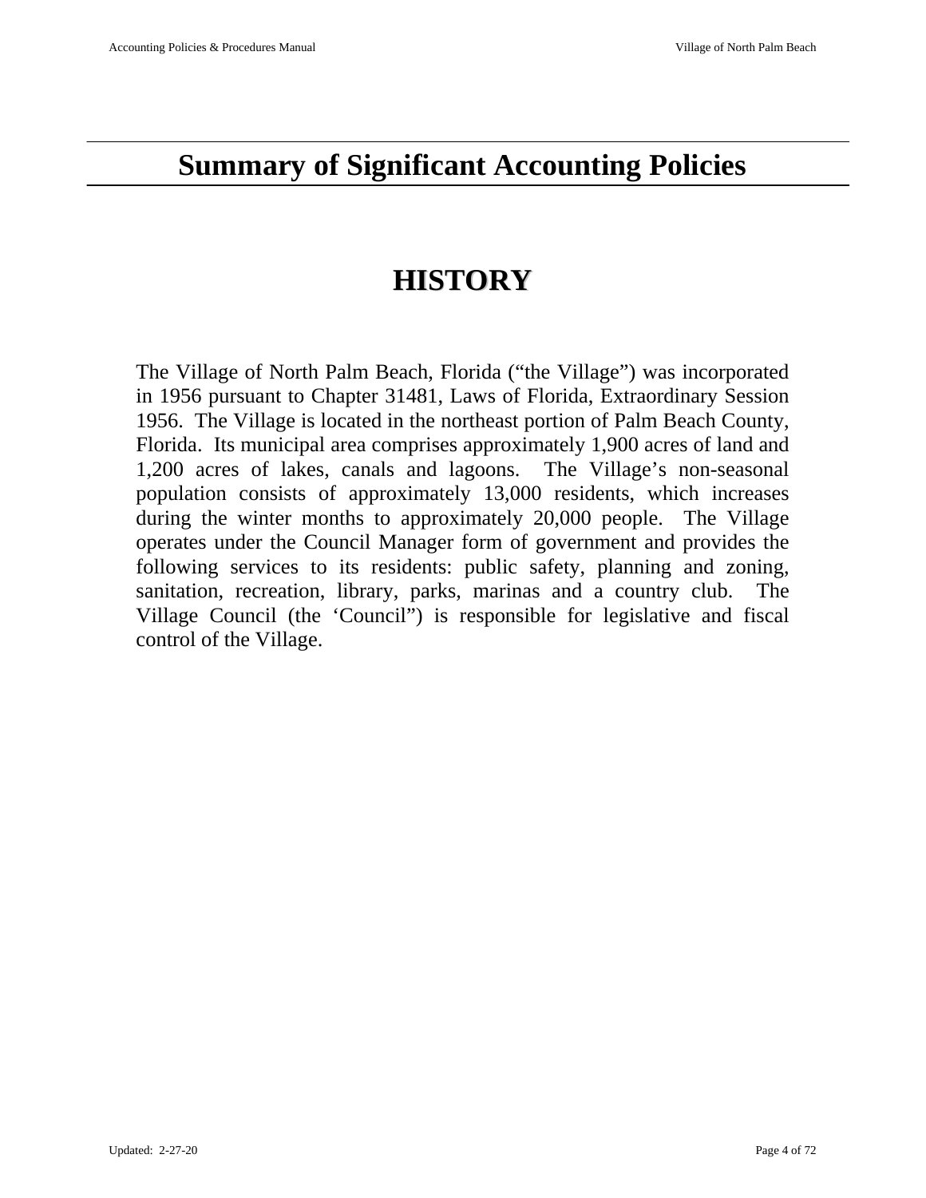# Summary of Significant Accounting Policies

## HISTORY

The Village of North Palm Beach, Florida ("the Village") was incorporated in 1956 pursuant to Chapter 31481, Laws of Florida, Extraordinary Session 1956. The Village is located in the northeast portion of Palm Beach County, Florida. Its municipal area comprises approximately 1,900 acres of land and 1,200 acres of lakes, canals and lagoons. The Village's non-seasonal population consists of approximately 13,000 residents, which increases during the winter months to approximately 20,000 people. The Village operates under the Council Manager form of government and provides the following services to its residents: public safety, planning and zoning, sanitation, recreation, library, parks, marinas and a country club. The Village Council (the 'Council") is responsible for legislative and fiscal control of the Village.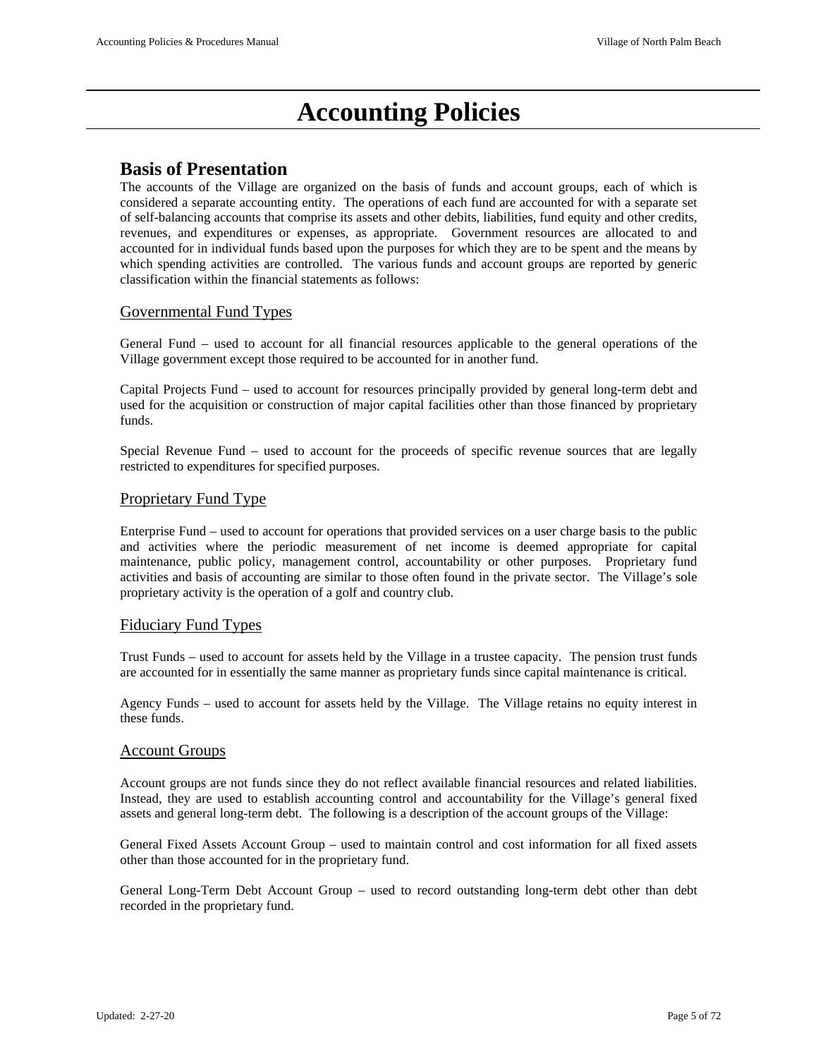# Accounting Policies

## Basis of Presentation

The accounts of the Village are organized on the basis of funds and account groups, each of which is considered a separate accounting entity. The operations of each fund are accounted for with a separate set of self-balancing accounts that comprise its assets and other debits, liabilities, fund equity and other credits, revenues, and expenditures or expenses, as appropriate. Government resources are allocated to and accounted for in individual funds based upon the purposes for which they are to be spent and the means by which spending activities are controlled. The various funds and account groups are reported by generic classification within the financial statements as follows:

### Governmental Fund Types

General Fund – used to account for all financial resources applicable to the general operations of the Village government except those required to be accounted for in another fund.

Capital Projects Fund – used to account for resources principally provided by general long-term debt and used for the acquisition or construction of major capital facilities other than those financed by proprietary funds.

Special Revenue Fund – used to account for the proceeds of specific revenue sources that are legally restricted to expenditures for specified purposes.

### Proprietary Fund Type

Enterprise Fund – used to account for operations that provided services on a user charge basis to the public and activities where the periodic measurement of net income is deemed appropriate for capital maintenance, public policy, management control, accountability or other purposes. Proprietary fund activities and basis of accounting are similar to those often found in the private sector. The Village's sole proprietary activity is the operation of a golf and country club.

### Fiduciary Fund Types

Trust Funds – used to account for assets held by the Village in a trustee capacity. The pension trust funds are accounted for in essentially the same manner as proprietary funds since capital maintenance is critical.

Agency Funds – used to account for assets held by the Village. The Village retains no equity interest in these funds.

### Account Groups

Account groups are not funds since they do not reflect available financial resources and related liabilities. Instead, they are used to establish accounting control and accountability for the Village's general fixed assets and general long-term debt. The following is a description of the account groups of the Village:

General Fixed Assets Account Group – used to maintain control and cost information for all fixed assets other than those accounted for in the proprietary fund.

General Long-Term Debt Account Group – used to record outstanding long-term debt other than debt recorded in the proprietary fund.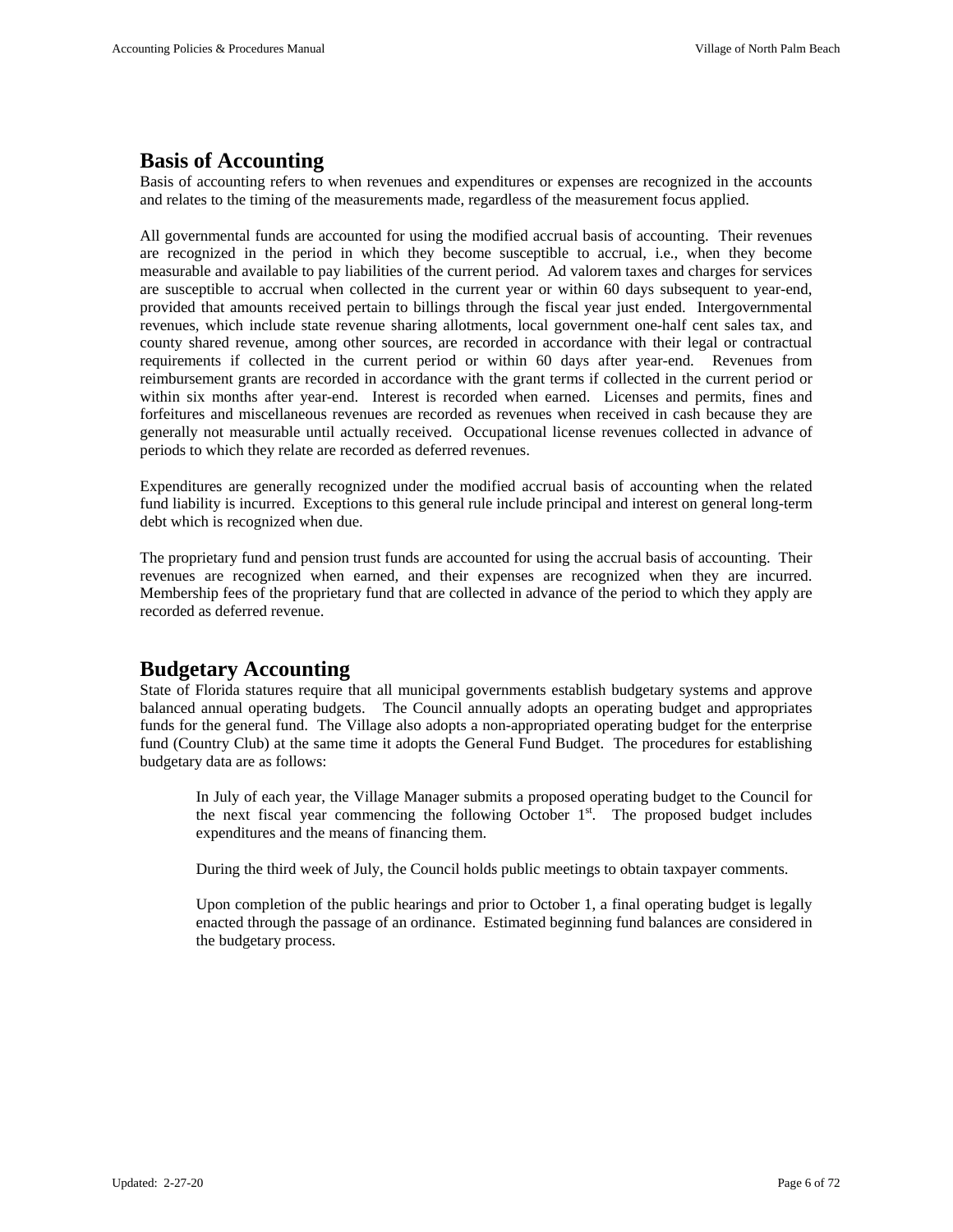## Basis of Accounting

Basis of accounting refers to when revenues and expenditures or expenses are recognized in the accounts and relates to the timing of the measurements made, regardless of the measurement focus applied.

All governmental funds are accounted for using the modified accrual basis of accounting. Their revenues are recognized in the period in which they become susceptible to accrual, i.e., when they become measurable and available to pay liabilities of the current period. Ad valorem taxes and charges for services are susceptible to accrual when collected in the current year or within 60 days subsequent to year-end, provided that amounts received pertain to billings through the fiscal year just ended. Intergovernmental revenues, which include state revenue sharing allotments, local government one-half cent sales tax, and county shared revenue, among other sources, are recorded in accordance with their legal or contractual requirements if collected in the current period or within 60 days after year-end. Revenues from reimbursement grants are recorded in accordance with the grant terms if collected in the current period or within six months after year-end. Interest is recorded when earned. Licenses and permits, fines and forfeitures and miscellaneous revenues are recorded as revenues when received in cash because they are generally not measurable until actually received. Occupational license revenues collected in advance of periods to which they relate are recorded as deferred revenues.

Expenditures are generally recognized under the modified accrual basis of accounting when the related fund liability is incurred. Exceptions to this general rule include principal and interest on general long-term debt which is recognized when due.

The proprietary fund and pension trust funds are accounted for using the accrual basis of accounting. Their revenues are recognized when earned, and their expenses are recognized when they are incurred. Membership fees of the proprietary fund that are collected in advance of the period to which they apply are recorded as deferred revenue.

## Budgetary Accounting

State of Florida statures require that all municipal governments establish budgetary systems and approve balanced annual operating budgets. The Council annually adopts an operating budget and appropriates funds for the general fund. The Village also adopts a non-appropriated operating budget for the enterprise fund (Country Club) at the same time it adopts the General Fund Budget. The procedures for establishing budgetary data are as follows:

> In July of each year, the Village Manager submits a proposed operating budget to the Council for the next fiscal year commencing the following October 1st. The proposed budget includes expenditures and the means of financing them.
>
> During the third week of July, the Council holds public meetings to obtain taxpayer comments.
>
> Upon completion of the public hearings and prior to October 1, a final operating budget is legally enacted through the passage of an ordinance. Estimated beginning fund balances are considered in the budgetary process.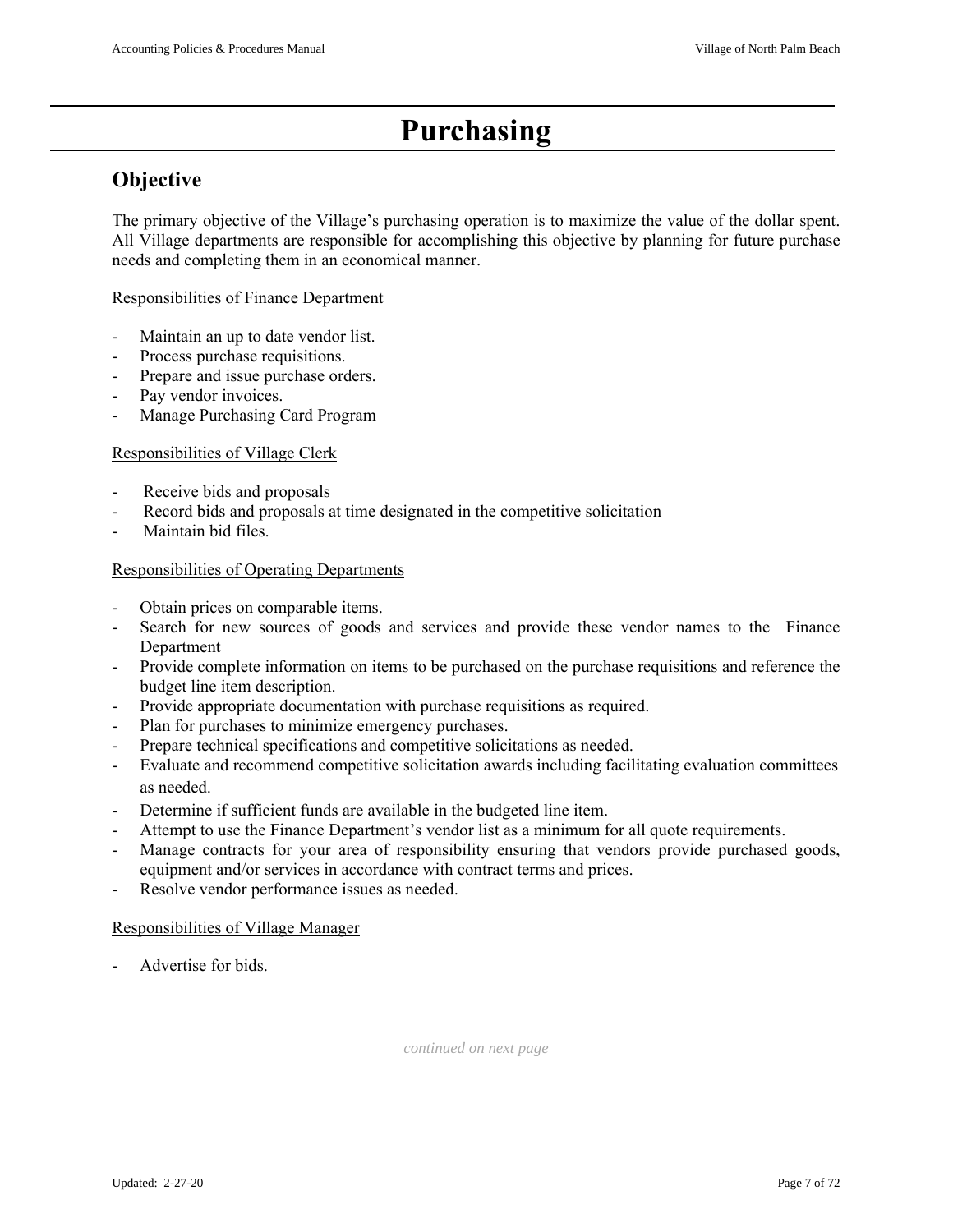# Purchasing

## Objective

The primary objective of the Village's purchasing operation is to maximize the value of the dollar spent. All Village departments are responsible for accomplishing this objective by planning for future purchase needs and completing them in an economical manner.

<u>Responsibilities of Finance Department</u>

- Maintain an up to date vendor list.
- Process purchase requisitions.
- Prepare and issue purchase orders.
- Pay vendor invoices.
- Manage Purchasing Card Program

<u>Responsibilities of Village Clerk</u>

- Receive bids and proposals
- Record bids and proposals at time designated in the competitive solicitation
- Maintain bid files.

<u>Responsibilities of Operating Departments</u>

- Obtain prices on comparable items.
- Search for new sources of goods and services and provide these vendor names to the Finance Department
- Provide complete information on items to be purchased on the purchase requisitions and reference the budget line item description.
- Provide appropriate documentation with purchase requisitions as required.
- Plan for purchases to minimize emergency purchases.
- Prepare technical specifications and competitive solicitations as needed.
- Evaluate and recommend competitive solicitation awards including facilitating evaluation committees as needed.
- Determine if sufficient funds are available in the budgeted line item.
- Attempt to use the Finance Department's vendor list as a minimum for all quote requirements.
- Manage contracts for your area of responsibility ensuring that vendors provide purchased goods, equipment and/or services in accordance with contract terms and prices.
- Resolve vendor performance issues as needed.

<u>Responsibilities of Village Manager</u>

- Advertise for bids.

*continued on next page*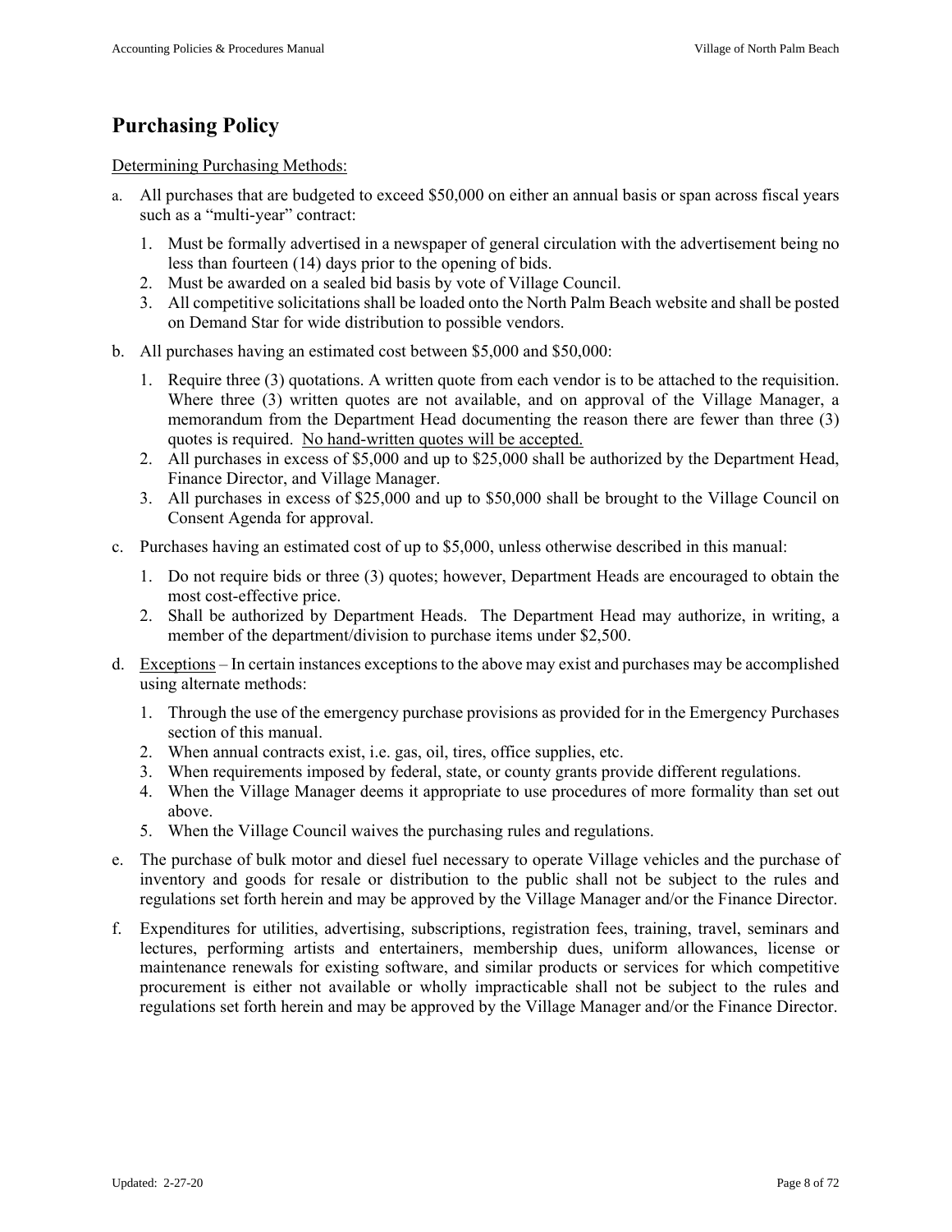# Purchasing Policy

<u>Determining Purchasing Methods:</u>

a. All purchases that are budgeted to exceed $50,000 on either an annual basis or span across fiscal years such as a "multi-year" contract:

   1. Must be formally advertised in a newspaper of general circulation with the advertisement being no less than fourteen (14) days prior to the opening of bids.
   2. Must be awarded on a sealed bid basis by vote of Village Council.
   3. All competitive solicitations shall be loaded onto the North Palm Beach website and shall be posted on Demand Star for wide distribution to possible vendors.

b. All purchases having an estimated cost between $5,000 and $50,000:

   1. Require three (3) quotations. A written quote from each vendor is to be attached to the requisition. Where three (3) written quotes are not available, and on approval of the Village Manager, a memorandum from the Department Head documenting the reason there are fewer than three (3) quotes is required. <u>No hand-written quotes will be accepted.</u>
   2. All purchases in excess of $5,000 and up to $25,000 shall be authorized by the Department Head, Finance Director, and Village Manager.
   3. All purchases in excess of $25,000 and up to $50,000 shall be brought to the Village Council on Consent Agenda for approval.

c. Purchases having an estimated cost of up to $5,000, unless otherwise described in this manual:

   1. Do not require bids or three (3) quotes; however, Department Heads are encouraged to obtain the most cost-effective price.
   2. Shall be authorized by Department Heads. The Department Head may authorize, in writing, a member of the department/division to purchase items under $2,500.

d. <u>Exceptions</u> – In certain instances exceptions to the above may exist and purchases may be accomplished using alternate methods:

   1. Through the use of the emergency purchase provisions as provided for in the Emergency Purchases section of this manual.
   2. When annual contracts exist, i.e. gas, oil, tires, office supplies, etc.
   3. When requirements imposed by federal, state, or county grants provide different regulations.
   4. When the Village Manager deems it appropriate to use procedures of more formality than set out above.
   5. When the Village Council waives the purchasing rules and regulations.

e. The purchase of bulk motor and diesel fuel necessary to operate Village vehicles and the purchase of inventory and goods for resale or distribution to the public shall not be subject to the rules and regulations set forth herein and may be approved by the Village Manager and/or the Finance Director.

f. Expenditures for utilities, advertising, subscriptions, registration fees, training, travel, seminars and lectures, performing artists and entertainers, membership dues, uniform allowances, license or maintenance renewals for existing software, and similar products or services for which competitive procurement is either not available or wholly impracticable shall not be subject to the rules and regulations set forth herein and may be approved by the Village Manager and/or the Finance Director.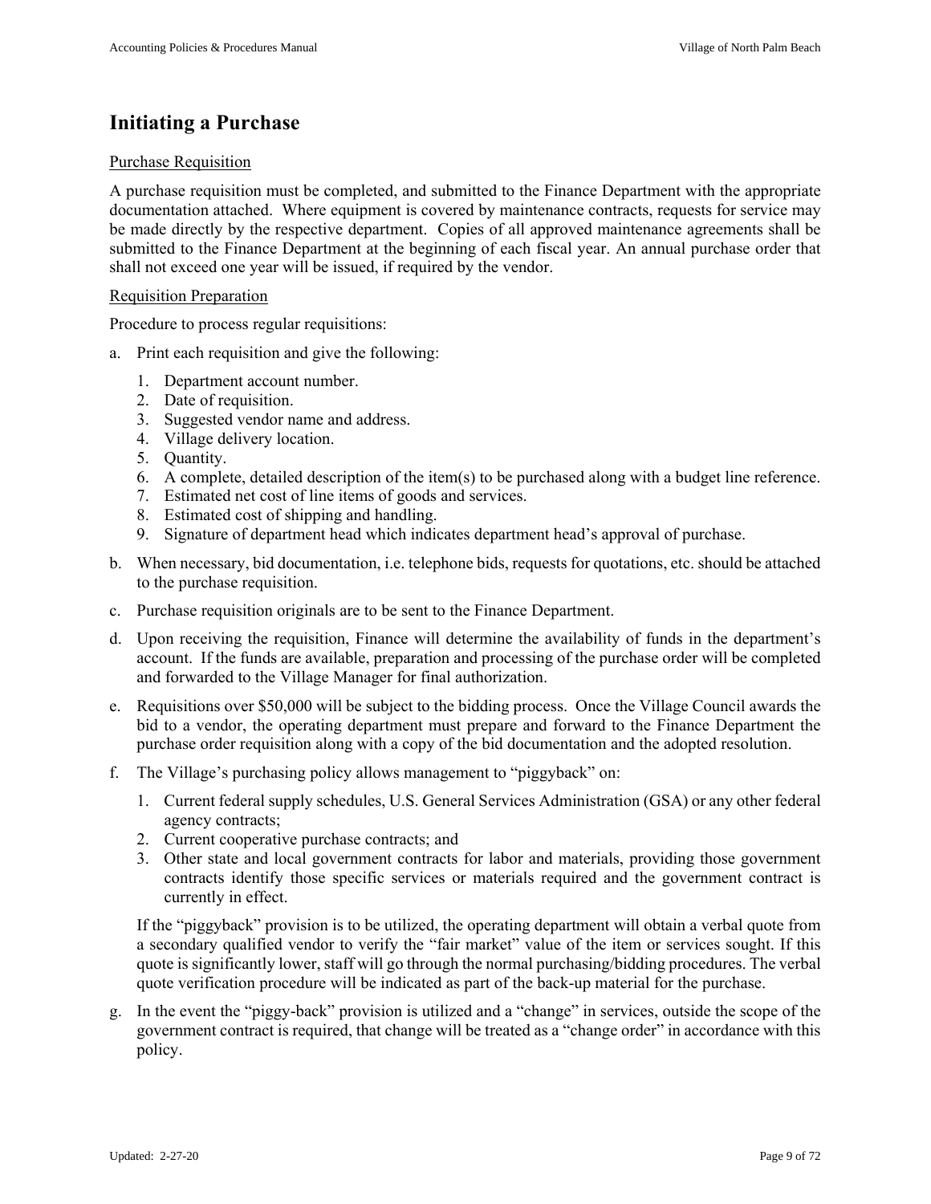## Initiating a Purchase

Purchase Requisition

A purchase requisition must be completed, and submitted to the Finance Department with the appropriate documentation attached. Where equipment is covered by maintenance contracts, requests for service may be made directly by the respective department. Copies of all approved maintenance agreements shall be submitted to the Finance Department at the beginning of each fiscal year. An annual purchase order that shall not exceed one year will be issued, if required by the vendor.

Requisition Preparation

Procedure to process regular requisitions:

a. Print each requisition and give the following:

   1. Department account number.
   2. Date of requisition.
   3. Suggested vendor name and address.
   4. Village delivery location.
   5. Quantity.
   6. A complete, detailed description of the item(s) to be purchased along with a budget line reference.
   7. Estimated net cost of line items of goods and services.
   8. Estimated cost of shipping and handling.
   9. Signature of department head which indicates department head's approval of purchase.

b. When necessary, bid documentation, i.e. telephone bids, requests for quotations, etc. should be attached to the purchase requisition.

c. Purchase requisition originals are to be sent to the Finance Department.

d. Upon receiving the requisition, Finance will determine the availability of funds in the department's account. If the funds are available, preparation and processing of the purchase order will be completed and forwarded to the Village Manager for final authorization.

e. Requisitions over $50,000 will be subject to the bidding process. Once the Village Council awards the bid to a vendor, the operating department must prepare and forward to the Finance Department the purchase order requisition along with a copy of the bid documentation and the adopted resolution.

f. The Village's purchasing policy allows management to "piggyback" on:

   1. Current federal supply schedules, U.S. General Services Administration (GSA) or any other federal agency contracts;
   2. Current cooperative purchase contracts; and
   3. Other state and local government contracts for labor and materials, providing those government contracts identify those specific services or materials required and the government contract is currently in effect.

   If the "piggyback" provision is to be utilized, the operating department will obtain a verbal quote from a secondary qualified vendor to verify the "fair market" value of the item or services sought. If this quote is significantly lower, staff will go through the normal purchasing/bidding procedures. The verbal quote verification procedure will be indicated as part of the back-up material for the purchase.

g. In the event the "piggy-back" provision is utilized and a "change" in services, outside the scope of the government contract is required, that change will be treated as a "change order" in accordance with this policy.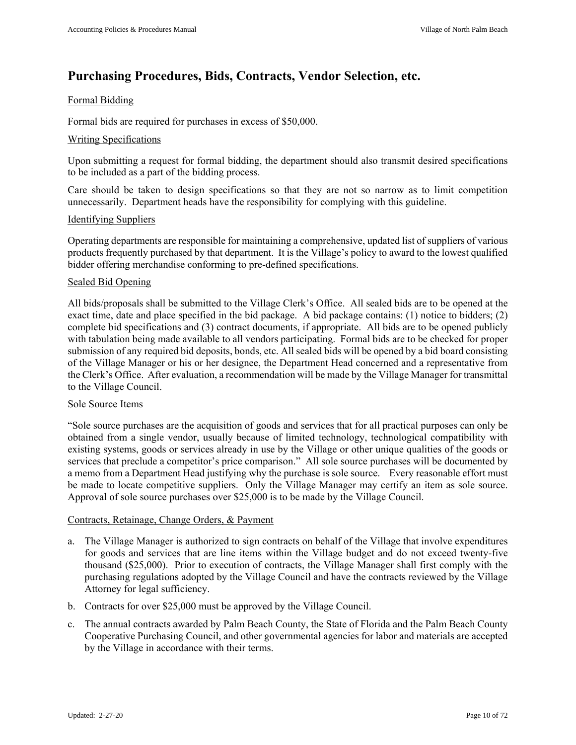# Purchasing Procedures, Bids, Contracts, Vendor Selection, etc.

Formal Bidding

Formal bids are required for purchases in excess of $50,000.

Writing Specifications

Upon submitting a request for formal bidding, the department should also transmit desired specifications to be included as a part of the bidding process.

Care should be taken to design specifications so that they are not so narrow as to limit competition unnecessarily. Department heads have the responsibility for complying with this guideline.

Identifying Suppliers

Operating departments are responsible for maintaining a comprehensive, updated list of suppliers of various products frequently purchased by that department. It is the Village's policy to award to the lowest qualified bidder offering merchandise conforming to pre-defined specifications.

Sealed Bid Opening

All bids/proposals shall be submitted to the Village Clerk's Office. All sealed bids are to be opened at the exact time, date and place specified in the bid package. A bid package contains: (1) notice to bidders; (2) complete bid specifications and (3) contract documents, if appropriate. All bids are to be opened publicly with tabulation being made available to all vendors participating. Formal bids are to be checked for proper submission of any required bid deposits, bonds, etc. All sealed bids will be opened by a bid board consisting of the Village Manager or his or her designee, the Department Head concerned and a representative from the Clerk's Office. After evaluation, a recommendation will be made by the Village Manager for transmittal to the Village Council.

Sole Source Items

"Sole source purchases are the acquisition of goods and services that for all practical purposes can only be obtained from a single vendor, usually because of limited technology, technological compatibility with existing systems, goods or services already in use by the Village or other unique qualities of the goods or services that preclude a competitor's price comparison." All sole source purchases will be documented by a memo from a Department Head justifying why the purchase is sole source. Every reasonable effort must be made to locate competitive suppliers. Only the Village Manager may certify an item as sole source. Approval of sole source purchases over $25,000 is to be made by the Village Council.

Contracts, Retainage, Change Orders, & Payment

a. The Village Manager is authorized to sign contracts on behalf of the Village that involve expenditures for goods and services that are line items within the Village budget and do not exceed twenty-five thousand ($25,000). Prior to execution of contracts, the Village Manager shall first comply with the purchasing regulations adopted by the Village Council and have the contracts reviewed by the Village Attorney for legal sufficiency.

b. Contracts for over $25,000 must be approved by the Village Council.

c. The annual contracts awarded by Palm Beach County, the State of Florida and the Palm Beach County Cooperative Purchasing Council, and other governmental agencies for labor and materials are accepted by the Village in accordance with their terms.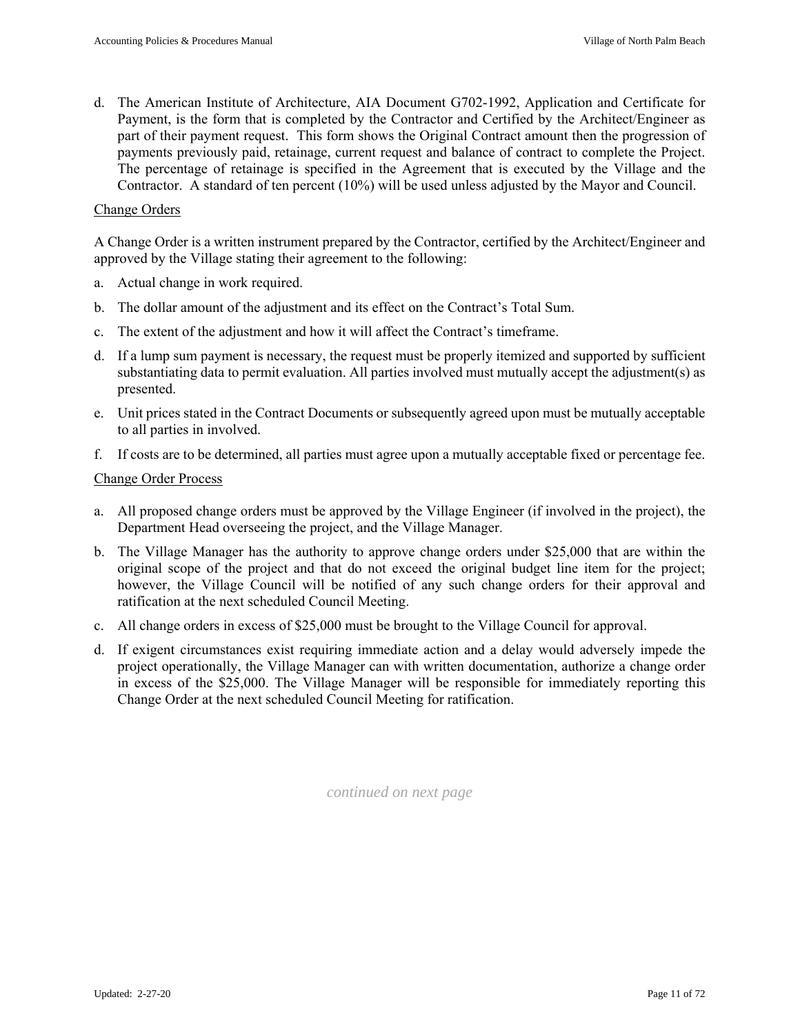d. The American Institute of Architecture, AIA Document G702-1992, Application and Certificate for Payment, is the form that is completed by the Contractor and Certified by the Architect/Engineer as part of their payment request. This form shows the Original Contract amount then the progression of payments previously paid, retainage, current request and balance of contract to complete the Project. The percentage of retainage is specified in the Agreement that is executed by the Village and the Contractor. A standard of ten percent (10%) will be used unless adjusted by the Mayor and Council.

<u>Change Orders</u>

A Change Order is a written instrument prepared by the Contractor, certified by the Architect/Engineer and approved by the Village stating their agreement to the following:

a. Actual change in work required.

b. The dollar amount of the adjustment and its effect on the Contract's Total Sum.

c. The extent of the adjustment and how it will affect the Contract's timeframe.

d. If a lump sum payment is necessary, the request must be properly itemized and supported by sufficient substantiating data to permit evaluation. All parties involved must mutually accept the adjustment(s) as presented.

e. Unit prices stated in the Contract Documents or subsequently agreed upon must be mutually acceptable to all parties in involved.

f. If costs are to be determined, all parties must agree upon a mutually acceptable fixed or percentage fee.

<u>Change Order Process</u>

a. All proposed change orders must be approved by the Village Engineer (if involved in the project), the Department Head overseeing the project, and the Village Manager.

b. The Village Manager has the authority to approve change orders under $25,000 that are within the original scope of the project and that do not exceed the original budget line item for the project; however, the Village Council will be notified of any such change orders for their approval and ratification at the next scheduled Council Meeting.

c. All change orders in excess of $25,000 must be brought to the Village Council for approval.

d. If exigent circumstances exist requiring immediate action and a delay would adversely impede the project operationally, the Village Manager can with written documentation, authorize a change order in excess of the $25,000. The Village Manager will be responsible for immediately reporting this Change Order at the next scheduled Council Meeting for ratification.

*continued on next page*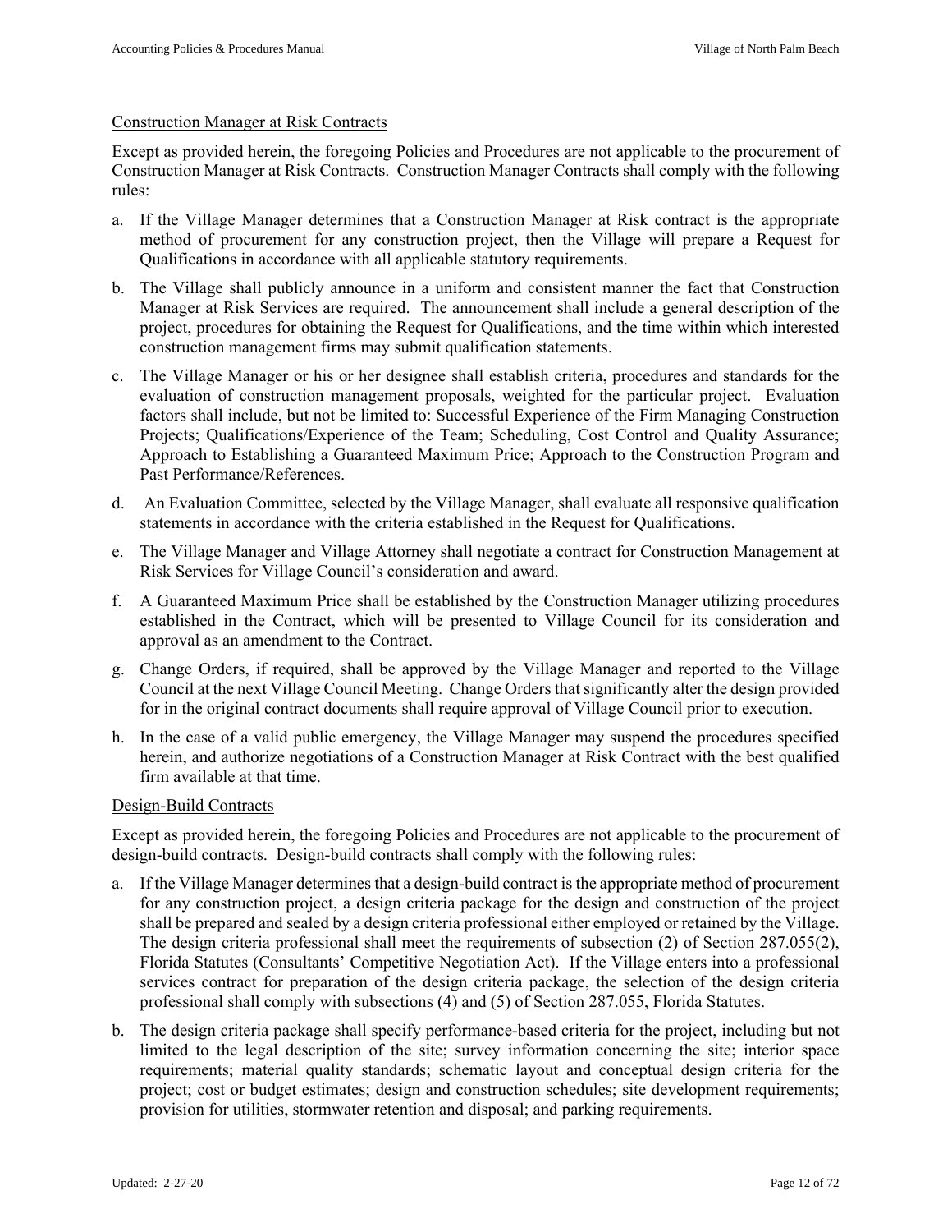### Construction Manager at Risk Contracts

Except as provided herein, the foregoing Policies and Procedures are not applicable to the procurement of Construction Manager at Risk Contracts. Construction Manager Contracts shall comply with the following rules:

a. If the Village Manager determines that a Construction Manager at Risk contract is the appropriate method of procurement for any construction project, then the Village will prepare a Request for Qualifications in accordance with all applicable statutory requirements.

b. The Village shall publicly announce in a uniform and consistent manner the fact that Construction Manager at Risk Services are required. The announcement shall include a general description of the project, procedures for obtaining the Request for Qualifications, and the time within which interested construction management firms may submit qualification statements.

c. The Village Manager or his or her designee shall establish criteria, procedures and standards for the evaluation of construction management proposals, weighted for the particular project. Evaluation factors shall include, but not be limited to: Successful Experience of the Firm Managing Construction Projects; Qualifications/Experience of the Team; Scheduling, Cost Control and Quality Assurance; Approach to Establishing a Guaranteed Maximum Price; Approach to the Construction Program and Past Performance/References.

d. An Evaluation Committee, selected by the Village Manager, shall evaluate all responsive qualification statements in accordance with the criteria established in the Request for Qualifications.

e. The Village Manager and Village Attorney shall negotiate a contract for Construction Management at Risk Services for Village Council's consideration and award.

f. A Guaranteed Maximum Price shall be established by the Construction Manager utilizing procedures established in the Contract, which will be presented to Village Council for its consideration and approval as an amendment to the Contract.

g. Change Orders, if required, shall be approved by the Village Manager and reported to the Village Council at the next Village Council Meeting. Change Orders that significantly alter the design provided for in the original contract documents shall require approval of Village Council prior to execution.

h. In the case of a valid public emergency, the Village Manager may suspend the procedures specified herein, and authorize negotiations of a Construction Manager at Risk Contract with the best qualified firm available at that time.

### Design-Build Contracts

Except as provided herein, the foregoing Policies and Procedures are not applicable to the procurement of design-build contracts. Design-build contracts shall comply with the following rules:

a. If the Village Manager determines that a design-build contract is the appropriate method of procurement for any construction project, a design criteria package for the design and construction of the project shall be prepared and sealed by a design criteria professional either employed or retained by the Village. The design criteria professional shall meet the requirements of subsection (2) of Section 287.055(2), Florida Statutes (Consultants' Competitive Negotiation Act). If the Village enters into a professional services contract for preparation of the design criteria package, the selection of the design criteria professional shall comply with subsections (4) and (5) of Section 287.055, Florida Statutes.

b. The design criteria package shall specify performance-based criteria for the project, including but not limited to the legal description of the site; survey information concerning the site; interior space requirements; material quality standards; schematic layout and conceptual design criteria for the project; cost or budget estimates; design and construction schedules; site development requirements; provision for utilities, stormwater retention and disposal; and parking requirements.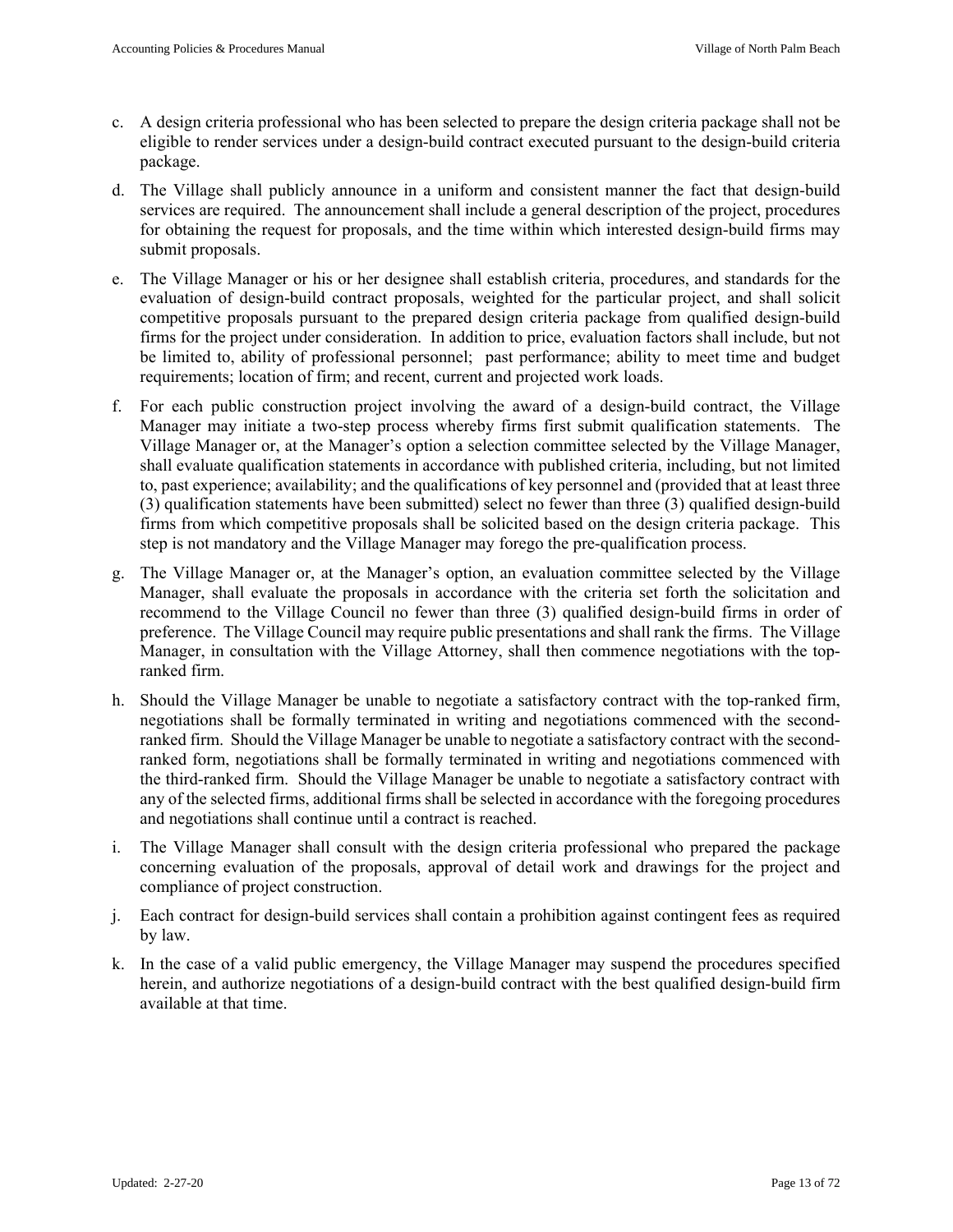c. A design criteria professional who has been selected to prepare the design criteria package shall not be eligible to render services under a design-build contract executed pursuant to the design-build criteria package.

d. The Village shall publicly announce in a uniform and consistent manner the fact that design-build services are required. The announcement shall include a general description of the project, procedures for obtaining the request for proposals, and the time within which interested design-build firms may submit proposals.

e. The Village Manager or his or her designee shall establish criteria, procedures, and standards for the evaluation of design-build contract proposals, weighted for the particular project, and shall solicit competitive proposals pursuant to the prepared design criteria package from qualified design-build firms for the project under consideration. In addition to price, evaluation factors shall include, but not be limited to, ability of professional personnel; past performance; ability to meet time and budget requirements; location of firm; and recent, current and projected work loads.

f. For each public construction project involving the award of a design-build contract, the Village Manager may initiate a two-step process whereby firms first submit qualification statements. The Village Manager or, at the Manager's option a selection committee selected by the Village Manager, shall evaluate qualification statements in accordance with published criteria, including, but not limited to, past experience; availability; and the qualifications of key personnel and (provided that at least three (3) qualification statements have been submitted) select no fewer than three (3) qualified design-build firms from which competitive proposals shall be solicited based on the design criteria package. This step is not mandatory and the Village Manager may forego the pre-qualification process.

g. The Village Manager or, at the Manager's option, an evaluation committee selected by the Village Manager, shall evaluate the proposals in accordance with the criteria set forth the solicitation and recommend to the Village Council no fewer than three (3) qualified design-build firms in order of preference. The Village Council may require public presentations and shall rank the firms. The Village Manager, in consultation with the Village Attorney, shall then commence negotiations with the top-ranked firm.

h. Should the Village Manager be unable to negotiate a satisfactory contract with the top-ranked firm, negotiations shall be formally terminated in writing and negotiations commenced with the second-ranked firm. Should the Village Manager be unable to negotiate a satisfactory contract with the second-ranked form, negotiations shall be formally terminated in writing and negotiations commenced with the third-ranked firm. Should the Village Manager be unable to negotiate a satisfactory contract with any of the selected firms, additional firms shall be selected in accordance with the foregoing procedures and negotiations shall continue until a contract is reached.

i. The Village Manager shall consult with the design criteria professional who prepared the package concerning evaluation of the proposals, approval of detail work and drawings for the project and compliance of project construction.

j. Each contract for design-build services shall contain a prohibition against contingent fees as required by law.

k. In the case of a valid public emergency, the Village Manager may suspend the procedures specified herein, and authorize negotiations of a design-build contract with the best qualified design-build firm available at that time.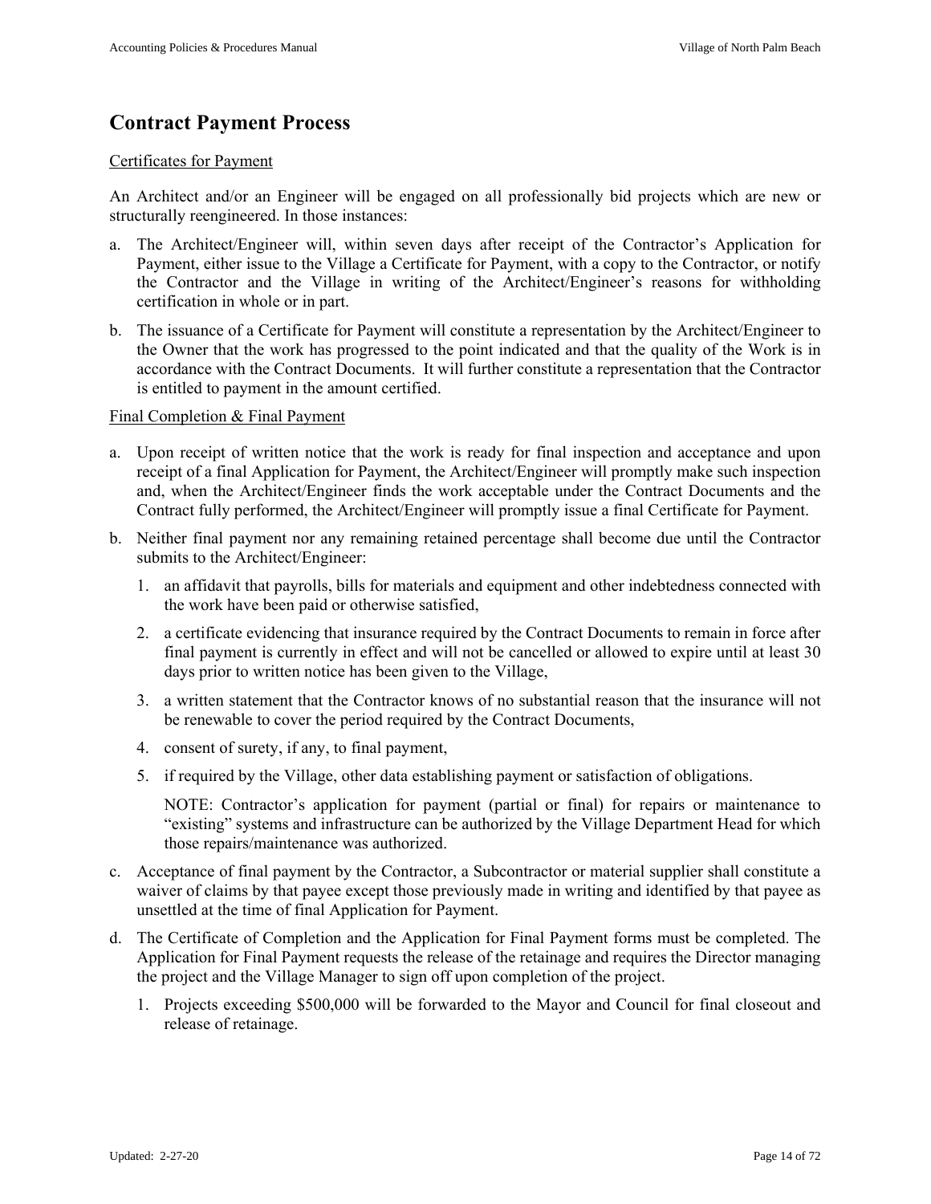# Contract Payment Process

<u>Certificates for Payment</u>

An Architect and/or an Engineer will be engaged on all professionally bid projects which are new or structurally reengineered. In those instances:

a. The Architect/Engineer will, within seven days after receipt of the Contractor's Application for Payment, either issue to the Village a Certificate for Payment, with a copy to the Contractor, or notify the Contractor and the Village in writing of the Architect/Engineer's reasons for withholding certification in whole or in part.

b. The issuance of a Certificate for Payment will constitute a representation by the Architect/Engineer to the Owner that the work has progressed to the point indicated and that the quality of the Work is in accordance with the Contract Documents. It will further constitute a representation that the Contractor is entitled to payment in the amount certified.

<u>Final Completion & Final Payment</u>

a. Upon receipt of written notice that the work is ready for final inspection and acceptance and upon receipt of a final Application for Payment, the Architect/Engineer will promptly make such inspection and, when the Architect/Engineer finds the work acceptable under the Contract Documents and the Contract fully performed, the Architect/Engineer will promptly issue a final Certificate for Payment.

b. Neither final payment nor any remaining retained percentage shall become due until the Contractor submits to the Architect/Engineer:

   1. an affidavit that payrolls, bills for materials and equipment and other indebtedness connected with the work have been paid or otherwise satisfied,

   2. a certificate evidencing that insurance required by the Contract Documents to remain in force after final payment is currently in effect and will not be cancelled or allowed to expire until at least 30 days prior to written notice has been given to the Village,

   3. a written statement that the Contractor knows of no substantial reason that the insurance will not be renewable to cover the period required by the Contract Documents,

   4. consent of surety, if any, to final payment,

   5. if required by the Village, other data establishing payment or satisfaction of obligations.

   NOTE: Contractor's application for payment (partial or final) for repairs or maintenance to "existing" systems and infrastructure can be authorized by the Village Department Head for which those repairs/maintenance was authorized.

c. Acceptance of final payment by the Contractor, a Subcontractor or material supplier shall constitute a waiver of claims by that payee except those previously made in writing and identified by that payee as unsettled at the time of final Application for Payment.

d. The Certificate of Completion and the Application for Final Payment forms must be completed. The Application for Final Payment requests the release of the retainage and requires the Director managing the project and the Village Manager to sign off upon completion of the project.

   1. Projects exceeding $500,000 will be forwarded to the Mayor and Council for final closeout and release of retainage.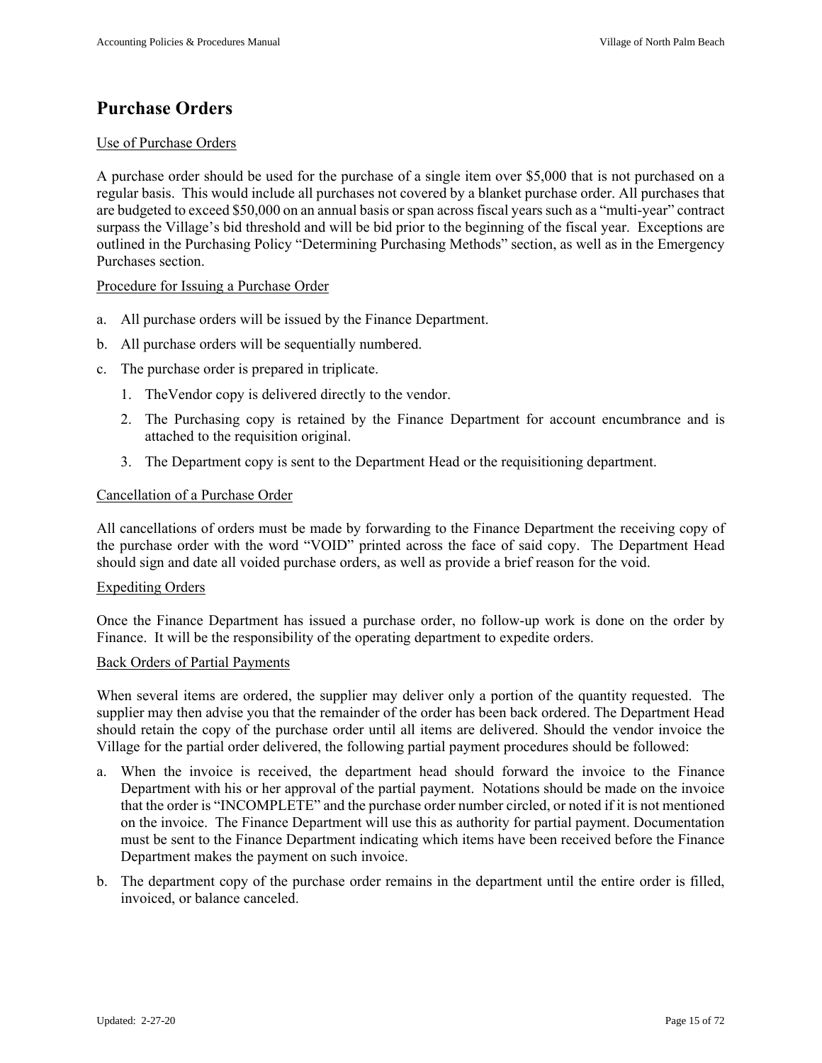# Purchase Orders

Use of Purchase Orders

A purchase order should be used for the purchase of a single item over $5,000 that is not purchased on a regular basis. This would include all purchases not covered by a blanket purchase order. All purchases that are budgeted to exceed $50,000 on an annual basis or span across fiscal years such as a "multi-year" contract surpass the Village's bid threshold and will be bid prior to the beginning of the fiscal year. Exceptions are outlined in the Purchasing Policy "Determining Purchasing Methods" section, as well as in the Emergency Purchases section.

Procedure for Issuing a Purchase Order

a. All purchase orders will be issued by the Finance Department.

b. All purchase orders will be sequentially numbered.

c. The purchase order is prepared in triplicate.

   1. TheVendor copy is delivered directly to the vendor.

   2. The Purchasing copy is retained by the Finance Department for account encumbrance and is attached to the requisition original.

   3. The Department copy is sent to the Department Head or the requisitioning department.

Cancellation of a Purchase Order

All cancellations of orders must be made by forwarding to the Finance Department the receiving copy of the purchase order with the word "VOID" printed across the face of said copy. The Department Head should sign and date all voided purchase orders, as well as provide a brief reason for the void.

Expediting Orders

Once the Finance Department has issued a purchase order, no follow-up work is done on the order by Finance. It will be the responsibility of the operating department to expedite orders.

Back Orders of Partial Payments

When several items are ordered, the supplier may deliver only a portion of the quantity requested. The supplier may then advise you that the remainder of the order has been back ordered. The Department Head should retain the copy of the purchase order until all items are delivered. Should the vendor invoice the Village for the partial order delivered, the following partial payment procedures should be followed:

a. When the invoice is received, the department head should forward the invoice to the Finance Department with his or her approval of the partial payment. Notations should be made on the invoice that the order is "INCOMPLETE" and the purchase order number circled, or noted if it is not mentioned on the invoice. The Finance Department will use this as authority for partial payment. Documentation must be sent to the Finance Department indicating which items have been received before the Finance Department makes the payment on such invoice.

b. The department copy of the purchase order remains in the department until the entire order is filled, invoiced, or balance canceled.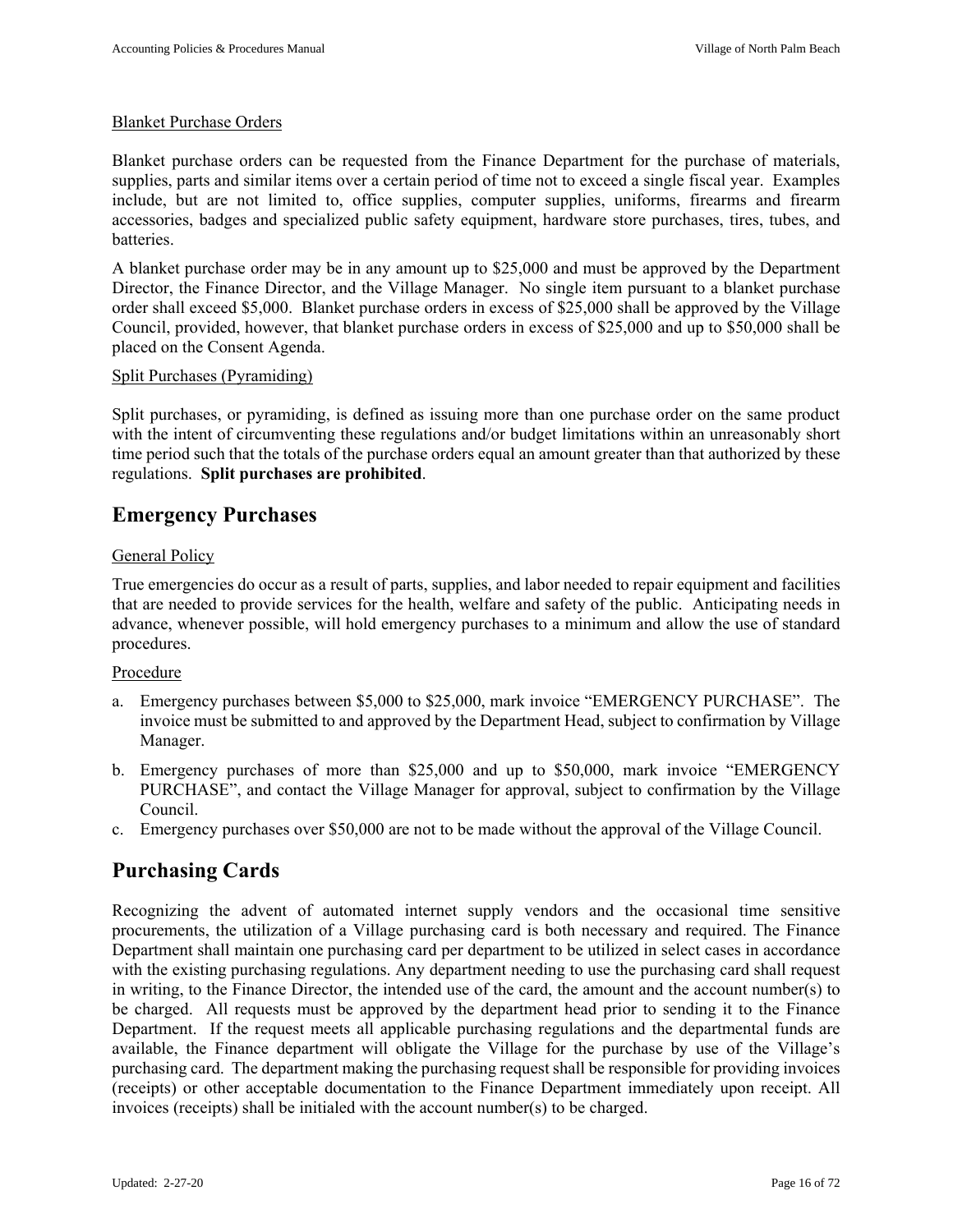Blanket Purchase Orders

Blanket purchase orders can be requested from the Finance Department for the purchase of materials, supplies, parts and similar items over a certain period of time not to exceed a single fiscal year. Examples include, but are not limited to, office supplies, computer supplies, uniforms, firearms and firearm accessories, badges and specialized public safety equipment, hardware store purchases, tires, tubes, and batteries.

A blanket purchase order may be in any amount up to $25,000 and must be approved by the Department Director, the Finance Director, and the Village Manager. No single item pursuant to a blanket purchase order shall exceed $5,000. Blanket purchase orders in excess of $25,000 shall be approved by the Village Council, provided, however, that blanket purchase orders in excess of $25,000 and up to $50,000 shall be placed on the Consent Agenda.

Split Purchases (Pyramiding)

Split purchases, or pyramiding, is defined as issuing more than one purchase order on the same product with the intent of circumventing these regulations and/or budget limitations within an unreasonably short time period such that the totals of the purchase orders equal an amount greater than that authorized by these regulations. **Split purchases are prohibited**.

## Emergency Purchases

General Policy

True emergencies do occur as a result of parts, supplies, and labor needed to repair equipment and facilities that are needed to provide services for the health, welfare and safety of the public. Anticipating needs in advance, whenever possible, will hold emergency purchases to a minimum and allow the use of standard procedures.

Procedure

a. Emergency purchases between $5,000 to $25,000, mark invoice "EMERGENCY PURCHASE". The invoice must be submitted to and approved by the Department Head, subject to confirmation by Village Manager.
b. Emergency purchases of more than $25,000 and up to $50,000, mark invoice "EMERGENCY PURCHASE", and contact the Village Manager for approval, subject to confirmation by the Village Council.
c. Emergency purchases over $50,000 are not to be made without the approval of the Village Council.

## Purchasing Cards

Recognizing the advent of automated internet supply vendors and the occasional time sensitive procurements, the utilization of a Village purchasing card is both necessary and required. The Finance Department shall maintain one purchasing card per department to be utilized in select cases in accordance with the existing purchasing regulations. Any department needing to use the purchasing card shall request in writing, to the Finance Director, the intended use of the card, the amount and the account number(s) to be charged. All requests must be approved by the department head prior to sending it to the Finance Department. If the request meets all applicable purchasing regulations and the departmental funds are available, the Finance department will obligate the Village for the purchase by use of the Village's purchasing card. The department making the purchasing request shall be responsible for providing invoices (receipts) or other acceptable documentation to the Finance Department immediately upon receipt. All invoices (receipts) shall be initialed with the account number(s) to be charged.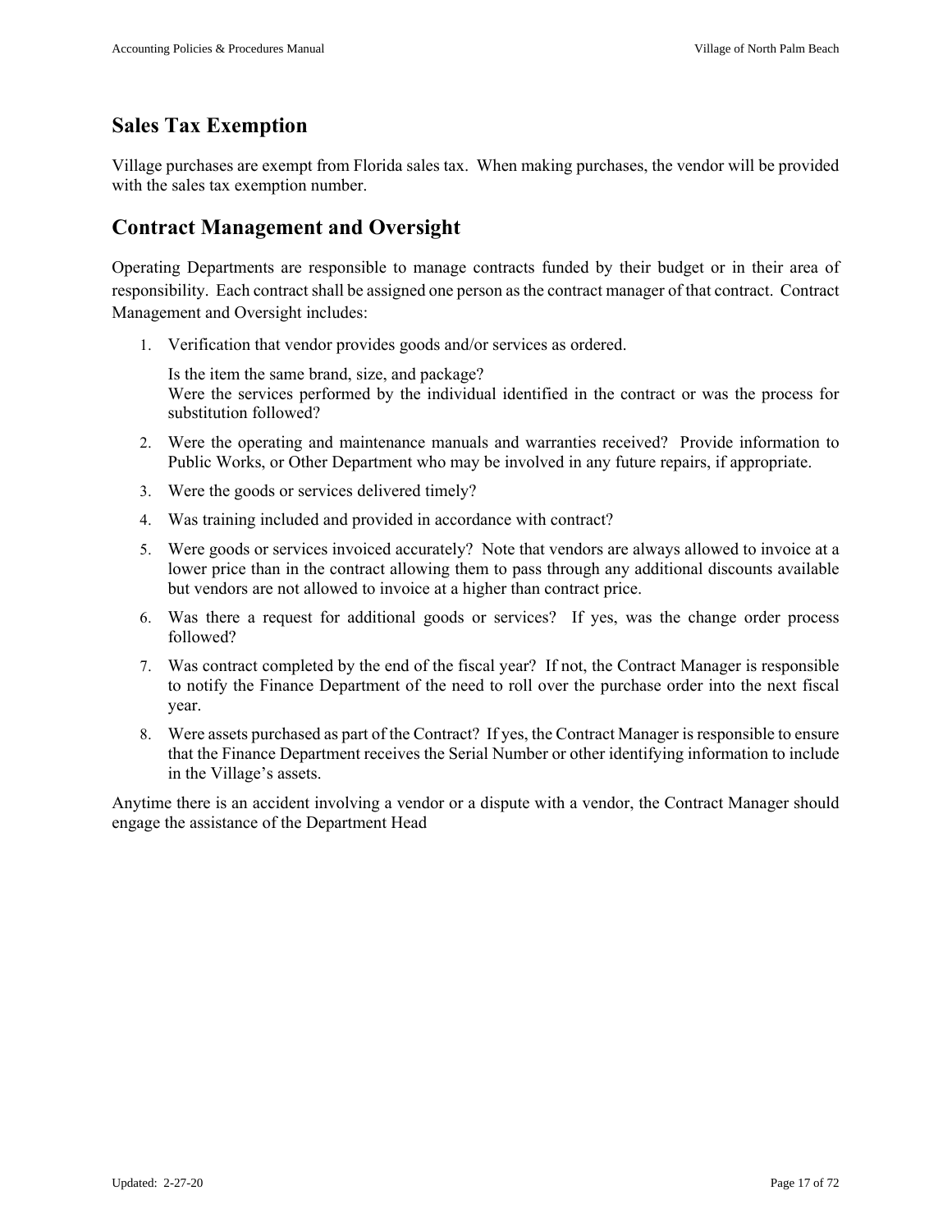## Sales Tax Exemption

Village purchases are exempt from Florida sales tax. When making purchases, the vendor will be provided with the sales tax exemption number.

## Contract Management and Oversight

Operating Departments are responsible to manage contracts funded by their budget or in their area of responsibility. Each contract shall be assigned one person as the contract manager of that contract. Contract Management and Oversight includes:

1. Verification that vendor provides goods and/or services as ordered.

   Is the item the same brand, size, and package?
   Were the services performed by the individual identified in the contract or was the process for substitution followed?

2. Were the operating and maintenance manuals and warranties received? Provide information to Public Works, or Other Department who may be involved in any future repairs, if appropriate.
3. Were the goods or services delivered timely?
4. Was training included and provided in accordance with contract?
5. Were goods or services invoiced accurately? Note that vendors are always allowed to invoice at a lower price than in the contract allowing them to pass through any additional discounts available but vendors are not allowed to invoice at a higher than contract price.
6. Was there a request for additional goods or services? If yes, was the change order process followed?
7. Was contract completed by the end of the fiscal year? If not, the Contract Manager is responsible to notify the Finance Department of the need to roll over the purchase order into the next fiscal year.
8. Were assets purchased as part of the Contract? If yes, the Contract Manager is responsible to ensure that the Finance Department receives the Serial Number or other identifying information to include in the Village's assets.

Anytime there is an accident involving a vendor or a dispute with a vendor, the Contract Manager should engage the assistance of the Department Head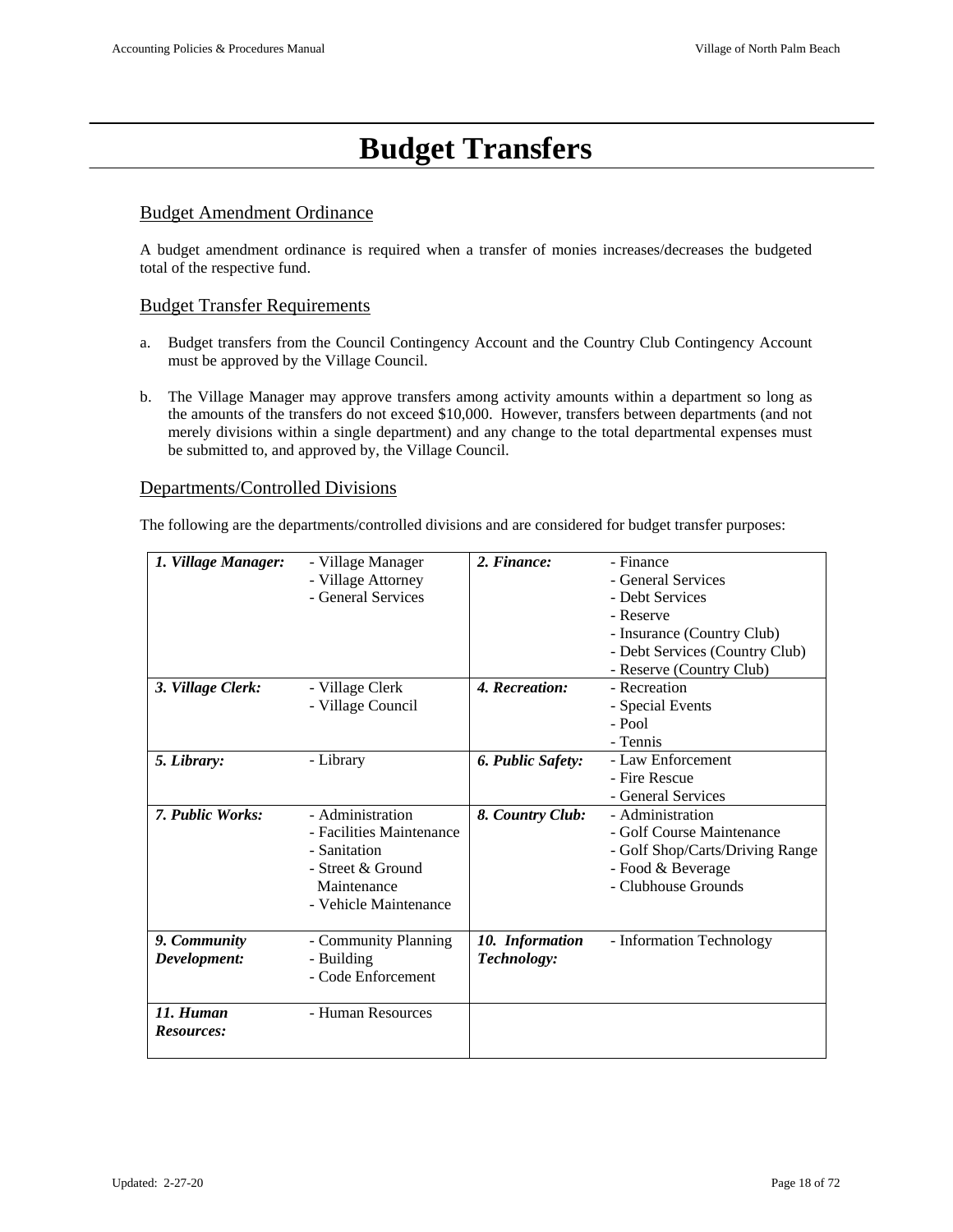# Budget Transfers

## Budget Amendment Ordinance

A budget amendment ordinance is required when a transfer of monies increases/decreases the budgeted total of the respective fund.

## Budget Transfer Requirements

a. Budget transfers from the Council Contingency Account and the Country Club Contingency Account must be approved by the Village Council.

b. The Village Manager may approve transfers among activity amounts within a department so long as the amounts of the transfers do not exceed $10,000. However, transfers between departments (and not merely divisions within a single department) and any change to the total departmental expenses must be submitted to, and approved by, the Village Council.

## Departments/Controlled Divisions

The following are the departments/controlled divisions and are considered for budget transfer purposes:

| Department | Divisions | Department | Divisions |
|---|---|---|---|
| ***1. Village Manager:*** | - Village Manager<br>- Village Attorney<br>- General Services | ***2. Finance:*** | - Finance<br>- General Services<br>- Debt Services<br>- Reserve<br>- Insurance (Country Club)<br>- Debt Services (Country Club)<br>- Reserve (Country Club) |
| ***3. Village Clerk:*** | - Village Clerk<br>- Village Council | ***4. Recreation:*** | - Recreation<br>- Special Events<br>- Pool<br>- Tennis |
| ***5. Library:*** | - Library | ***6. Public Safety:*** | - Law Enforcement<br>- Fire Rescue<br>- General Services |
| ***7. Public Works:*** | - Administration<br>- Facilities Maintenance<br>- Sanitation<br>- Street & Ground Maintenance<br>- Vehicle Maintenance | ***8. Country Club:*** | - Administration<br>- Golf Course Maintenance<br>- Golf Shop/Carts/Driving Range<br>- Food & Beverage<br>- Clubhouse Grounds |
| ***9. Community Development:*** | - Community Planning<br>- Building<br>- Code Enforcement | ***10. Information Technology:*** | - Information Technology |
| ***11. Human Resources:*** | - Human Resources | | |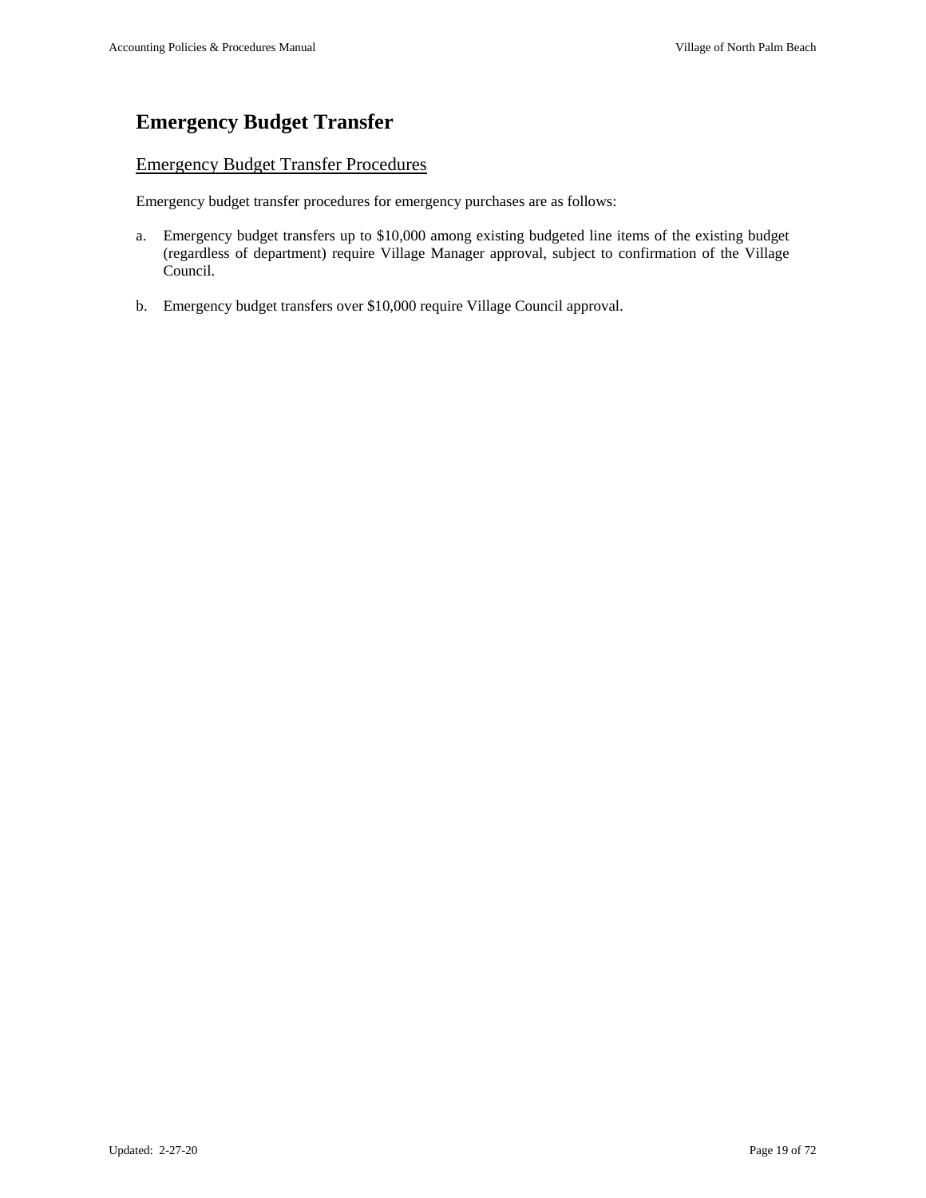# Emergency Budget Transfer

## Emergency Budget Transfer Procedures

Emergency budget transfer procedures for emergency purchases are as follows:

a. Emergency budget transfers up to $10,000 among existing budgeted line items of the existing budget (regardless of department) require Village Manager approval, subject to confirmation of the Village Council.

b. Emergency budget transfers over $10,000 require Village Council approval.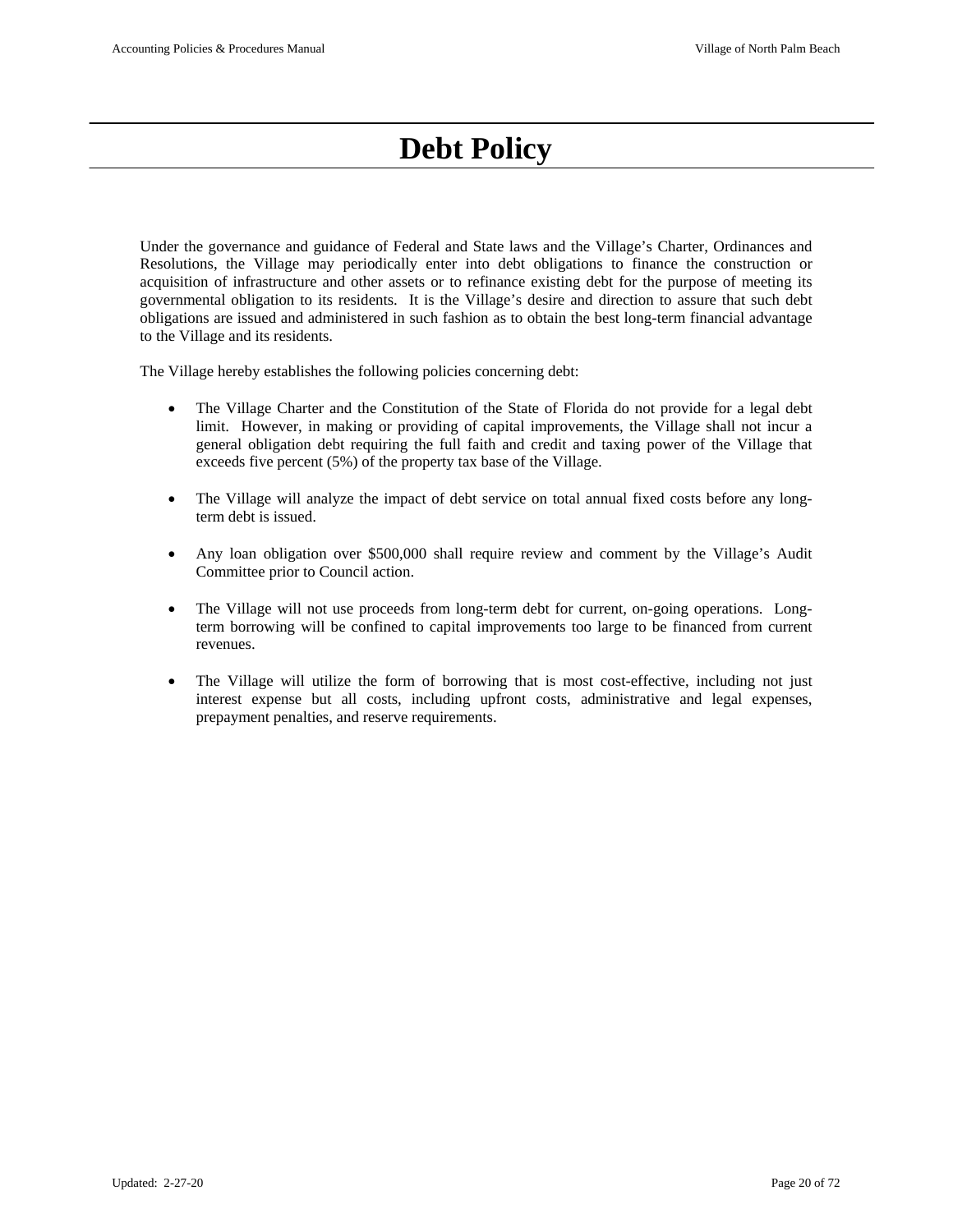# Debt Policy

Under the governance and guidance of Federal and State laws and the Village's Charter, Ordinances and Resolutions, the Village may periodically enter into debt obligations to finance the construction or acquisition of infrastructure and other assets or to refinance existing debt for the purpose of meeting its governmental obligation to its residents. It is the Village's desire and direction to assure that such debt obligations are issued and administered in such fashion as to obtain the best long-term financial advantage to the Village and its residents.

The Village hereby establishes the following policies concerning debt:

- The Village Charter and the Constitution of the State of Florida do not provide for a legal debt limit. However, in making or providing of capital improvements, the Village shall not incur a general obligation debt requiring the full faith and credit and taxing power of the Village that exceeds five percent (5%) of the property tax base of the Village.

- The Village will analyze the impact of debt service on total annual fixed costs before any long-term debt is issued.

- Any loan obligation over $500,000 shall require review and comment by the Village's Audit Committee prior to Council action.

- The Village will not use proceeds from long-term debt for current, on-going operations. Long-term borrowing will be confined to capital improvements too large to be financed from current revenues.

- The Village will utilize the form of borrowing that is most cost-effective, including not just interest expense but all costs, including upfront costs, administrative and legal expenses, prepayment penalties, and reserve requirements.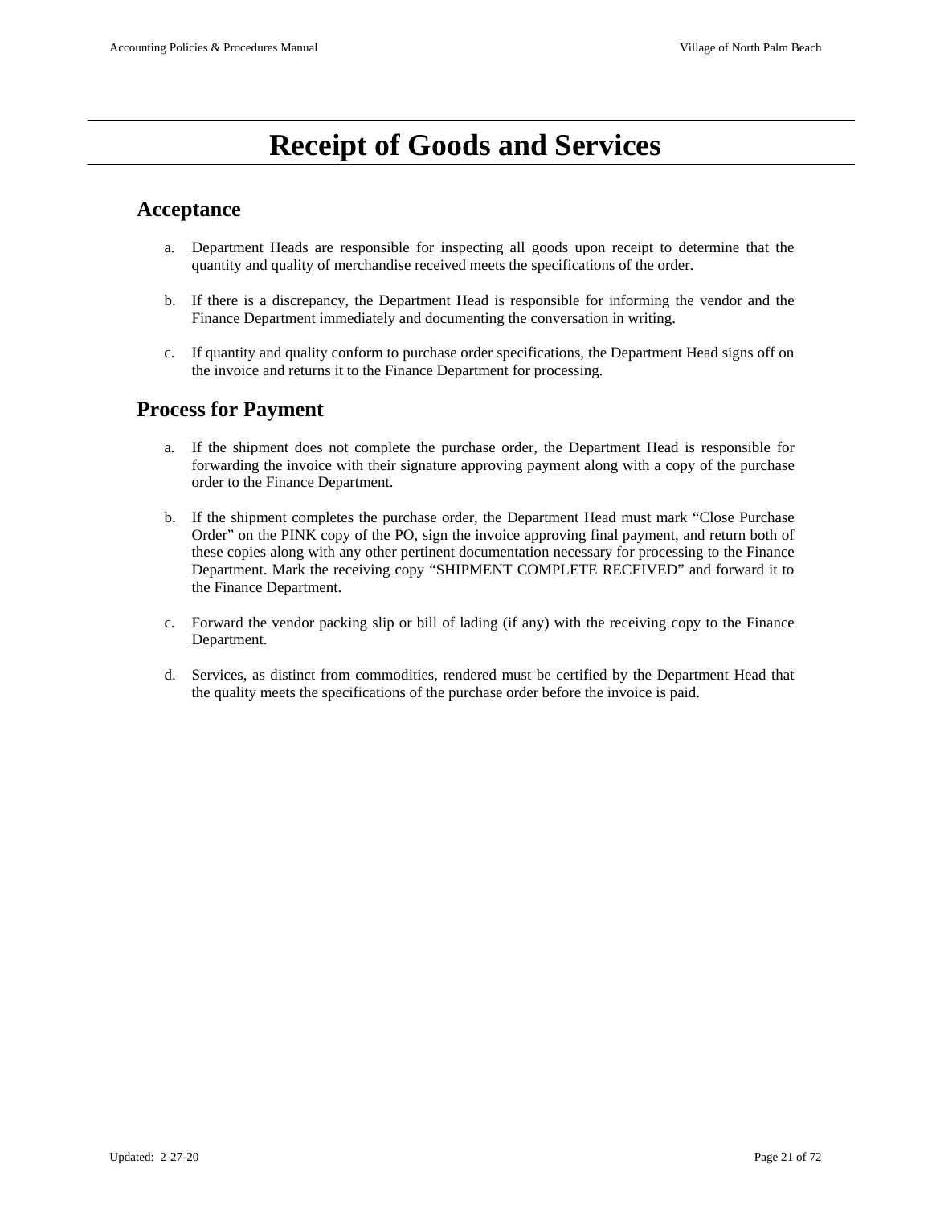# Receipt of Goods and Services

## Acceptance

a. Department Heads are responsible for inspecting all goods upon receipt to determine that the quantity and quality of merchandise received meets the specifications of the order.

b. If there is a discrepancy, the Department Head is responsible for informing the vendor and the Finance Department immediately and documenting the conversation in writing.

c. If quantity and quality conform to purchase order specifications, the Department Head signs off on the invoice and returns it to the Finance Department for processing.

## Process for Payment

a. If the shipment does not complete the purchase order, the Department Head is responsible for forwarding the invoice with their signature approving payment along with a copy of the purchase order to the Finance Department.

b. If the shipment completes the purchase order, the Department Head must mark "Close Purchase Order" on the PINK copy of the PO, sign the invoice approving final payment, and return both of these copies along with any other pertinent documentation necessary for processing to the Finance Department. Mark the receiving copy "SHIPMENT COMPLETE RECEIVED" and forward it to the Finance Department.

c. Forward the vendor packing slip or bill of lading (if any) with the receiving copy to the Finance Department.

d. Services, as distinct from commodities, rendered must be certified by the Department Head that the quality meets the specifications of the purchase order before the invoice is paid.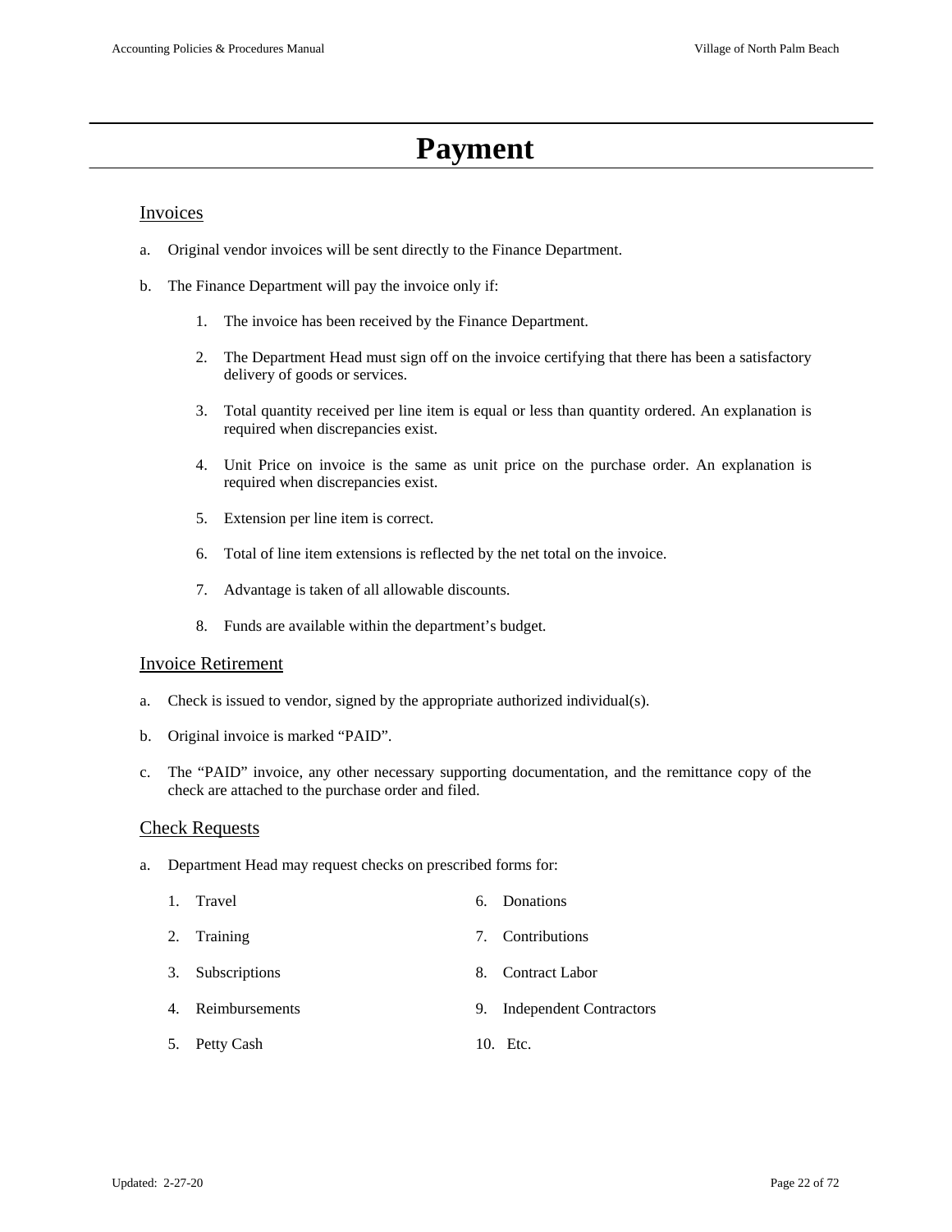# Payment

## Invoices

a. Original vendor invoices will be sent directly to the Finance Department.

b. The Finance Department will pay the invoice only if:

   1. The invoice has been received by the Finance Department.

   2. The Department Head must sign off on the invoice certifying that there has been a satisfactory delivery of goods or services.

   3. Total quantity received per line item is equal or less than quantity ordered. An explanation is required when discrepancies exist.

   4. Unit Price on invoice is the same as unit price on the purchase order. An explanation is required when discrepancies exist.

   5. Extension per line item is correct.

   6. Total of line item extensions is reflected by the net total on the invoice.

   7. Advantage is taken of all allowable discounts.

   8. Funds are available within the department's budget.

## Invoice Retirement

a. Check is issued to vendor, signed by the appropriate authorized individual(s).

b. Original invoice is marked "PAID".

c. The "PAID" invoice, any other necessary supporting documentation, and the remittance copy of the check are attached to the purchase order and filed.

## Check Requests

a. Department Head may request checks on prescribed forms for:

   1. Travel
   2. Training
   3. Subscriptions
   4. Reimbursements
   5. Petty Cash
   6. Donations
   7. Contributions
   8. Contract Labor
   9. Independent Contractors
   10. Etc.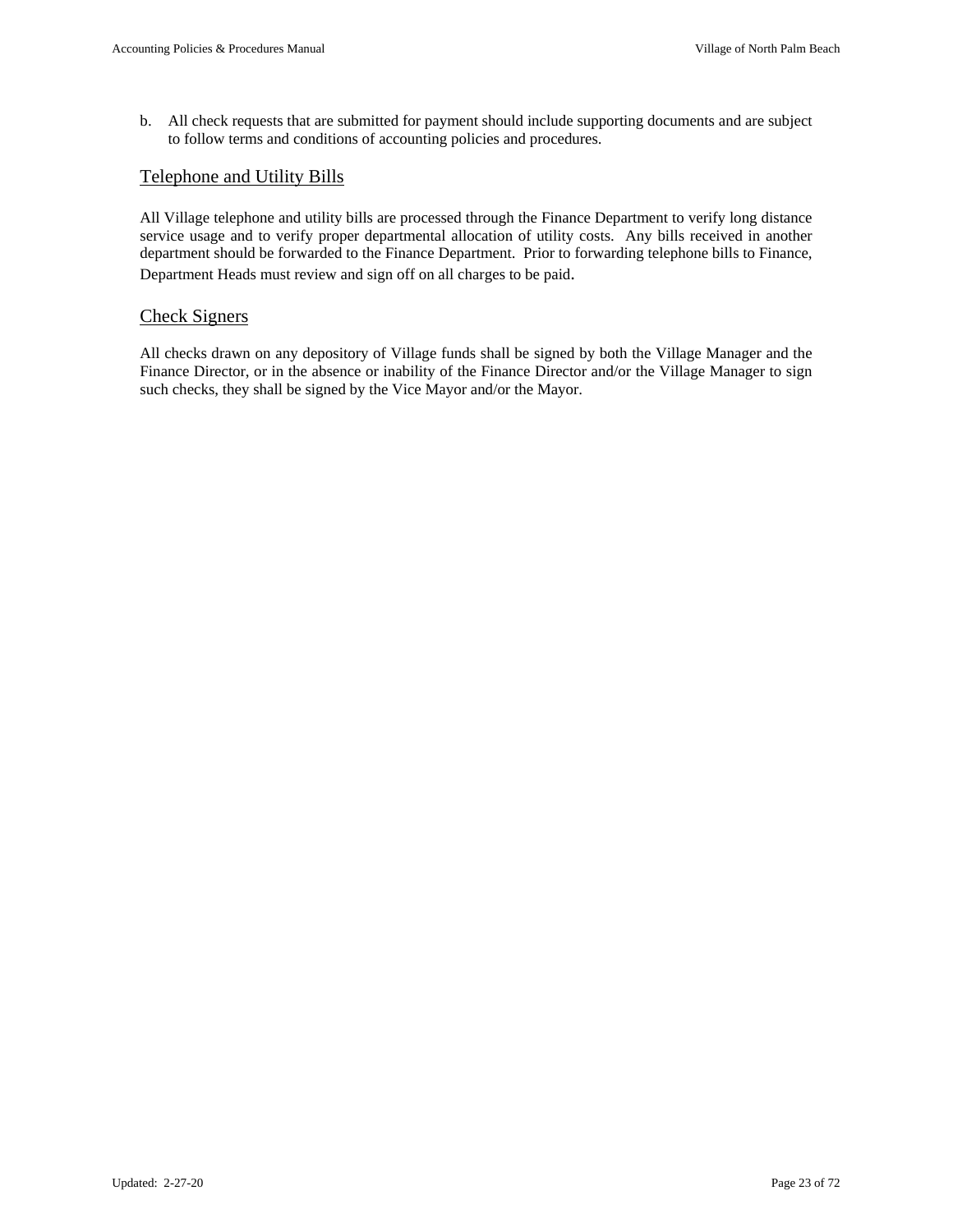b. All check requests that are submitted for payment should include supporting documents and are subject to follow terms and conditions of accounting policies and procedures.

## Telephone and Utility Bills

All Village telephone and utility bills are processed through the Finance Department to verify long distance service usage and to verify proper departmental allocation of utility costs. Any bills received in another department should be forwarded to the Finance Department. Prior to forwarding telephone bills to Finance, Department Heads must review and sign off on all charges to be paid.

## Check Signers

All checks drawn on any depository of Village funds shall be signed by both the Village Manager and the Finance Director, or in the absence or inability of the Finance Director and/or the Village Manager to sign such checks, they shall be signed by the Vice Mayor and/or the Mayor.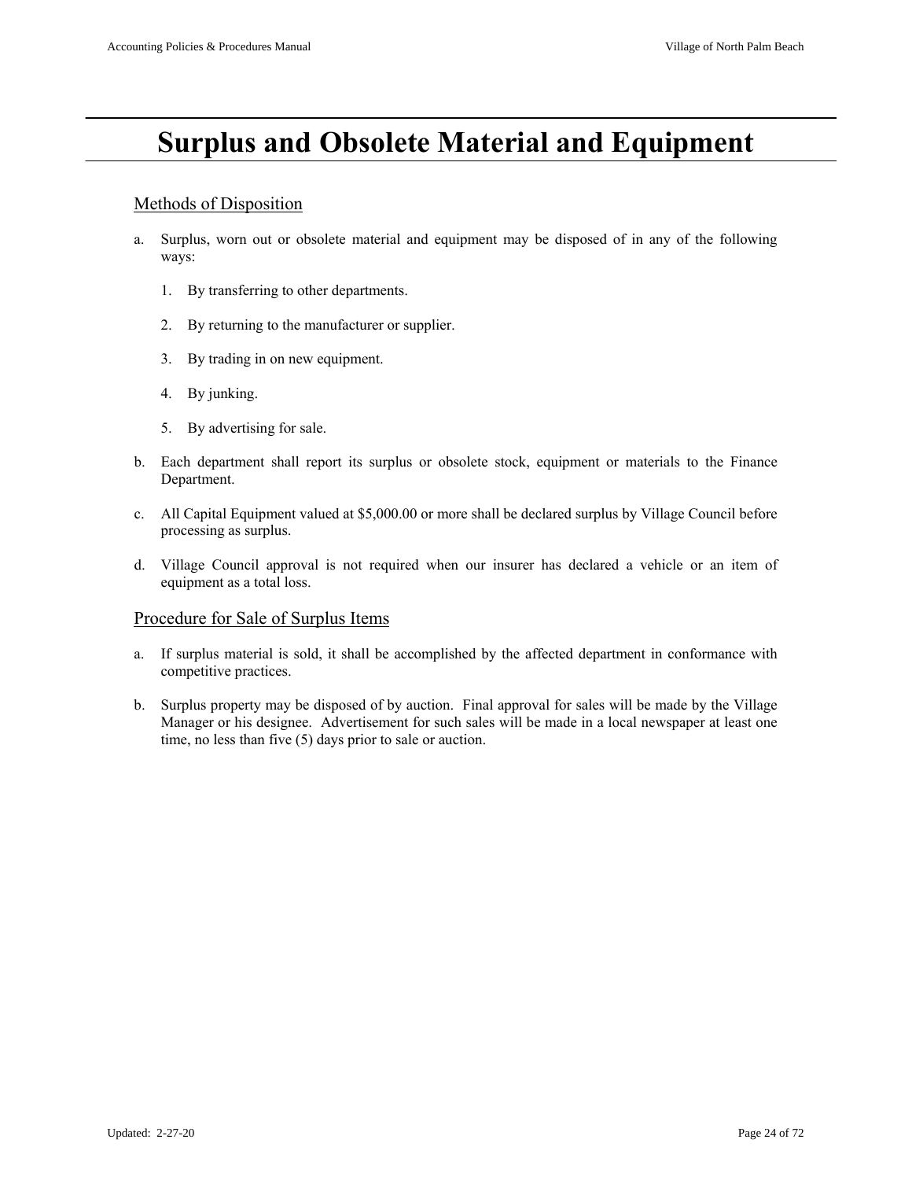# Surplus and Obsolete Material and Equipment

## Methods of Disposition

a. Surplus, worn out or obsolete material and equipment may be disposed of in any of the following ways:

   1. By transferring to other departments.

   2. By returning to the manufacturer or supplier.

   3. By trading in on new equipment.

   4. By junking.

   5. By advertising for sale.

b. Each department shall report its surplus or obsolete stock, equipment or materials to the Finance Department.

c. All Capital Equipment valued at $5,000.00 or more shall be declared surplus by Village Council before processing as surplus.

d. Village Council approval is not required when our insurer has declared a vehicle or an item of equipment as a total loss.

## Procedure for Sale of Surplus Items

a. If surplus material is sold, it shall be accomplished by the affected department in conformance with competitive practices.

b. Surplus property may be disposed of by auction. Final approval for sales will be made by the Village Manager or his designee. Advertisement for such sales will be made in a local newspaper at least one time, no less than five (5) days prior to sale or auction.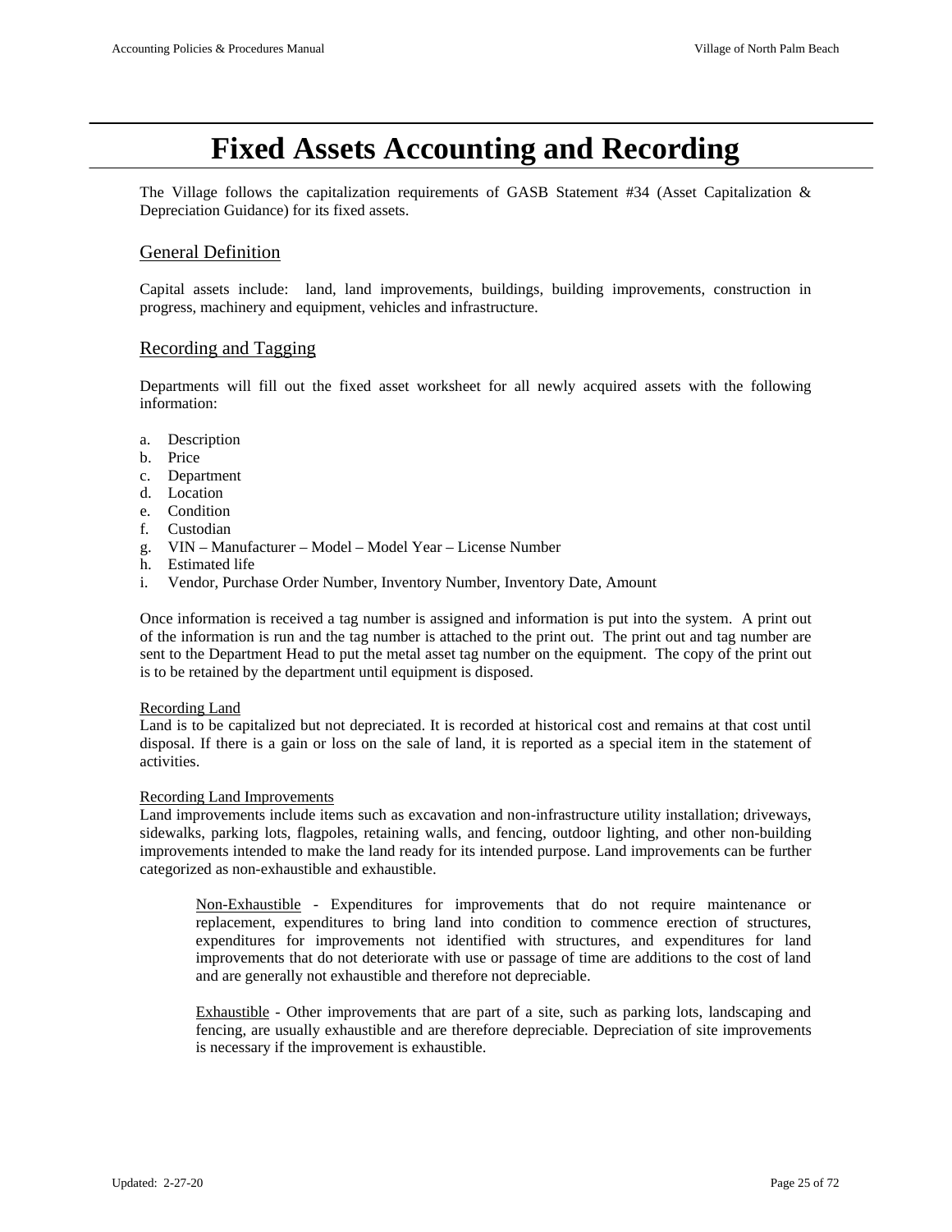# Fixed Assets Accounting and Recording

The Village follows the capitalization requirements of GASB Statement #34 (Asset Capitalization & Depreciation Guidance) for its fixed assets.

## General Definition

Capital assets include: land, land improvements, buildings, building improvements, construction in progress, machinery and equipment, vehicles and infrastructure.

## Recording and Tagging

Departments will fill out the fixed asset worksheet for all newly acquired assets with the following information:

a. Description
b. Price
c. Department
d. Location
e. Condition
f. Custodian
g. VIN – Manufacturer – Model – Model Year – License Number
h. Estimated life
i. Vendor, Purchase Order Number, Inventory Number, Inventory Date, Amount

Once information is received a tag number is assigned and information is put into the system. A print out of the information is run and the tag number is attached to the print out. The print out and tag number are sent to the Department Head to put the metal asset tag number on the equipment. The copy of the print out is to be retained by the department until equipment is disposed.

### Recording Land

Land is to be capitalized but not depreciated. It is recorded at historical cost and remains at that cost until disposal. If there is a gain or loss on the sale of land, it is reported as a special item in the statement of activities.

### Recording Land Improvements

Land improvements include items such as excavation and non-infrastructure utility installation; driveways, sidewalks, parking lots, flagpoles, retaining walls, and fencing, outdoor lighting, and other non-building improvements intended to make the land ready for its intended purpose. Land improvements can be further categorized as non-exhaustible and exhaustible.

> Non-Exhaustible - Expenditures for improvements that do not require maintenance or replacement, expenditures to bring land into condition to commence erection of structures, expenditures for improvements not identified with structures, and expenditures for land improvements that do not deteriorate with use or passage of time are additions to the cost of land and are generally not exhaustible and therefore not depreciable.
>
> Exhaustible - Other improvements that are part of a site, such as parking lots, landscaping and fencing, are usually exhaustible and are therefore depreciable. Depreciation of site improvements is necessary if the improvement is exhaustible.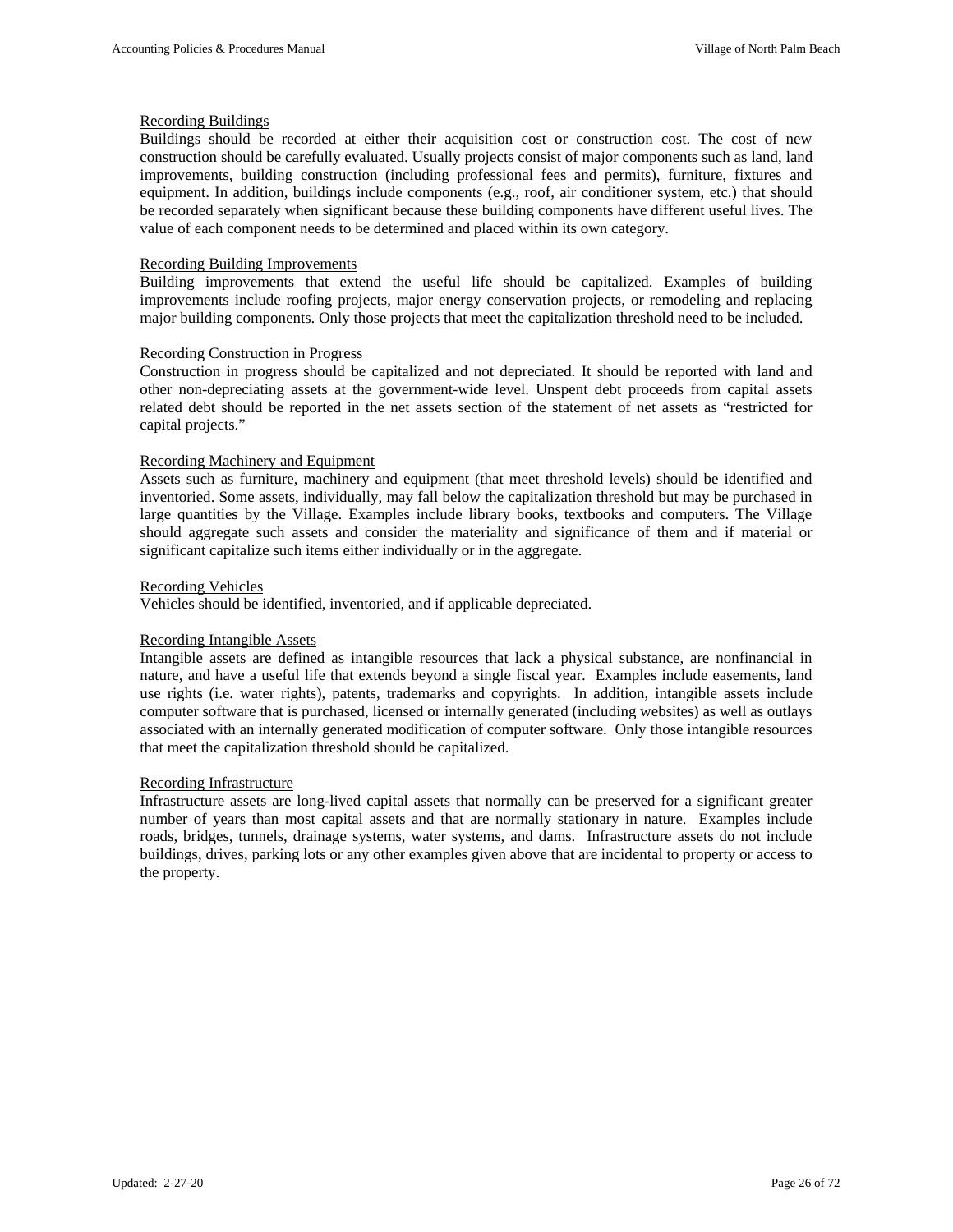Recording Buildings

Buildings should be recorded at either their acquisition cost or construction cost. The cost of new construction should be carefully evaluated. Usually projects consist of major components such as land, land improvements, building construction (including professional fees and permits), furniture, fixtures and equipment. In addition, buildings include components (e.g., roof, air conditioner system, etc.) that should be recorded separately when significant because these building components have different useful lives. The value of each component needs to be determined and placed within its own category.

Recording Building Improvements

Building improvements that extend the useful life should be capitalized. Examples of building improvements include roofing projects, major energy conservation projects, or remodeling and replacing major building components. Only those projects that meet the capitalization threshold need to be included.

Recording Construction in Progress

Construction in progress should be capitalized and not depreciated. It should be reported with land and other non-depreciating assets at the government-wide level. Unspent debt proceeds from capital assets related debt should be reported in the net assets section of the statement of net assets as "restricted for capital projects."

Recording Machinery and Equipment

Assets such as furniture, machinery and equipment (that meet threshold levels) should be identified and inventoried. Some assets, individually, may fall below the capitalization threshold but may be purchased in large quantities by the Village. Examples include library books, textbooks and computers. The Village should aggregate such assets and consider the materiality and significance of them and if material or significant capitalize such items either individually or in the aggregate.

Recording Vehicles

Vehicles should be identified, inventoried, and if applicable depreciated.

Recording Intangible Assets

Intangible assets are defined as intangible resources that lack a physical substance, are nonfinancial in nature, and have a useful life that extends beyond a single fiscal year. Examples include easements, land use rights (i.e. water rights), patents, trademarks and copyrights. In addition, intangible assets include computer software that is purchased, licensed or internally generated (including websites) as well as outlays associated with an internally generated modification of computer software. Only those intangible resources that meet the capitalization threshold should be capitalized.

Recording Infrastructure

Infrastructure assets are long-lived capital assets that normally can be preserved for a significant greater number of years than most capital assets and that are normally stationary in nature. Examples include roads, bridges, tunnels, drainage systems, water systems, and dams. Infrastructure assets do not include buildings, drives, parking lots or any other examples given above that are incidental to property or access to the property.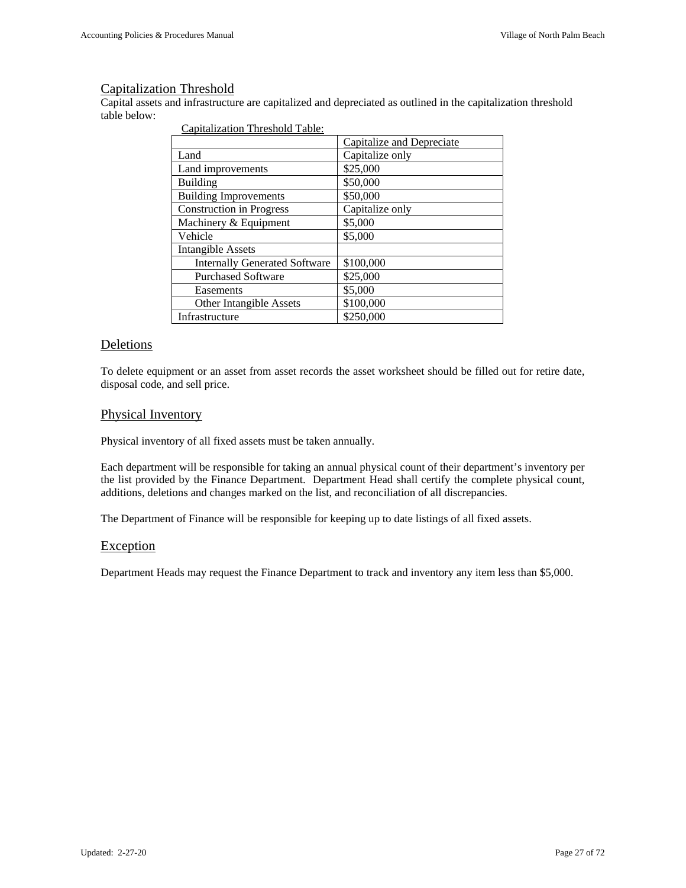## Capitalization Threshold

Capital assets and infrastructure are capitalized and depreciated as outlined in the capitalization threshold table below:

Capitalization Threshold Table:

| | Capitalize and Depreciate |
|---|---|
| Land | Capitalize only |
| Land improvements | $25,000 |
| Building | $50,000 |
| Building Improvements | $50,000 |
| Construction in Progress | Capitalize only |
| Machinery & Equipment | $5,000 |
| Vehicle | $5,000 |
| Intangible Assets | |
| Internally Generated Software | $100,000 |
| Purchased Software | $25,000 |
| Easements | $5,000 |
| Other Intangible Assets | $100,000 |
| Infrastructure | $250,000 |

## Deletions

To delete equipment or an asset from asset records the asset worksheet should be filled out for retire date, disposal code, and sell price.

## Physical Inventory

Physical inventory of all fixed assets must be taken annually.

Each department will be responsible for taking an annual physical count of their department's inventory per the list provided by the Finance Department. Department Head shall certify the complete physical count, additions, deletions and changes marked on the list, and reconciliation of all discrepancies.

The Department of Finance will be responsible for keeping up to date listings of all fixed assets.

## Exception

Department Heads may request the Finance Department to track and inventory any item less than $5,000.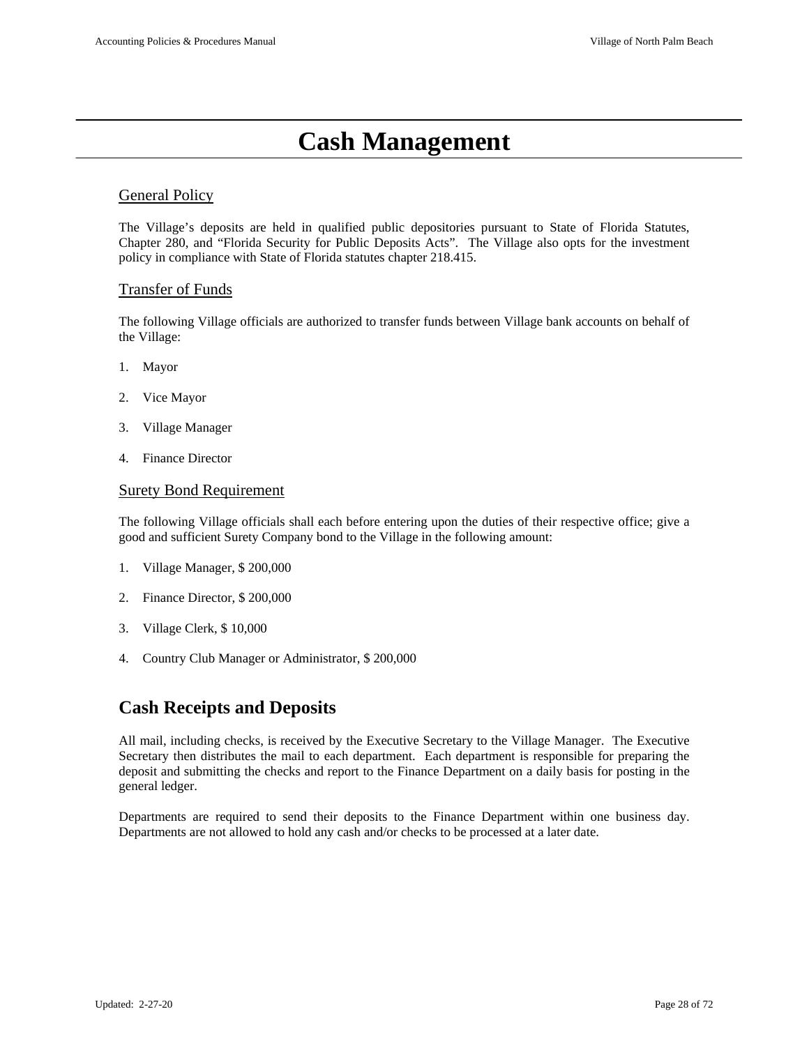# Cash Management

## General Policy

The Village's deposits are held in qualified public depositories pursuant to State of Florida Statutes, Chapter 280, and "Florida Security for Public Deposits Acts". The Village also opts for the investment policy in compliance with State of Florida statutes chapter 218.415.

## Transfer of Funds

The following Village officials are authorized to transfer funds between Village bank accounts on behalf of the Village:

1. Mayor
2. Vice Mayor
3. Village Manager
4. Finance Director

## Surety Bond Requirement

The following Village officials shall each before entering upon the duties of their respective office; give a good and sufficient Surety Company bond to the Village in the following amount:

1. Village Manager, $ 200,000
2. Finance Director, $ 200,000
3. Village Clerk, $ 10,000
4. Country Club Manager or Administrator, $ 200,000

# Cash Receipts and Deposits

All mail, including checks, is received by the Executive Secretary to the Village Manager. The Executive Secretary then distributes the mail to each department. Each department is responsible for preparing the deposit and submitting the checks and report to the Finance Department on a daily basis for posting in the general ledger.

Departments are required to send their deposits to the Finance Department within one business day. Departments are not allowed to hold any cash and/or checks to be processed at a later date.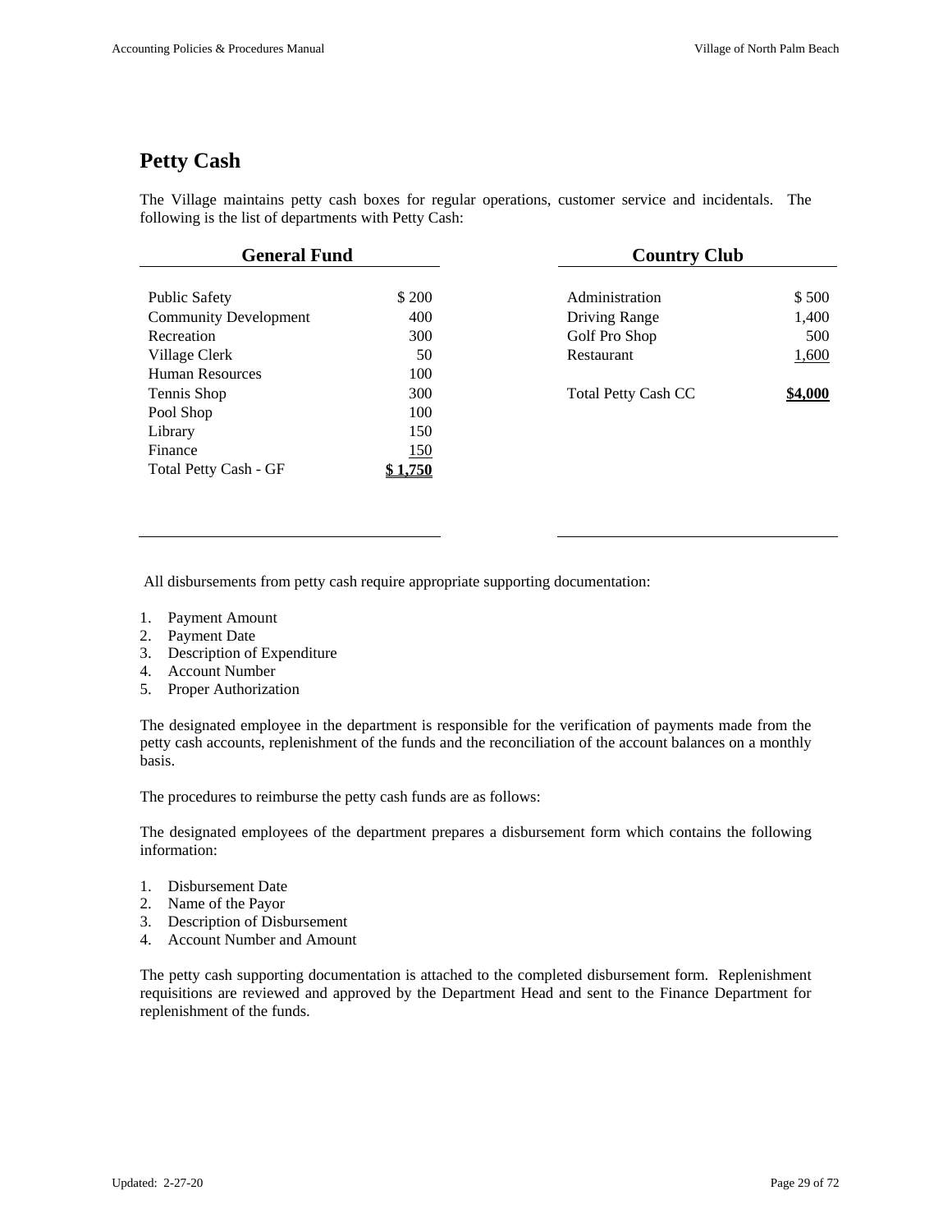## Petty Cash

The Village maintains petty cash boxes for regular operations, customer service and incidentals. The following is the list of departments with Petty Cash:

| General Fund | |
|---|---|
| Public Safety | $ 200 |
| Community Development | 400 |
| Recreation | 300 |
| Village Clerk | 50 |
| Human Resources | 100 |
| Tennis Shop | 300 |
| Pool Shop | 100 |
| Library | 150 |
| Finance | 150 |
| Total Petty Cash - GF | **$ 1,750** |

| Country Club | |
|---|---|
| Administration | $ 500 |
| Driving Range | 1,400 |
| Golf Pro Shop | 500 |
| Restaurant | 1,600 |
| Total Petty Cash CC | **$4,000** |

All disbursements from petty cash require appropriate supporting documentation:

1. Payment Amount
2. Payment Date
3. Description of Expenditure
4. Account Number
5. Proper Authorization

The designated employee in the department is responsible for the verification of payments made from the petty cash accounts, replenishment of the funds and the reconciliation of the account balances on a monthly basis.

The procedures to reimburse the petty cash funds are as follows:

The designated employees of the department prepares a disbursement form which contains the following information:

1. Disbursement Date
2. Name of the Payor
3. Description of Disbursement
4. Account Number and Amount

The petty cash supporting documentation is attached to the completed disbursement form. Replenishment requisitions are reviewed and approved by the Department Head and sent to the Finance Department for replenishment of the funds.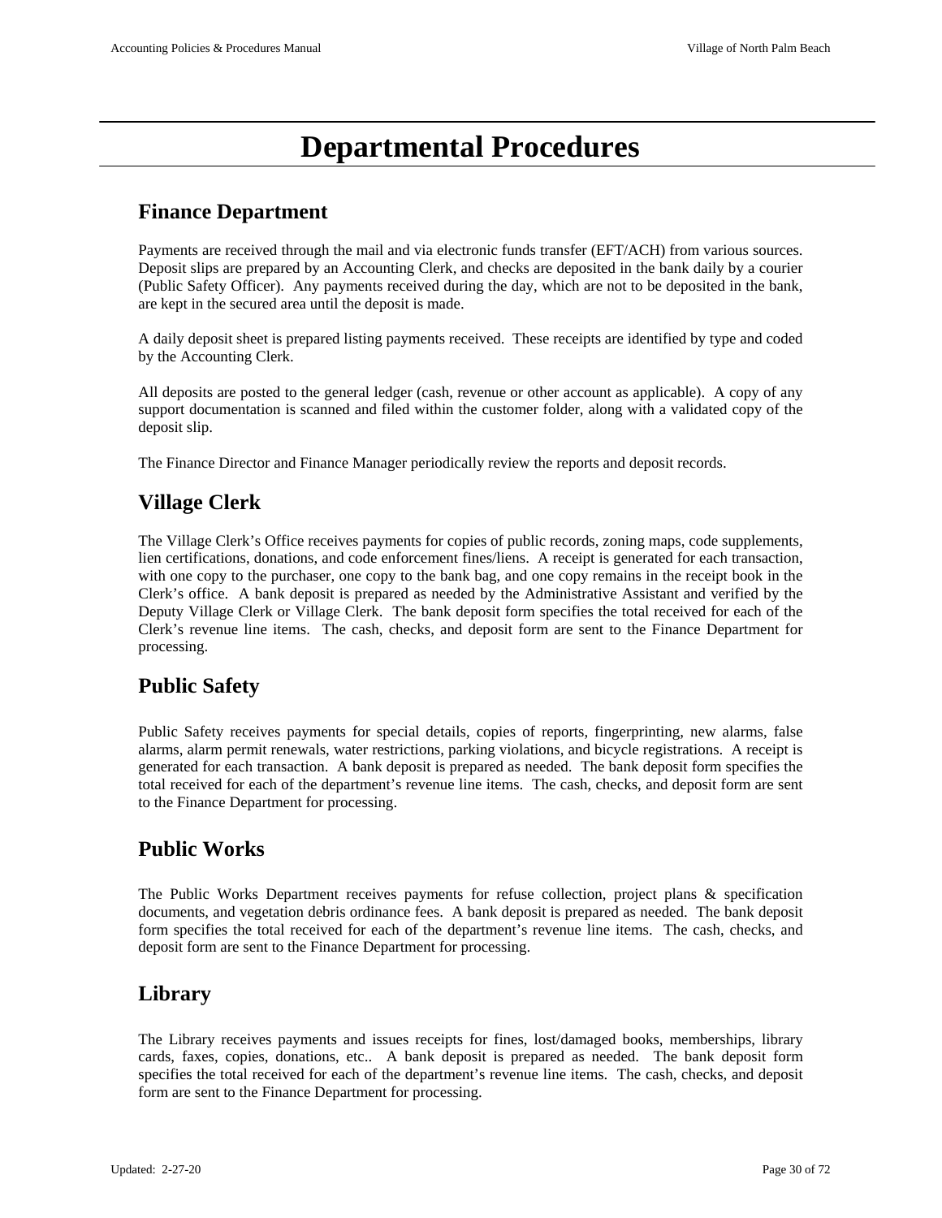# Departmental Procedures

## Finance Department

Payments are received through the mail and via electronic funds transfer (EFT/ACH) from various sources. Deposit slips are prepared by an Accounting Clerk, and checks are deposited in the bank daily by a courier (Public Safety Officer). Any payments received during the day, which are not to be deposited in the bank, are kept in the secured area until the deposit is made.

A daily deposit sheet is prepared listing payments received. These receipts are identified by type and coded by the Accounting Clerk.

All deposits are posted to the general ledger (cash, revenue or other account as applicable). A copy of any support documentation is scanned and filed within the customer folder, along with a validated copy of the deposit slip.

The Finance Director and Finance Manager periodically review the reports and deposit records.

## Village Clerk

The Village Clerk's Office receives payments for copies of public records, zoning maps, code supplements, lien certifications, donations, and code enforcement fines/liens. A receipt is generated for each transaction, with one copy to the purchaser, one copy to the bank bag, and one copy remains in the receipt book in the Clerk's office. A bank deposit is prepared as needed by the Administrative Assistant and verified by the Deputy Village Clerk or Village Clerk. The bank deposit form specifies the total received for each of the Clerk's revenue line items. The cash, checks, and deposit form are sent to the Finance Department for processing.

## Public Safety

Public Safety receives payments for special details, copies of reports, fingerprinting, new alarms, false alarms, alarm permit renewals, water restrictions, parking violations, and bicycle registrations. A receipt is generated for each transaction. A bank deposit is prepared as needed. The bank deposit form specifies the total received for each of the department's revenue line items. The cash, checks, and deposit form are sent to the Finance Department for processing.

## Public Works

The Public Works Department receives payments for refuse collection, project plans & specification documents, and vegetation debris ordinance fees. A bank deposit is prepared as needed. The bank deposit form specifies the total received for each of the department's revenue line items. The cash, checks, and deposit form are sent to the Finance Department for processing.

## Library

The Library receives payments and issues receipts for fines, lost/damaged books, memberships, library cards, faxes, copies, donations, etc.. A bank deposit is prepared as needed. The bank deposit form specifies the total received for each of the department's revenue line items. The cash, checks, and deposit form are sent to the Finance Department for processing.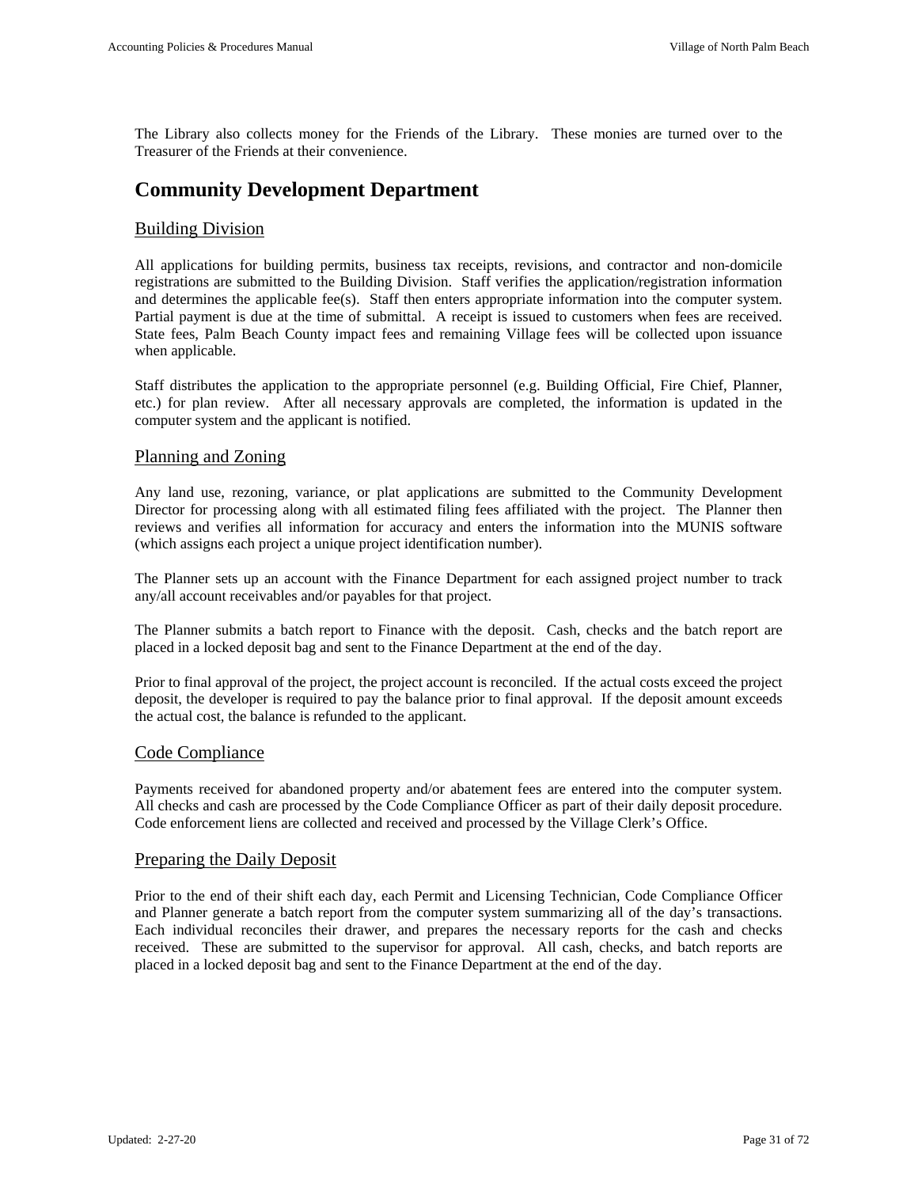The Library also collects money for the Friends of the Library. These monies are turned over to the Treasurer of the Friends at their convenience.

# Community Development Department

## Building Division

All applications for building permits, business tax receipts, revisions, and contractor and non-domicile registrations are submitted to the Building Division. Staff verifies the application/registration information and determines the applicable fee(s). Staff then enters appropriate information into the computer system. Partial payment is due at the time of submittal. A receipt is issued to customers when fees are received. State fees, Palm Beach County impact fees and remaining Village fees will be collected upon issuance when applicable.

Staff distributes the application to the appropriate personnel (e.g. Building Official, Fire Chief, Planner, etc.) for plan review. After all necessary approvals are completed, the information is updated in the computer system and the applicant is notified.

## Planning and Zoning

Any land use, rezoning, variance, or plat applications are submitted to the Community Development Director for processing along with all estimated filing fees affiliated with the project. The Planner then reviews and verifies all information for accuracy and enters the information into the MUNIS software (which assigns each project a unique project identification number).

The Planner sets up an account with the Finance Department for each assigned project number to track any/all account receivables and/or payables for that project.

The Planner submits a batch report to Finance with the deposit. Cash, checks and the batch report are placed in a locked deposit bag and sent to the Finance Department at the end of the day.

Prior to final approval of the project, the project account is reconciled. If the actual costs exceed the project deposit, the developer is required to pay the balance prior to final approval. If the deposit amount exceeds the actual cost, the balance is refunded to the applicant.

## Code Compliance

Payments received for abandoned property and/or abatement fees are entered into the computer system. All checks and cash are processed by the Code Compliance Officer as part of their daily deposit procedure. Code enforcement liens are collected and received and processed by the Village Clerk's Office.

## Preparing the Daily Deposit

Prior to the end of their shift each day, each Permit and Licensing Technician, Code Compliance Officer and Planner generate a batch report from the computer system summarizing all of the day's transactions. Each individual reconciles their drawer, and prepares the necessary reports for the cash and checks received. These are submitted to the supervisor for approval. All cash, checks, and batch reports are placed in a locked deposit bag and sent to the Finance Department at the end of the day.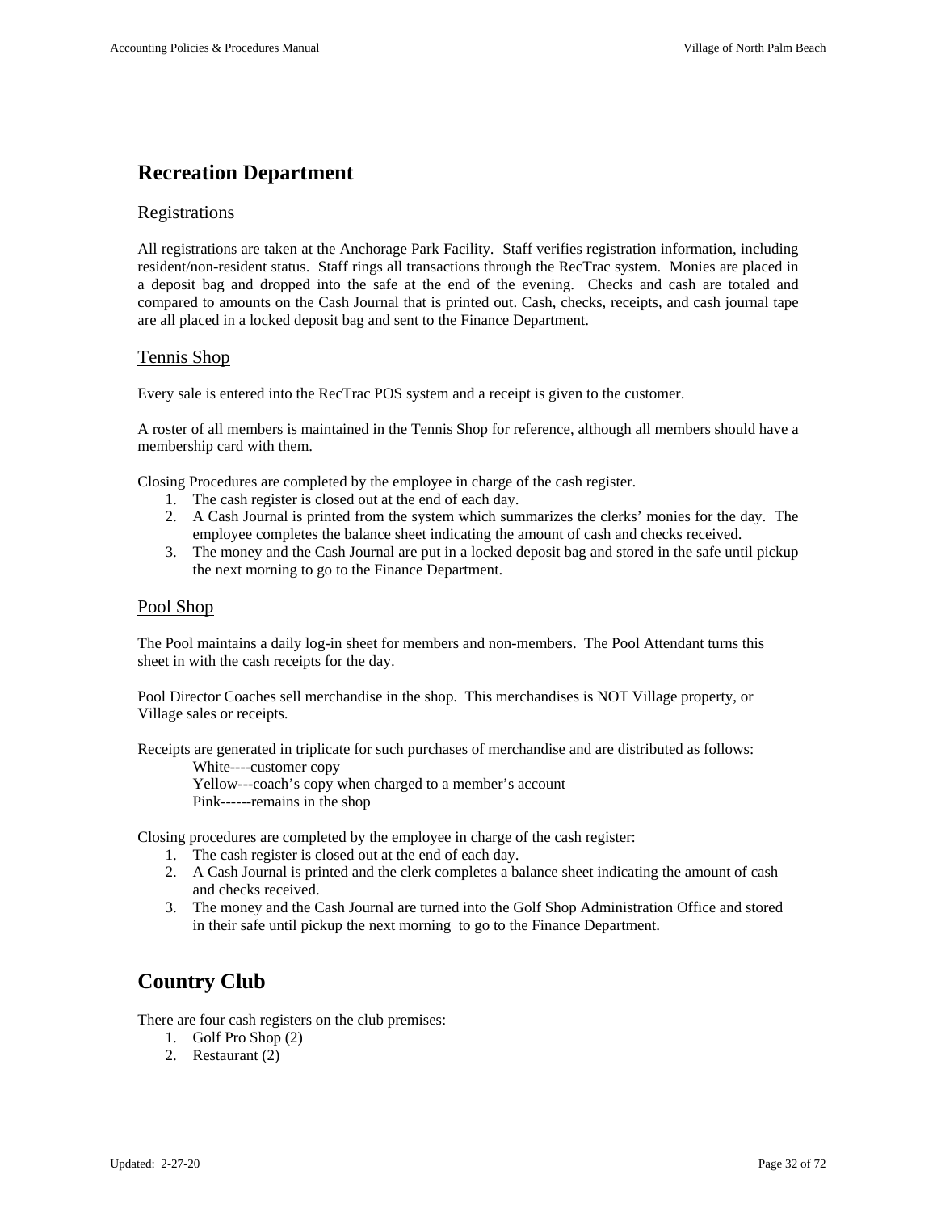## Recreation Department

### Registrations

All registrations are taken at the Anchorage Park Facility. Staff verifies registration information, including resident/non-resident status. Staff rings all transactions through the RecTrac system. Monies are placed in a deposit bag and dropped into the safe at the end of the evening. Checks and cash are totaled and compared to amounts on the Cash Journal that is printed out. Cash, checks, receipts, and cash journal tape are all placed in a locked deposit bag and sent to the Finance Department.

### Tennis Shop

Every sale is entered into the RecTrac POS system and a receipt is given to the customer.

A roster of all members is maintained in the Tennis Shop for reference, although all members should have a membership card with them.

Closing Procedures are completed by the employee in charge of the cash register.

1. The cash register is closed out at the end of each day.
2. A Cash Journal is printed from the system which summarizes the clerks' monies for the day. The employee completes the balance sheet indicating the amount of cash and checks received.
3. The money and the Cash Journal are put in a locked deposit bag and stored in the safe until pickup the next morning to go to the Finance Department.

### Pool Shop

The Pool maintains a daily log-in sheet for members and non-members. The Pool Attendant turns this sheet in with the cash receipts for the day.

Pool Director Coaches sell merchandise in the shop. This merchandises is NOT Village property, or Village sales or receipts.

Receipts are generated in triplicate for such purchases of merchandise and are distributed as follows:

White----customer copy
Yellow---coach's copy when charged to a member's account
Pink------remains in the shop

Closing procedures are completed by the employee in charge of the cash register:

1. The cash register is closed out at the end of each day.
2. A Cash Journal is printed and the clerk completes a balance sheet indicating the amount of cash and checks received.
3. The money and the Cash Journal are turned into the Golf Shop Administration Office and stored in their safe until pickup the next morning to go to the Finance Department.

## Country Club

There are four cash registers on the club premises:

1. Golf Pro Shop (2)
2. Restaurant (2)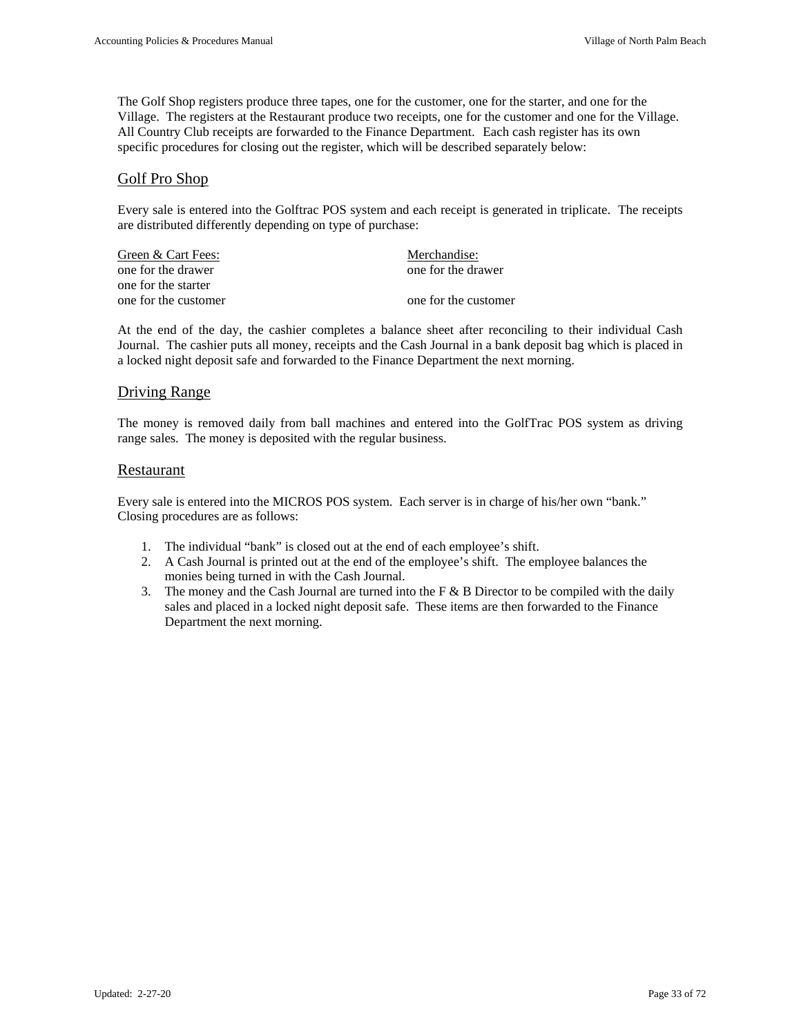The Golf Shop registers produce three tapes, one for the customer, one for the starter, and one for the Village. The registers at the Restaurant produce two receipts, one for the customer and one for the Village. All Country Club receipts are forwarded to the Finance Department. Each cash register has its own specific procedures for closing out the register, which will be described separately below:

## Golf Pro Shop

Every sale is entered into the Golftrac POS system and each receipt is generated in triplicate. The receipts are distributed differently depending on type of purchase:

| Green & Cart Fees: | Merchandise: |
|---|---|
| one for the drawer | one for the drawer |
| one for the starter | |
| one for the customer | one for the customer |

At the end of the day, the cashier completes a balance sheet after reconciling to their individual Cash Journal. The cashier puts all money, receipts and the Cash Journal in a bank deposit bag which is placed in a locked night deposit safe and forwarded to the Finance Department the next morning.

## Driving Range

The money is removed daily from ball machines and entered into the GolfTrac POS system as driving range sales. The money is deposited with the regular business.

## Restaurant

Every sale is entered into the MICROS POS system. Each server is in charge of his/her own "bank." Closing procedures are as follows:

1. The individual "bank" is closed out at the end of each employee's shift.
2. A Cash Journal is printed out at the end of the employee's shift. The employee balances the monies being turned in with the Cash Journal.
3. The money and the Cash Journal are turned into the F & B Director to be compiled with the daily sales and placed in a locked night deposit safe. These items are then forwarded to the Finance Department the next morning.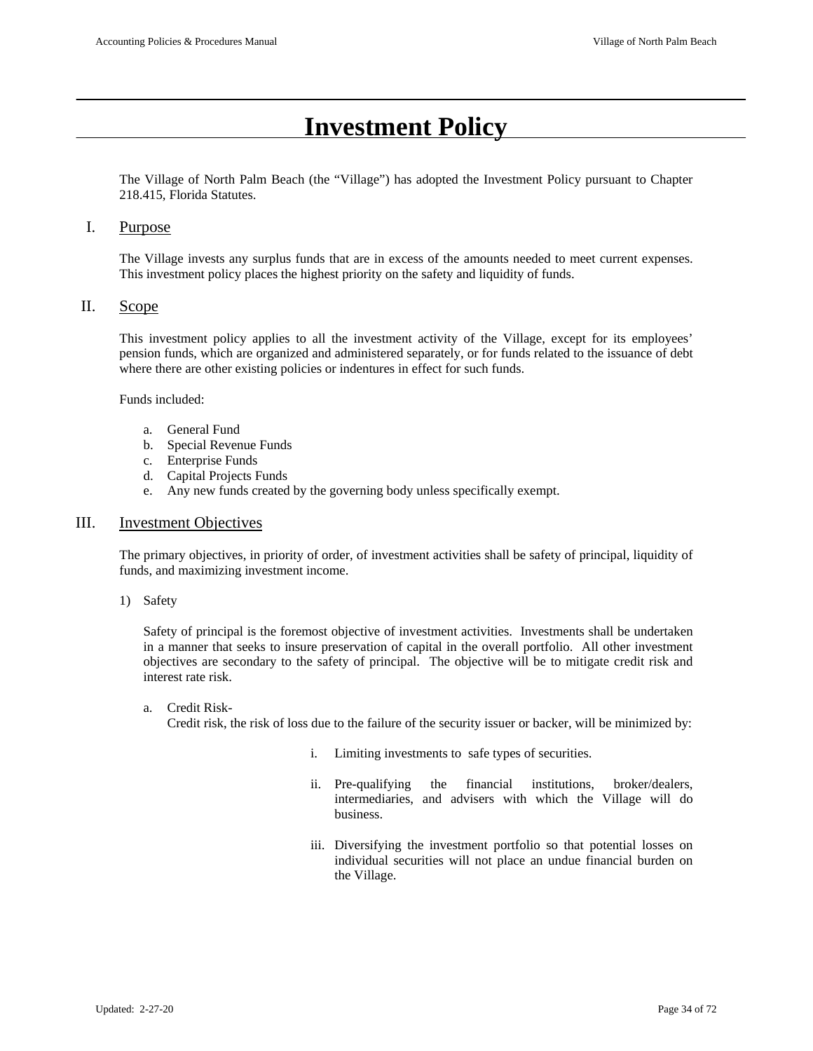# Investment Policy

The Village of North Palm Beach (the "Village") has adopted the Investment Policy pursuant to Chapter 218.415, Florida Statutes.

## I. Purpose

The Village invests any surplus funds that are in excess of the amounts needed to meet current expenses. This investment policy places the highest priority on the safety and liquidity of funds.

## II. Scope

This investment policy applies to all the investment activity of the Village, except for its employees' pension funds, which are organized and administered separately, or for funds related to the issuance of debt where there are other existing policies or indentures in effect for such funds.

Funds included:

a. General Fund
b. Special Revenue Funds
c. Enterprise Funds
d. Capital Projects Funds
e. Any new funds created by the governing body unless specifically exempt.

## III. Investment Objectives

The primary objectives, in priority of order, of investment activities shall be safety of principal, liquidity of funds, and maximizing investment income.

1) Safety

Safety of principal is the foremost objective of investment activities. Investments shall be undertaken in a manner that seeks to insure preservation of capital in the overall portfolio. All other investment objectives are secondary to the safety of principal. The objective will be to mitigate credit risk and interest rate risk.

a. Credit Risk-
Credit risk, the risk of loss due to the failure of the security issuer or backer, will be minimized by:

i. Limiting investments to safe types of securities.

ii. Pre-qualifying the financial institutions, broker/dealers, intermediaries, and advisers with which the Village will do business.

iii. Diversifying the investment portfolio so that potential losses on individual securities will not place an undue financial burden on the Village.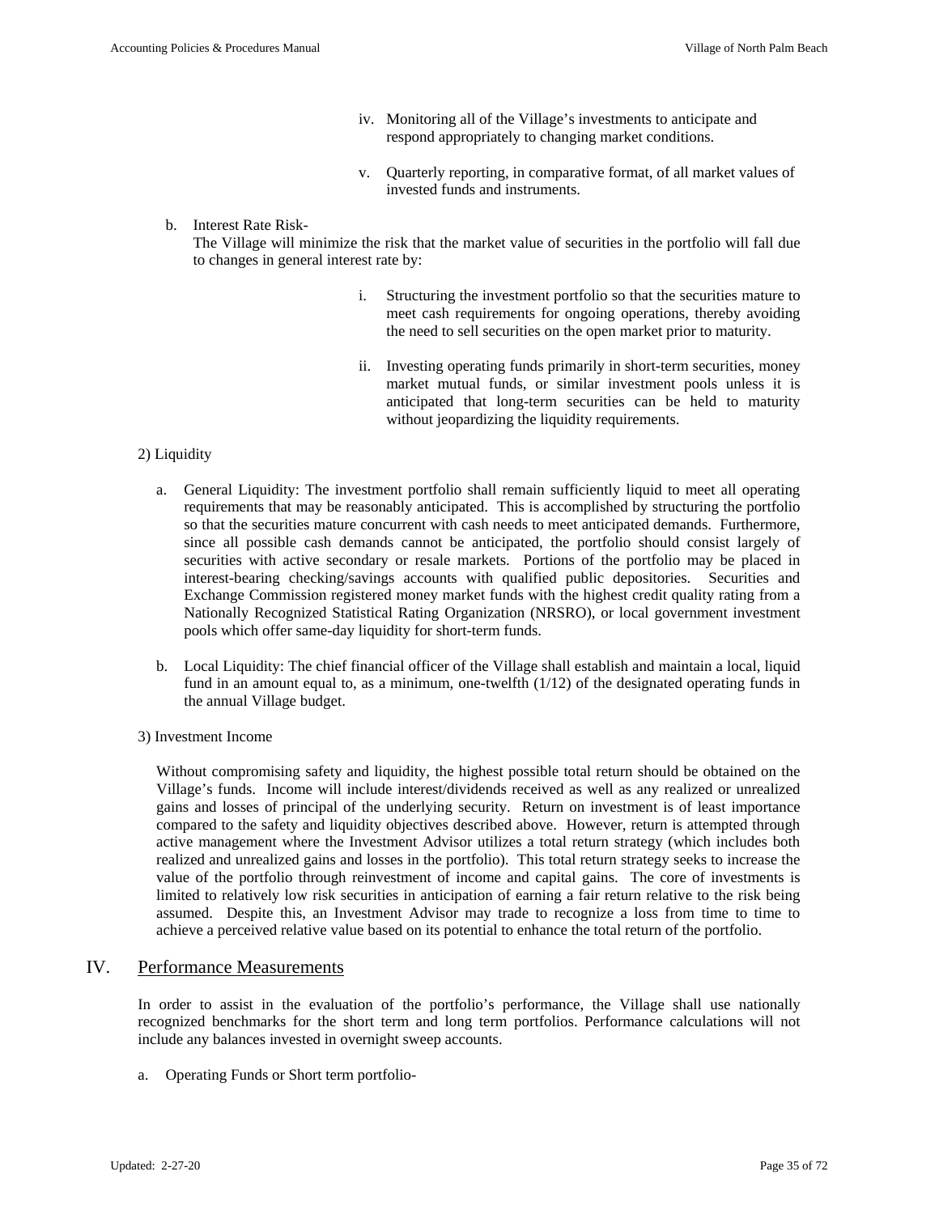iv. Monitoring all of the Village's investments to anticipate and respond appropriately to changing market conditions.

v. Quarterly reporting, in comparative format, of all market values of invested funds and instruments.

b. Interest Rate Risk-
The Village will minimize the risk that the market value of securities in the portfolio will fall due to changes in general interest rate by:

i. Structuring the investment portfolio so that the securities mature to meet cash requirements for ongoing operations, thereby avoiding the need to sell securities on the open market prior to maturity.

ii. Investing operating funds primarily in short-term securities, money market mutual funds, or similar investment pools unless it is anticipated that long-term securities can be held to maturity without jeopardizing the liquidity requirements.

2) Liquidity

a. General Liquidity: The investment portfolio shall remain sufficiently liquid to meet all operating requirements that may be reasonably anticipated. This is accomplished by structuring the portfolio so that the securities mature concurrent with cash needs to meet anticipated demands. Furthermore, since all possible cash demands cannot be anticipated, the portfolio should consist largely of securities with active secondary or resale markets. Portions of the portfolio may be placed in interest-bearing checking/savings accounts with qualified public depositories. Securities and Exchange Commission registered money market funds with the highest credit quality rating from a Nationally Recognized Statistical Rating Organization (NRSRO), or local government investment pools which offer same-day liquidity for short-term funds.

b. Local Liquidity: The chief financial officer of the Village shall establish and maintain a local, liquid fund in an amount equal to, as a minimum, one-twelfth (1/12) of the designated operating funds in the annual Village budget.

3) Investment Income

Without compromising safety and liquidity, the highest possible total return should be obtained on the Village's funds. Income will include interest/dividends received as well as any realized or unrealized gains and losses of principal of the underlying security. Return on investment is of least importance compared to the safety and liquidity objectives described above. However, return is attempted through active management where the Investment Advisor utilizes a total return strategy (which includes both realized and unrealized gains and losses in the portfolio). This total return strategy seeks to increase the value of the portfolio through reinvestment of income and capital gains. The core of investments is limited to relatively low risk securities in anticipation of earning a fair return relative to the risk being assumed. Despite this, an Investment Advisor may trade to recognize a loss from time to time to achieve a perceived relative value based on its potential to enhance the total return of the portfolio.

## IV. Performance Measurements

In order to assist in the evaluation of the portfolio's performance, the Village shall use nationally recognized benchmarks for the short term and long term portfolios. Performance calculations will not include any balances invested in overnight sweep accounts.

a. Operating Funds or Short term portfolio-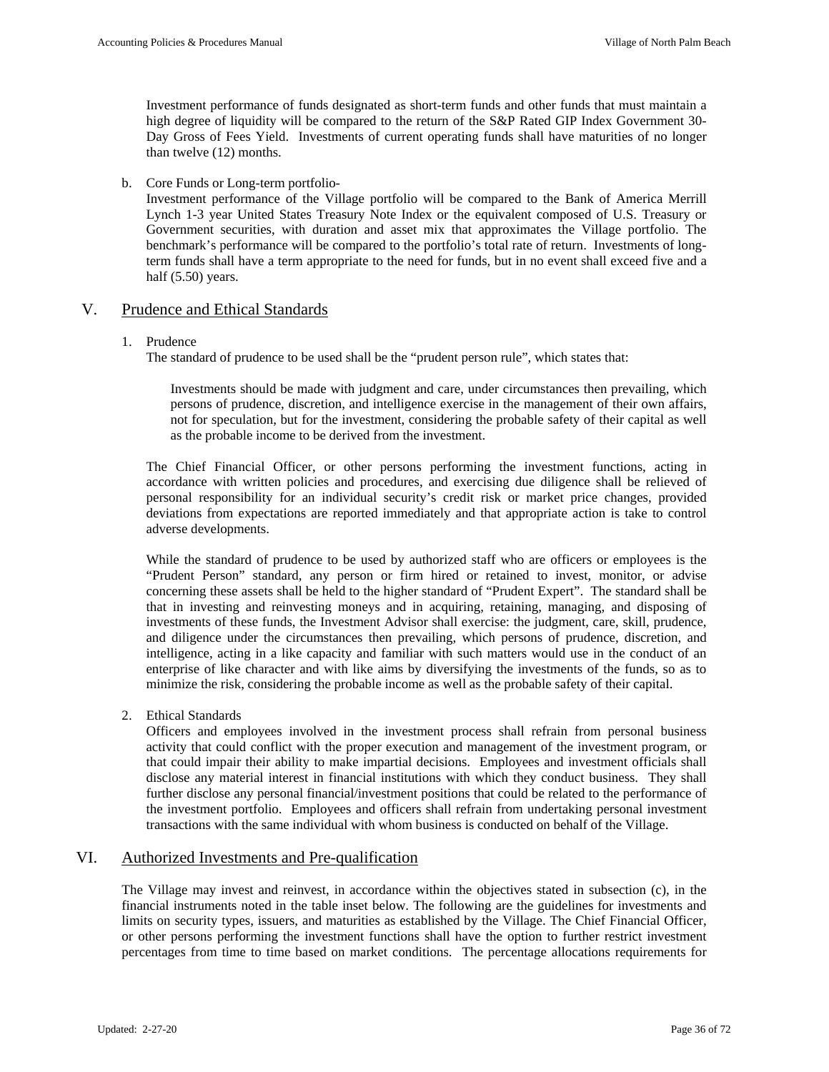Investment performance of funds designated as short-term funds and other funds that must maintain a high degree of liquidity will be compared to the return of the S&P Rated GIP Index Government 30-Day Gross of Fees Yield. Investments of current operating funds shall have maturities of no longer than twelve (12) months.

b. Core Funds or Long-term portfolio-
Investment performance of the Village portfolio will be compared to the Bank of America Merrill Lynch 1-3 year United States Treasury Note Index or the equivalent composed of U.S. Treasury or Government securities, with duration and asset mix that approximates the Village portfolio. The benchmark's performance will be compared to the portfolio's total rate of return. Investments of long-term funds shall have a term appropriate to the need for funds, but in no event shall exceed five and a half (5.50) years.

## V. Prudence and Ethical Standards

1. Prudence
The standard of prudence to be used shall be the "prudent person rule", which states that:

> Investments should be made with judgment and care, under circumstances then prevailing, which persons of prudence, discretion, and intelligence exercise in the management of their own affairs, not for speculation, but for the investment, considering the probable safety of their capital as well as the probable income to be derived from the investment.

The Chief Financial Officer, or other persons performing the investment functions, acting in accordance with written policies and procedures, and exercising due diligence shall be relieved of personal responsibility for an individual security's credit risk or market price changes, provided deviations from expectations are reported immediately and that appropriate action is take to control adverse developments.

While the standard of prudence to be used by authorized staff who are officers or employees is the "Prudent Person" standard, any person or firm hired or retained to invest, monitor, or advise concerning these assets shall be held to the higher standard of "Prudent Expert". The standard shall be that in investing and reinvesting moneys and in acquiring, retaining, managing, and disposing of investments of these funds, the Investment Advisor shall exercise: the judgment, care, skill, prudence, and diligence under the circumstances then prevailing, which persons of prudence, discretion, and intelligence, acting in a like capacity and familiar with such matters would use in the conduct of an enterprise of like character and with like aims by diversifying the investments of the funds, so as to minimize the risk, considering the probable income as well as the probable safety of their capital.

2. Ethical Standards
Officers and employees involved in the investment process shall refrain from personal business activity that could conflict with the proper execution and management of the investment program, or that could impair their ability to make impartial decisions. Employees and investment officials shall disclose any material interest in financial institutions with which they conduct business. They shall further disclose any personal financial/investment positions that could be related to the performance of the investment portfolio. Employees and officers shall refrain from undertaking personal investment transactions with the same individual with whom business is conducted on behalf of the Village.

## VI. Authorized Investments and Pre-qualification

The Village may invest and reinvest, in accordance within the objectives stated in subsection (c), in the financial instruments noted in the table inset below. The following are the guidelines for investments and limits on security types, issuers, and maturities as established by the Village. The Chief Financial Officer, or other persons performing the investment functions shall have the option to further restrict investment percentages from time to time based on market conditions. The percentage allocations requirements for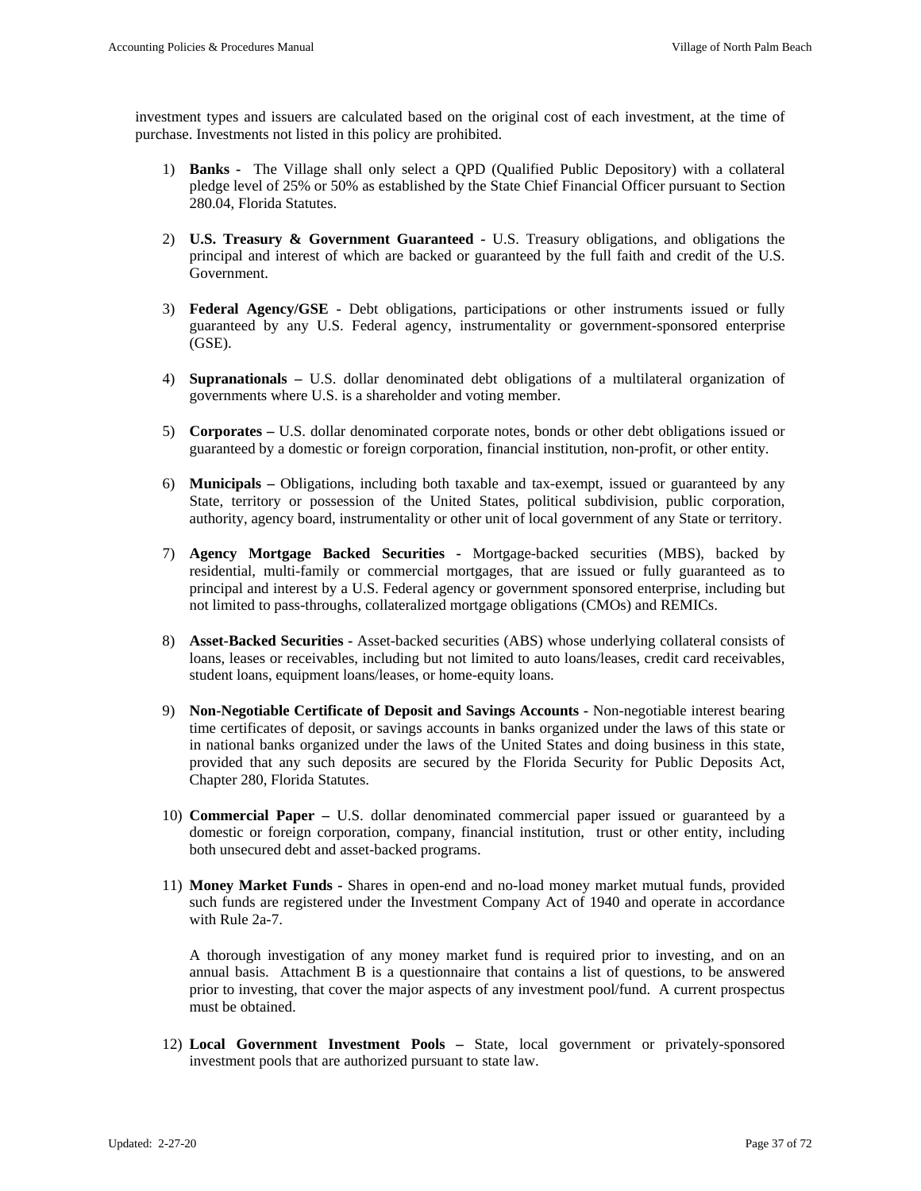investment types and issuers are calculated based on the original cost of each investment, at the time of purchase. Investments not listed in this policy are prohibited.

1) **Banks -** The Village shall only select a QPD (Qualified Public Depository) with a collateral pledge level of 25% or 50% as established by the State Chief Financial Officer pursuant to Section 280.04, Florida Statutes.

2) **U.S. Treasury & Government Guaranteed -** U.S. Treasury obligations, and obligations the principal and interest of which are backed or guaranteed by the full faith and credit of the U.S. Government.

3) **Federal Agency/GSE -** Debt obligations, participations or other instruments issued or fully guaranteed by any U.S. Federal agency, instrumentality or government-sponsored enterprise (GSE).

4) **Supranationals –** U.S. dollar denominated debt obligations of a multilateral organization of governments where U.S. is a shareholder and voting member.

5) **Corporates –** U.S. dollar denominated corporate notes, bonds or other debt obligations issued or guaranteed by a domestic or foreign corporation, financial institution, non-profit, or other entity.

6) **Municipals –** Obligations, including both taxable and tax-exempt, issued or guaranteed by any State, territory or possession of the United States, political subdivision, public corporation, authority, agency board, instrumentality or other unit of local government of any State or territory.

7) **Agency Mortgage Backed Securities -** Mortgage-backed securities (MBS), backed by residential, multi-family or commercial mortgages, that are issued or fully guaranteed as to principal and interest by a U.S. Federal agency or government sponsored enterprise, including but not limited to pass-throughs, collateralized mortgage obligations (CMOs) and REMICs.

8) **Asset-Backed Securities -** Asset-backed securities (ABS) whose underlying collateral consists of loans, leases or receivables, including but not limited to auto loans/leases, credit card receivables, student loans, equipment loans/leases, or home-equity loans.

9) **Non-Negotiable Certificate of Deposit and Savings Accounts -** Non-negotiable interest bearing time certificates of deposit, or savings accounts in banks organized under the laws of this state or in national banks organized under the laws of the United States and doing business in this state, provided that any such deposits are secured by the Florida Security for Public Deposits Act, Chapter 280, Florida Statutes.

10) **Commercial Paper –** U.S. dollar denominated commercial paper issued or guaranteed by a domestic or foreign corporation, company, financial institution, trust or other entity, including both unsecured debt and asset-backed programs.

11) **Money Market Funds -** Shares in open-end and no-load money market mutual funds, provided such funds are registered under the Investment Company Act of 1940 and operate in accordance with Rule 2a-7.

    A thorough investigation of any money market fund is required prior to investing, and on an annual basis. Attachment B is a questionnaire that contains a list of questions, to be answered prior to investing, that cover the major aspects of any investment pool/fund. A current prospectus must be obtained.

12) **Local Government Investment Pools –** State, local government or privately-sponsored investment pools that are authorized pursuant to state law.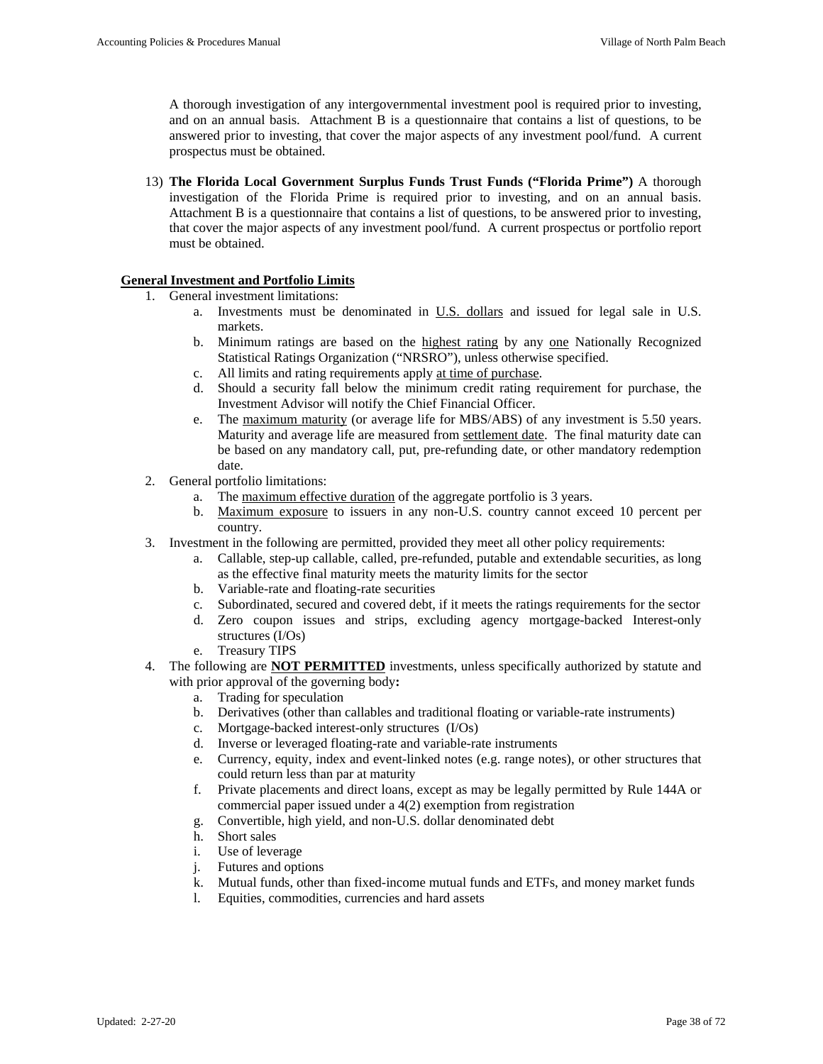A thorough investigation of any intergovernmental investment pool is required prior to investing, and on an annual basis. Attachment B is a questionnaire that contains a list of questions, to be answered prior to investing, that cover the major aspects of any investment pool/fund. A current prospectus must be obtained.

13) **The Florida Local Government Surplus Funds Trust Funds ("Florida Prime")** A thorough investigation of the Florida Prime is required prior to investing, and on an annual basis. Attachment B is a questionnaire that contains a list of questions, to be answered prior to investing, that cover the major aspects of any investment pool/fund. A current prospectus or portfolio report must be obtained.

**General Investment and Portfolio Limits**

1. General investment limitations:
   a. Investments must be denominated in U.S. dollars and issued for legal sale in U.S. markets.
   b. Minimum ratings are based on the highest rating by any one Nationally Recognized Statistical Ratings Organization ("NRSRO"), unless otherwise specified.
   c. All limits and rating requirements apply at time of purchase.
   d. Should a security fall below the minimum credit rating requirement for purchase, the Investment Advisor will notify the Chief Financial Officer.
   e. The maximum maturity (or average life for MBS/ABS) of any investment is 5.50 years. Maturity and average life are measured from settlement date. The final maturity date can be based on any mandatory call, put, pre-refunding date, or other mandatory redemption date.
2. General portfolio limitations:
   a. The maximum effective duration of the aggregate portfolio is 3 years.
   b. Maximum exposure to issuers in any non-U.S. country cannot exceed 10 percent per country.
3. Investment in the following are permitted, provided they meet all other policy requirements:
   a. Callable, step-up callable, called, pre-refunded, putable and extendable securities, as long as the effective final maturity meets the maturity limits for the sector
   b. Variable-rate and floating-rate securities
   c. Subordinated, secured and covered debt, if it meets the ratings requirements for the sector
   d. Zero coupon issues and strips, excluding agency mortgage-backed Interest-only structures (I/Os)
   e. Treasury TIPS
4. The following are **NOT PERMITTED** investments, unless specifically authorized by statute and with prior approval of the governing body**:**
   a. Trading for speculation
   b. Derivatives (other than callables and traditional floating or variable-rate instruments)
   c. Mortgage-backed interest-only structures (I/Os)
   d. Inverse or leveraged floating-rate and variable-rate instruments
   e. Currency, equity, index and event-linked notes (e.g. range notes), or other structures that could return less than par at maturity
   f. Private placements and direct loans, except as may be legally permitted by Rule 144A or commercial paper issued under a 4(2) exemption from registration
   g. Convertible, high yield, and non-U.S. dollar denominated debt
   h. Short sales
   i. Use of leverage
   j. Futures and options
   k. Mutual funds, other than fixed-income mutual funds and ETFs, and money market funds
   l. Equities, commodities, currencies and hard assets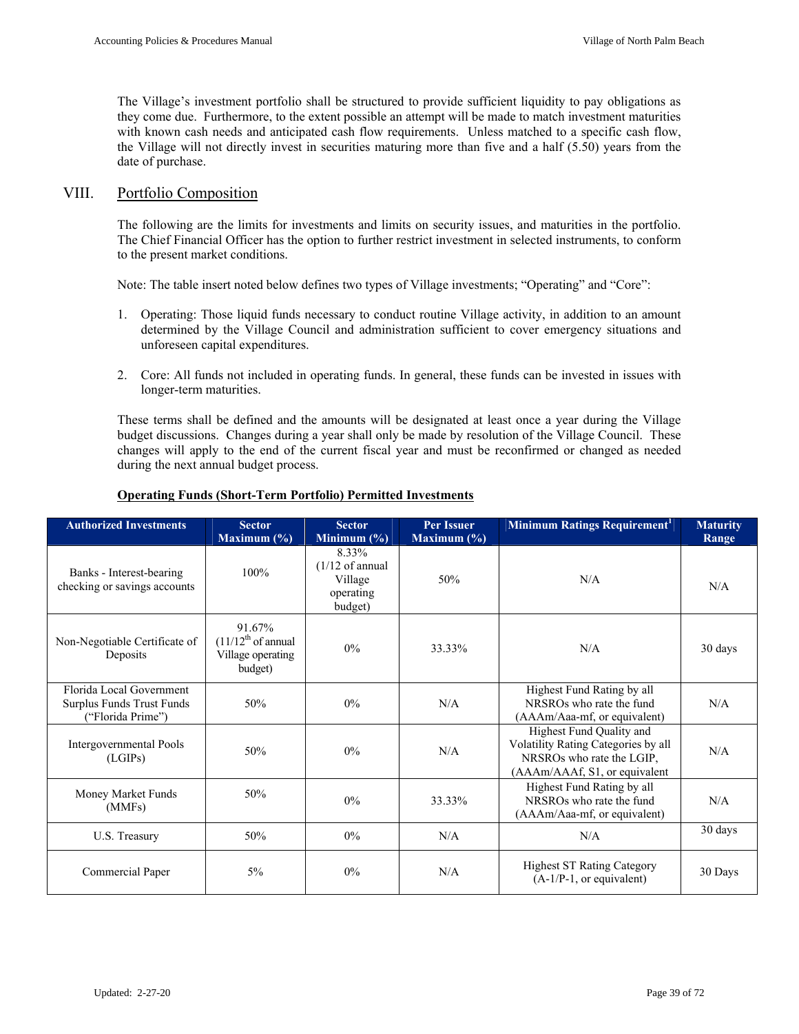The Village's investment portfolio shall be structured to provide sufficient liquidity to pay obligations as they come due. Furthermore, to the extent possible an attempt will be made to match investment maturities with known cash needs and anticipated cash flow requirements. Unless matched to a specific cash flow, the Village will not directly invest in securities maturing more than five and a half (5.50) years from the date of purchase.

## VIII. Portfolio Composition

The following are the limits for investments and limits on security issues, and maturities in the portfolio. The Chief Financial Officer has the option to further restrict investment in selected instruments, to conform to the present market conditions.

Note: The table insert noted below defines two types of Village investments; "Operating" and "Core":

1. Operating: Those liquid funds necessary to conduct routine Village activity, in addition to an amount determined by the Village Council and administration sufficient to cover emergency situations and unforeseen capital expenditures.
2. Core: All funds not included in operating funds. In general, these funds can be invested in issues with longer-term maturities.

These terms shall be defined and the amounts will be designated at least once a year during the Village budget discussions. Changes during a year shall only be made by resolution of the Village Council. These changes will apply to the end of the current fiscal year and must be reconfirmed or changed as needed during the next annual budget process.

**Operating Funds (Short-Term Portfolio) Permitted Investments**

| Authorized Investments | Sector Maximum (%) | Sector Minimum (%) | Per Issuer Maximum (%) | Minimum Ratings Requirement[1] | Maturity Range |
|---|---|---|---|---|---|
| Banks - Interest-bearing checking or savings accounts | 100% | 8.33% (1/12 of annual Village operating budget) | 50% | N/A | N/A |
| Non-Negotiable Certificate of Deposits | 91.67% (11/12th of annual Village operating budget) | 0% | 33.33% | N/A | 30 days |
| Florida Local Government Surplus Funds Trust Funds ("Florida Prime") | 50% | 0% | N/A | Highest Fund Rating by all NRSROs who rate the fund (AAAm/Aaa-mf, or equivalent) | N/A |
| Intergovernmental Pools (LGIPs) | 50% | 0% | N/A | Highest Fund Quality and Volatility Rating Categories by all NRSROs who rate the LGIP, (AAAm/AAAf, S1, or equivalent | N/A |
| Money Market Funds (MMFs) | 50% | 0% | 33.33% | Highest Fund Rating by all NRSROs who rate the fund (AAAm/Aaa-mf, or equivalent) | N/A |
| U.S. Treasury | 50% | 0% | N/A | N/A | 30 days |
| Commercial Paper | 5% | 0% | N/A | Highest ST Rating Category (A-1/P-1, or equivalent) | 30 Days |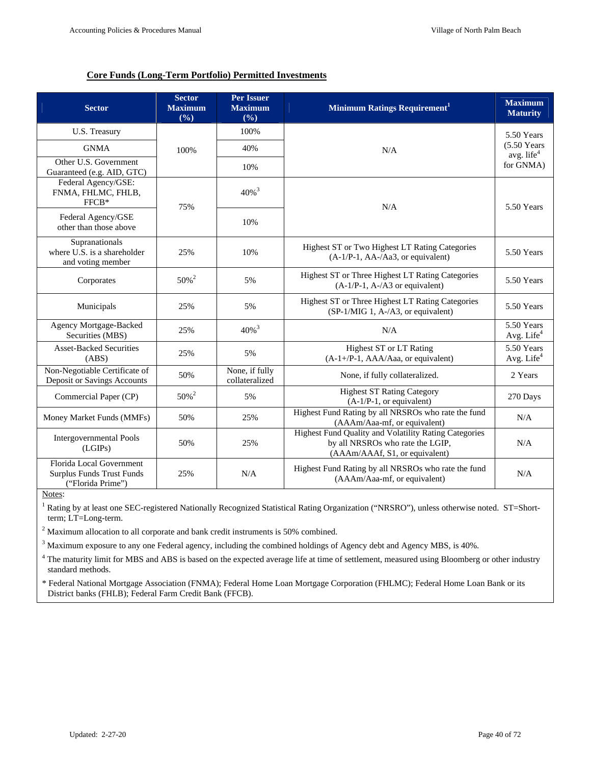**Core Funds (Long-Term Portfolio) Permitted Investments**

| Sector | Sector Maximum (%) | Per Issuer Maximum (%) | Minimum Ratings Requirement[1] | Maximum Maturity |
|---|---|---|---|---|
| U.S. Treasury | 100% | 100% | N/A | 5.50 Years (5.50 Years avg. life[4] for GNMA) |
| GNMA | | 40% | | |
| Other U.S. Government Guaranteed (e.g. AID, GTC) | | 10% | | |
| Federal Agency/GSE: FNMA, FHLMC, FHLB, FFCB* | 75% | 40%[3] | N/A | 5.50 Years |
| Federal Agency/GSE other than those above | | 10% | | |
| Supranationals where U.S. is a shareholder and voting member | 25% | 10% | Highest ST or Two Highest LT Rating Categories (A-1/P-1, AA-/Aa3, or equivalent) | 5.50 Years |
| Corporates | 50%[2] | 5% | Highest ST or Three Highest LT Rating Categories (A-1/P-1, A-/A3 or equivalent) | 5.50 Years |
| Municipals | 25% | 5% | Highest ST or Three Highest LT Rating Categories (SP-1/MIG 1, A-/A3, or equivalent) | 5.50 Years |
| Agency Mortgage-Backed Securities (MBS) | 25% | 40%[3] | N/A | 5.50 Years Avg. Life[4] |
| Asset-Backed Securities (ABS) | 25% | 5% | Highest ST or LT Rating (A-1+/P-1, AAA/Aaa, or equivalent) | 5.50 Years Avg. Life[4] |
| Non-Negotiable Certificate of Deposit or Savings Accounts | 50% | None, if fully collateralized | None, if fully collateralized. | 2 Years |
| Commercial Paper (CP) | 50%[2] | 5% | Highest ST Rating Category (A-1/P-1, or equivalent) | 270 Days |
| Money Market Funds (MMFs) | 50% | 25% | Highest Fund Rating by all NRSROs who rate the fund (AAAm/Aaa-mf, or equivalent) | N/A |
| Intergovernmental Pools (LGIPs) | 50% | 25% | Highest Fund Quality and Volatility Rating Categories by all NRSROs who rate the LGIP, (AAAm/AAAf, S1, or equivalent) | N/A |
| Florida Local Government Surplus Funds Trust Funds ("Florida Prime") | 25% | N/A | Highest Fund Rating by all NRSROs who rate the fund (AAAm/Aaa-mf, or equivalent) | N/A |

Notes:

[1] Rating by at least one SEC-registered Nationally Recognized Statistical Rating Organization ("NRSRO"), unless otherwise noted. ST=Short-term; LT=Long-term.

[2] Maximum allocation to all corporate and bank credit instruments is 50% combined.

[3] Maximum exposure to any one Federal agency, including the combined holdings of Agency debt and Agency MBS, is 40%.

[4] The maturity limit for MBS and ABS is based on the expected average life at time of settlement, measured using Bloomberg or other industry standard methods.

\* Federal National Mortgage Association (FNMA); Federal Home Loan Mortgage Corporation (FHLMC); Federal Home Loan Bank or its District banks (FHLB); Federal Farm Credit Bank (FFCB).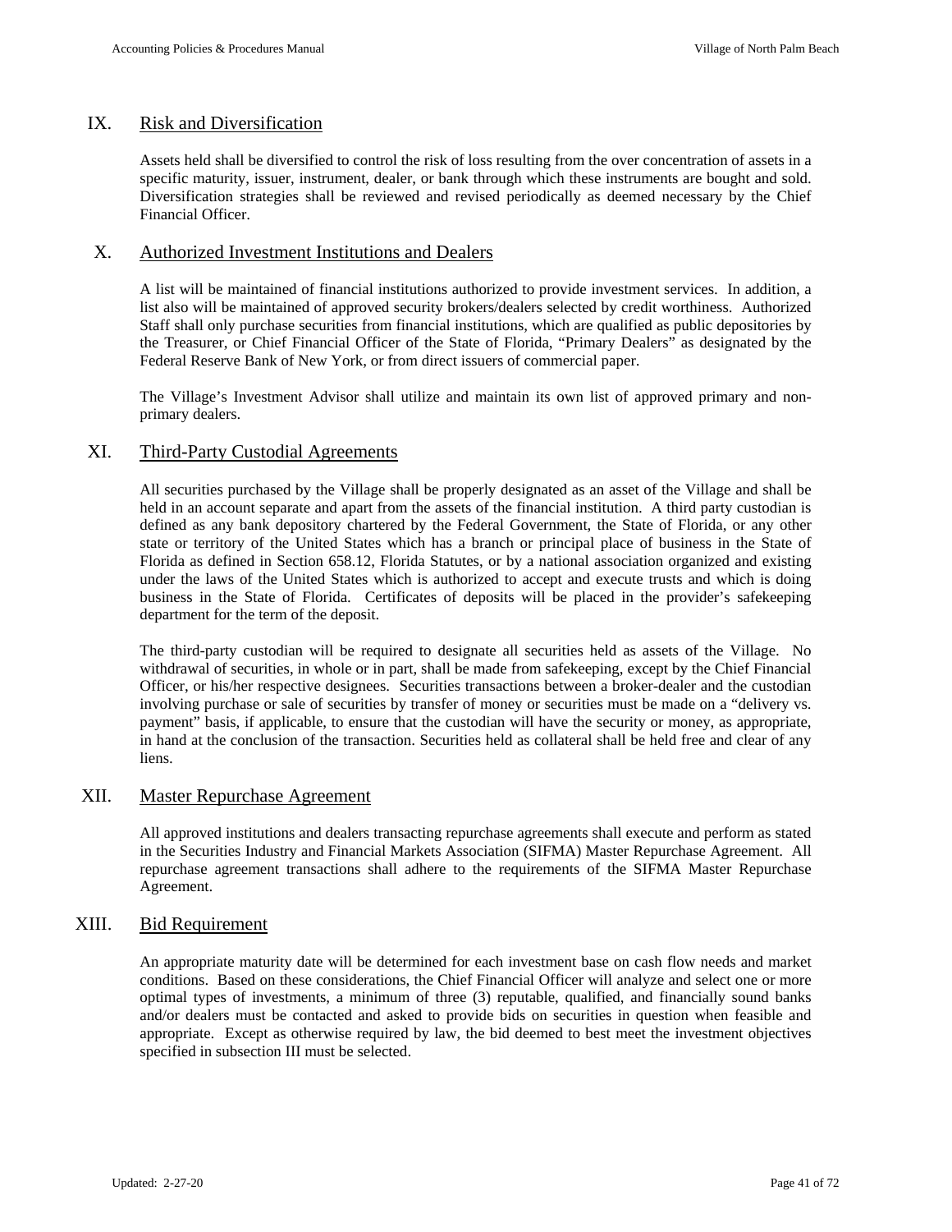## IX. Risk and Diversification

Assets held shall be diversified to control the risk of loss resulting from the over concentration of assets in a specific maturity, issuer, instrument, dealer, or bank through which these instruments are bought and sold. Diversification strategies shall be reviewed and revised periodically as deemed necessary by the Chief Financial Officer.

## X. Authorized Investment Institutions and Dealers

A list will be maintained of financial institutions authorized to provide investment services. In addition, a list also will be maintained of approved security brokers/dealers selected by credit worthiness. Authorized Staff shall only purchase securities from financial institutions, which are qualified as public depositories by the Treasurer, or Chief Financial Officer of the State of Florida, "Primary Dealers" as designated by the Federal Reserve Bank of New York, or from direct issuers of commercial paper.

The Village's Investment Advisor shall utilize and maintain its own list of approved primary and non-primary dealers.

## XI. Third-Party Custodial Agreements

All securities purchased by the Village shall be properly designated as an asset of the Village and shall be held in an account separate and apart from the assets of the financial institution. A third party custodian is defined as any bank depository chartered by the Federal Government, the State of Florida, or any other state or territory of the United States which has a branch or principal place of business in the State of Florida as defined in Section 658.12, Florida Statutes, or by a national association organized and existing under the laws of the United States which is authorized to accept and execute trusts and which is doing business in the State of Florida. Certificates of deposits will be placed in the provider's safekeeping department for the term of the deposit.

The third-party custodian will be required to designate all securities held as assets of the Village. No withdrawal of securities, in whole or in part, shall be made from safekeeping, except by the Chief Financial Officer, or his/her respective designees. Securities transactions between a broker-dealer and the custodian involving purchase or sale of securities by transfer of money or securities must be made on a "delivery vs. payment" basis, if applicable, to ensure that the custodian will have the security or money, as appropriate, in hand at the conclusion of the transaction. Securities held as collateral shall be held free and clear of any liens.

## XII. Master Repurchase Agreement

All approved institutions and dealers transacting repurchase agreements shall execute and perform as stated in the Securities Industry and Financial Markets Association (SIFMA) Master Repurchase Agreement. All repurchase agreement transactions shall adhere to the requirements of the SIFMA Master Repurchase Agreement.

## XIII. Bid Requirement

An appropriate maturity date will be determined for each investment base on cash flow needs and market conditions. Based on these considerations, the Chief Financial Officer will analyze and select one or more optimal types of investments, a minimum of three (3) reputable, qualified, and financially sound banks and/or dealers must be contacted and asked to provide bids on securities in question when feasible and appropriate. Except as otherwise required by law, the bid deemed to best meet the investment objectives specified in subsection III must be selected.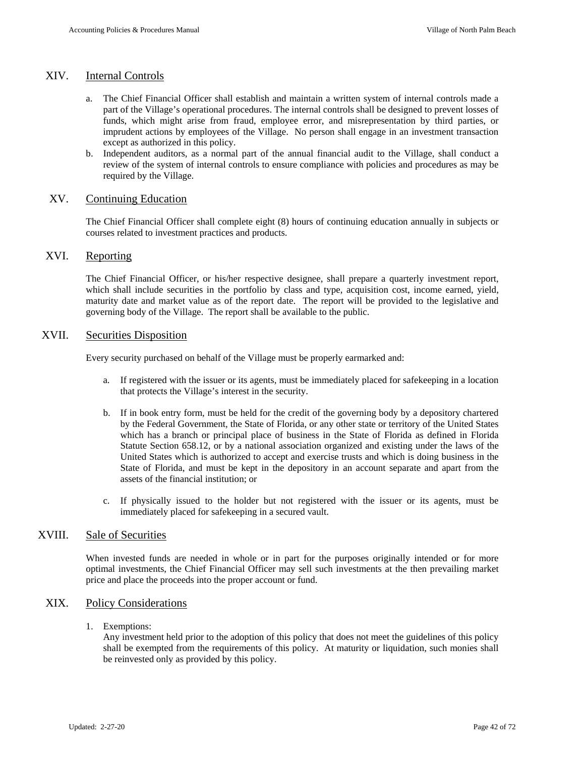## XIV. Internal Controls

a. The Chief Financial Officer shall establish and maintain a written system of internal controls made a part of the Village's operational procedures. The internal controls shall be designed to prevent losses of funds, which might arise from fraud, employee error, and misrepresentation by third parties, or imprudent actions by employees of the Village. No person shall engage in an investment transaction except as authorized in this policy.

b. Independent auditors, as a normal part of the annual financial audit to the Village, shall conduct a review of the system of internal controls to ensure compliance with policies and procedures as may be required by the Village.

## XV. Continuing Education

The Chief Financial Officer shall complete eight (8) hours of continuing education annually in subjects or courses related to investment practices and products.

## XVI. Reporting

The Chief Financial Officer, or his/her respective designee, shall prepare a quarterly investment report, which shall include securities in the portfolio by class and type, acquisition cost, income earned, yield, maturity date and market value as of the report date. The report will be provided to the legislative and governing body of the Village. The report shall be available to the public.

## XVII. Securities Disposition

Every security purchased on behalf of the Village must be properly earmarked and:

a. If registered with the issuer or its agents, must be immediately placed for safekeeping in a location that protects the Village's interest in the security.

b. If in book entry form, must be held for the credit of the governing body by a depository chartered by the Federal Government, the State of Florida, or any other state or territory of the United States which has a branch or principal place of business in the State of Florida as defined in Florida Statute Section 658.12, or by a national association organized and existing under the laws of the United States which is authorized to accept and exercise trusts and which is doing business in the State of Florida, and must be kept in the depository in an account separate and apart from the assets of the financial institution; or

c. If physically issued to the holder but not registered with the issuer or its agents, must be immediately placed for safekeeping in a secured vault.

## XVIII. Sale of Securities

When invested funds are needed in whole or in part for the purposes originally intended or for more optimal investments, the Chief Financial Officer may sell such investments at the then prevailing market price and place the proceeds into the proper account or fund.

## XIX. Policy Considerations

1. Exemptions:
   Any investment held prior to the adoption of this policy that does not meet the guidelines of this policy shall be exempted from the requirements of this policy. At maturity or liquidation, such monies shall be reinvested only as provided by this policy.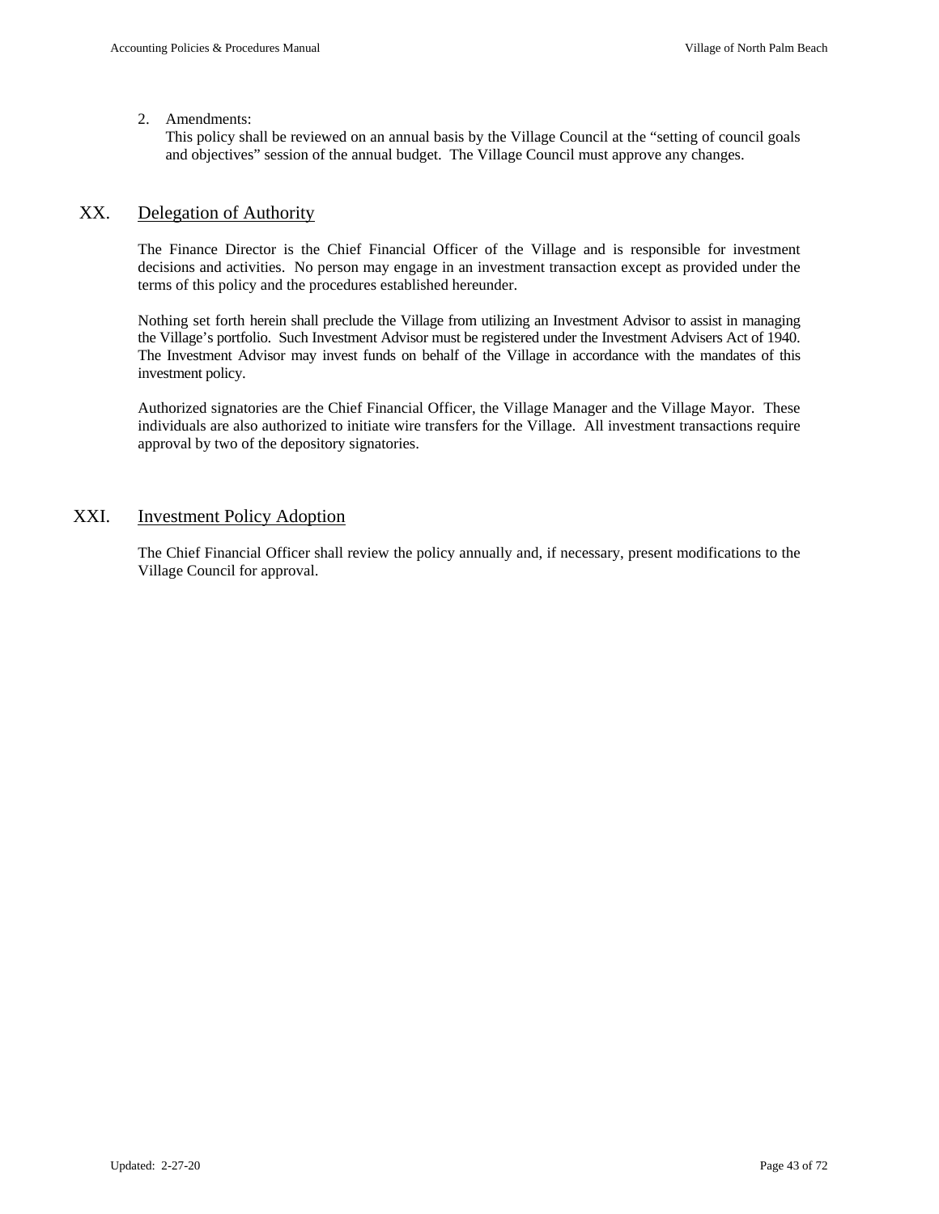2. Amendments:
   This policy shall be reviewed on an annual basis by the Village Council at the "setting of council goals and objectives" session of the annual budget. The Village Council must approve any changes.

## XX. Delegation of Authority

The Finance Director is the Chief Financial Officer of the Village and is responsible for investment decisions and activities. No person may engage in an investment transaction except as provided under the terms of this policy and the procedures established hereunder.

Nothing set forth herein shall preclude the Village from utilizing an Investment Advisor to assist in managing the Village's portfolio. Such Investment Advisor must be registered under the Investment Advisers Act of 1940. The Investment Advisor may invest funds on behalf of the Village in accordance with the mandates of this investment policy.

Authorized signatories are the Chief Financial Officer, the Village Manager and the Village Mayor. These individuals are also authorized to initiate wire transfers for the Village. All investment transactions require approval by two of the depository signatories.

## XXI. Investment Policy Adoption

The Chief Financial Officer shall review the policy annually and, if necessary, present modifications to the Village Council for approval.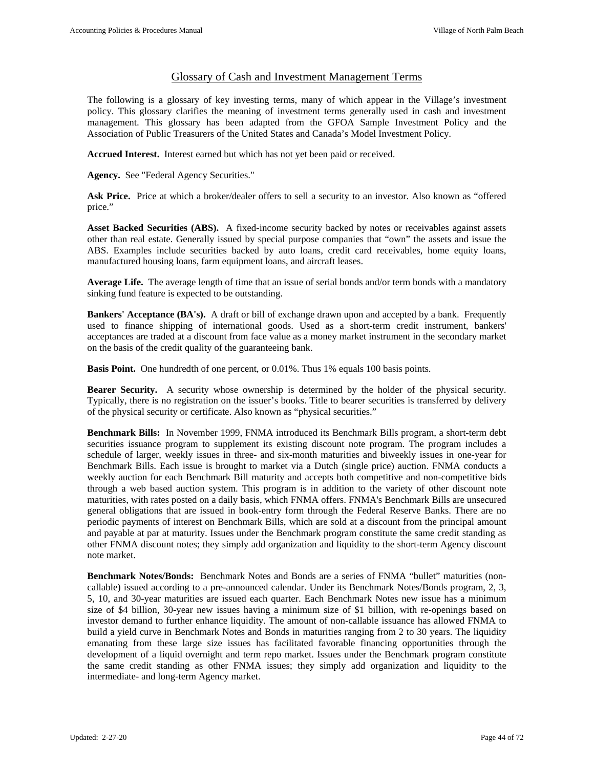## Glossary of Cash and Investment Management Terms

The following is a glossary of key investing terms, many of which appear in the Village's investment policy. This glossary clarifies the meaning of investment terms generally used in cash and investment management. This glossary has been adapted from the GFOA Sample Investment Policy and the Association of Public Treasurers of the United States and Canada's Model Investment Policy.

**Accrued Interest.** Interest earned but which has not yet been paid or received.

**Agency.** See "Federal Agency Securities."

**Ask Price.** Price at which a broker/dealer offers to sell a security to an investor. Also known as "offered price."

**Asset Backed Securities (ABS).** A fixed-income security backed by notes or receivables against assets other than real estate. Generally issued by special purpose companies that "own" the assets and issue the ABS. Examples include securities backed by auto loans, credit card receivables, home equity loans, manufactured housing loans, farm equipment loans, and aircraft leases.

**Average Life.** The average length of time that an issue of serial bonds and/or term bonds with a mandatory sinking fund feature is expected to be outstanding.

**Bankers' Acceptance (BA's).** A draft or bill of exchange drawn upon and accepted by a bank. Frequently used to finance shipping of international goods. Used as a short-term credit instrument, bankers' acceptances are traded at a discount from face value as a money market instrument in the secondary market on the basis of the credit quality of the guaranteeing bank.

**Basis Point.** One hundredth of one percent, or 0.01%. Thus 1% equals 100 basis points.

**Bearer Security.** A security whose ownership is determined by the holder of the physical security. Typically, there is no registration on the issuer's books. Title to bearer securities is transferred by delivery of the physical security or certificate. Also known as "physical securities."

**Benchmark Bills:** In November 1999, FNMA introduced its Benchmark Bills program, a short-term debt securities issuance program to supplement its existing discount note program. The program includes a schedule of larger, weekly issues in three- and six-month maturities and biweekly issues in one-year for Benchmark Bills. Each issue is brought to market via a Dutch (single price) auction. FNMA conducts a weekly auction for each Benchmark Bill maturity and accepts both competitive and non-competitive bids through a web based auction system. This program is in addition to the variety of other discount note maturities, with rates posted on a daily basis, which FNMA offers. FNMA's Benchmark Bills are unsecured general obligations that are issued in book-entry form through the Federal Reserve Banks. There are no periodic payments of interest on Benchmark Bills, which are sold at a discount from the principal amount and payable at par at maturity. Issues under the Benchmark program constitute the same credit standing as other FNMA discount notes; they simply add organization and liquidity to the short-term Agency discount note market.

**Benchmark Notes/Bonds:** Benchmark Notes and Bonds are a series of FNMA "bullet" maturities (non-callable) issued according to a pre-announced calendar. Under its Benchmark Notes/Bonds program, 2, 3, 5, 10, and 30-year maturities are issued each quarter. Each Benchmark Notes new issue has a minimum size of $4 billion, 30-year new issues having a minimum size of $1 billion, with re-openings based on investor demand to further enhance liquidity. The amount of non-callable issuance has allowed FNMA to build a yield curve in Benchmark Notes and Bonds in maturities ranging from 2 to 30 years. The liquidity emanating from these large size issues has facilitated favorable financing opportunities through the development of a liquid overnight and term repo market. Issues under the Benchmark program constitute the same credit standing as other FNMA issues; they simply add organization and liquidity to the intermediate- and long-term Agency market.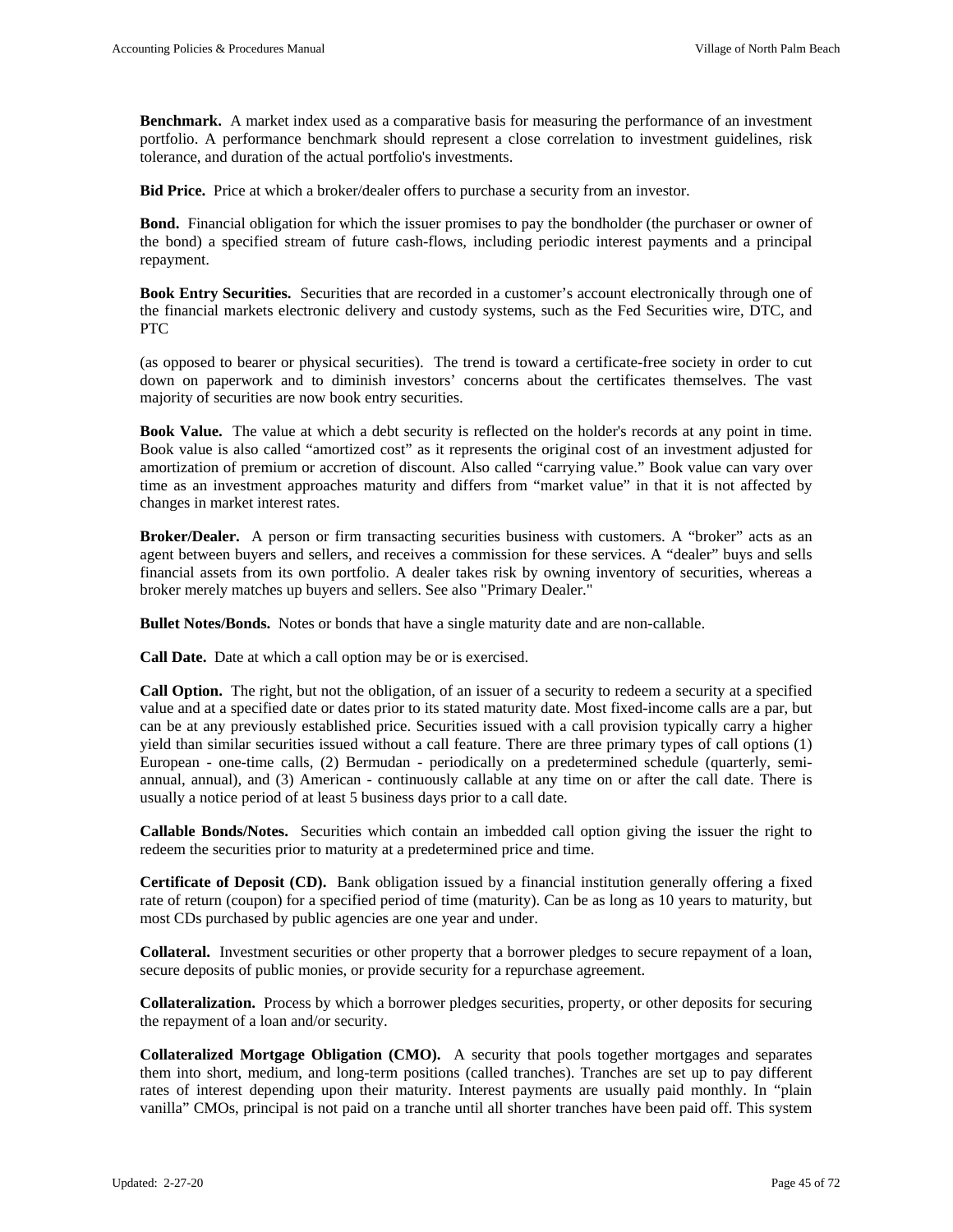**Benchmark.** A market index used as a comparative basis for measuring the performance of an investment portfolio. A performance benchmark should represent a close correlation to investment guidelines, risk tolerance, and duration of the actual portfolio's investments.

**Bid Price.** Price at which a broker/dealer offers to purchase a security from an investor.

**Bond.** Financial obligation for which the issuer promises to pay the bondholder (the purchaser or owner of the bond) a specified stream of future cash-flows, including periodic interest payments and a principal repayment.

**Book Entry Securities.** Securities that are recorded in a customer's account electronically through one of the financial markets electronic delivery and custody systems, such as the Fed Securities wire, DTC, and PTC

(as opposed to bearer or physical securities). The trend is toward a certificate-free society in order to cut down on paperwork and to diminish investors' concerns about the certificates themselves. The vast majority of securities are now book entry securities.

**Book Value.** The value at which a debt security is reflected on the holder's records at any point in time. Book value is also called "amortized cost" as it represents the original cost of an investment adjusted for amortization of premium or accretion of discount. Also called "carrying value." Book value can vary over time as an investment approaches maturity and differs from "market value" in that it is not affected by changes in market interest rates.

**Broker/Dealer.** A person or firm transacting securities business with customers. A "broker" acts as an agent between buyers and sellers, and receives a commission for these services. A "dealer" buys and sells financial assets from its own portfolio. A dealer takes risk by owning inventory of securities, whereas a broker merely matches up buyers and sellers. See also "Primary Dealer."

**Bullet Notes/Bonds.** Notes or bonds that have a single maturity date and are non-callable.

**Call Date.** Date at which a call option may be or is exercised.

**Call Option.** The right, but not the obligation, of an issuer of a security to redeem a security at a specified value and at a specified date or dates prior to its stated maturity date. Most fixed-income calls are a par, but can be at any previously established price. Securities issued with a call provision typically carry a higher yield than similar securities issued without a call feature. There are three primary types of call options (1) European - one-time calls, (2) Bermudan - periodically on a predetermined schedule (quarterly, semi-annual, annual), and (3) American - continuously callable at any time on or after the call date. There is usually a notice period of at least 5 business days prior to a call date.

**Callable Bonds/Notes.** Securities which contain an imbedded call option giving the issuer the right to redeem the securities prior to maturity at a predetermined price and time.

**Certificate of Deposit (CD).** Bank obligation issued by a financial institution generally offering a fixed rate of return (coupon) for a specified period of time (maturity). Can be as long as 10 years to maturity, but most CDs purchased by public agencies are one year and under.

**Collateral.** Investment securities or other property that a borrower pledges to secure repayment of a loan, secure deposits of public monies, or provide security for a repurchase agreement.

**Collateralization.** Process by which a borrower pledges securities, property, or other deposits for securing the repayment of a loan and/or security.

**Collateralized Mortgage Obligation (CMO).** A security that pools together mortgages and separates them into short, medium, and long-term positions (called tranches). Tranches are set up to pay different rates of interest depending upon their maturity. Interest payments are usually paid monthly. In "plain vanilla" CMOs, principal is not paid on a tranche until all shorter tranches have been paid off. This system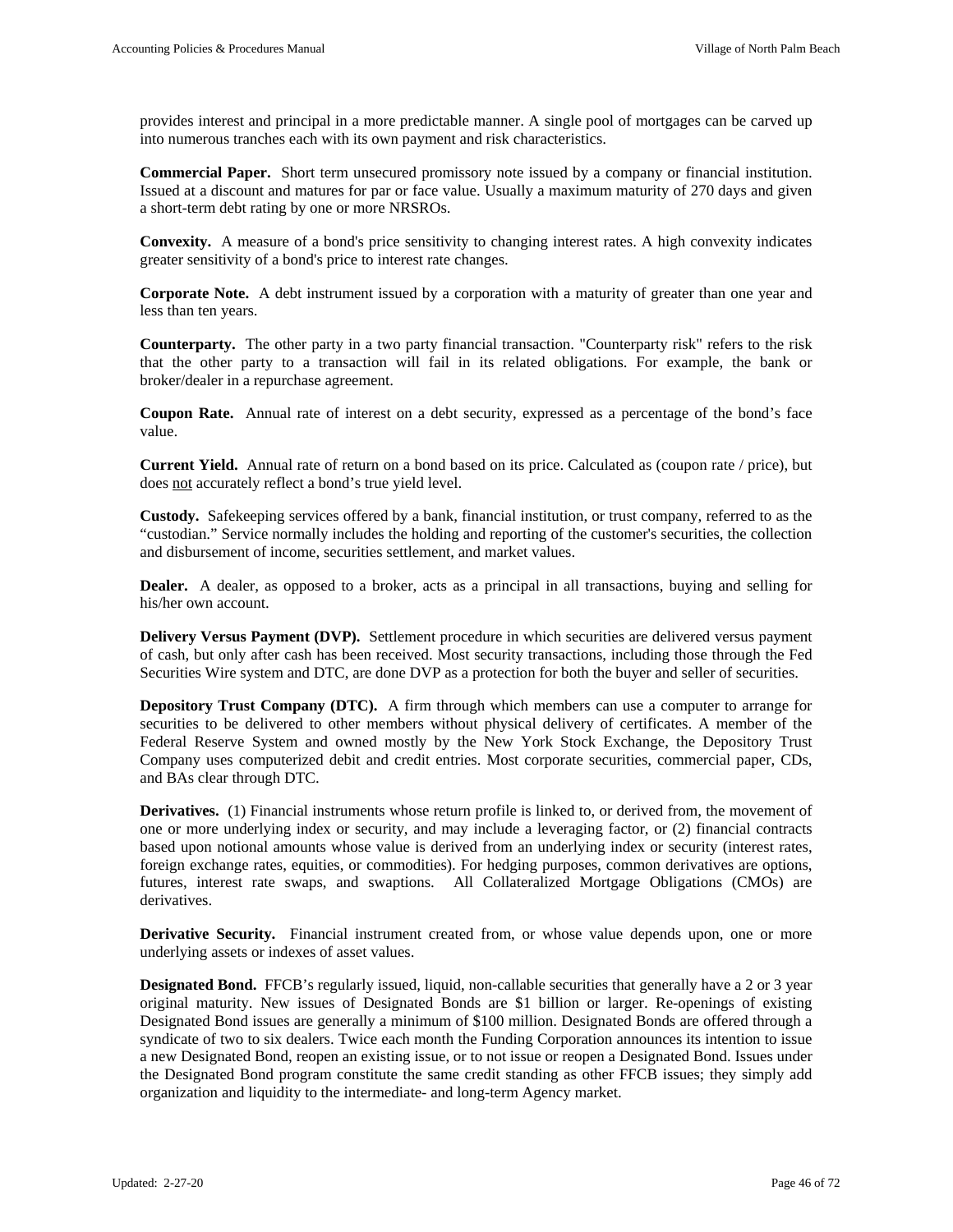provides interest and principal in a more predictable manner. A single pool of mortgages can be carved up into numerous tranches each with its own payment and risk characteristics.

**Commercial Paper.** Short term unsecured promissory note issued by a company or financial institution. Issued at a discount and matures for par or face value. Usually a maximum maturity of 270 days and given a short-term debt rating by one or more NRSROs.

**Convexity.** A measure of a bond's price sensitivity to changing interest rates. A high convexity indicates greater sensitivity of a bond's price to interest rate changes.

**Corporate Note.** A debt instrument issued by a corporation with a maturity of greater than one year and less than ten years.

**Counterparty.** The other party in a two party financial transaction. "Counterparty risk" refers to the risk that the other party to a transaction will fail in its related obligations. For example, the bank or broker/dealer in a repurchase agreement.

**Coupon Rate.** Annual rate of interest on a debt security, expressed as a percentage of the bond's face value.

**Current Yield.** Annual rate of return on a bond based on its price. Calculated as (coupon rate / price), but does <u>not</u> accurately reflect a bond's true yield level.

**Custody.** Safekeeping services offered by a bank, financial institution, or trust company, referred to as the "custodian." Service normally includes the holding and reporting of the customer's securities, the collection and disbursement of income, securities settlement, and market values.

**Dealer.** A dealer, as opposed to a broker, acts as a principal in all transactions, buying and selling for his/her own account.

**Delivery Versus Payment (DVP).** Settlement procedure in which securities are delivered versus payment of cash, but only after cash has been received. Most security transactions, including those through the Fed Securities Wire system and DTC, are done DVP as a protection for both the buyer and seller of securities.

**Depository Trust Company (DTC).** A firm through which members can use a computer to arrange for securities to be delivered to other members without physical delivery of certificates. A member of the Federal Reserve System and owned mostly by the New York Stock Exchange, the Depository Trust Company uses computerized debit and credit entries. Most corporate securities, commercial paper, CDs, and BAs clear through DTC.

**Derivatives.** (1) Financial instruments whose return profile is linked to, or derived from, the movement of one or more underlying index or security, and may include a leveraging factor, or (2) financial contracts based upon notional amounts whose value is derived from an underlying index or security (interest rates, foreign exchange rates, equities, or commodities). For hedging purposes, common derivatives are options, futures, interest rate swaps, and swaptions. All Collateralized Mortgage Obligations (CMOs) are derivatives.

**Derivative Security.** Financial instrument created from, or whose value depends upon, one or more underlying assets or indexes of asset values.

**Designated Bond.** FFCB's regularly issued, liquid, non-callable securities that generally have a 2 or 3 year original maturity. New issues of Designated Bonds are $1 billion or larger. Re-openings of existing Designated Bond issues are generally a minimum of $100 million. Designated Bonds are offered through a syndicate of two to six dealers. Twice each month the Funding Corporation announces its intention to issue a new Designated Bond, reopen an existing issue, or to not issue or reopen a Designated Bond. Issues under the Designated Bond program constitute the same credit standing as other FFCB issues; they simply add organization and liquidity to the intermediate- and long-term Agency market.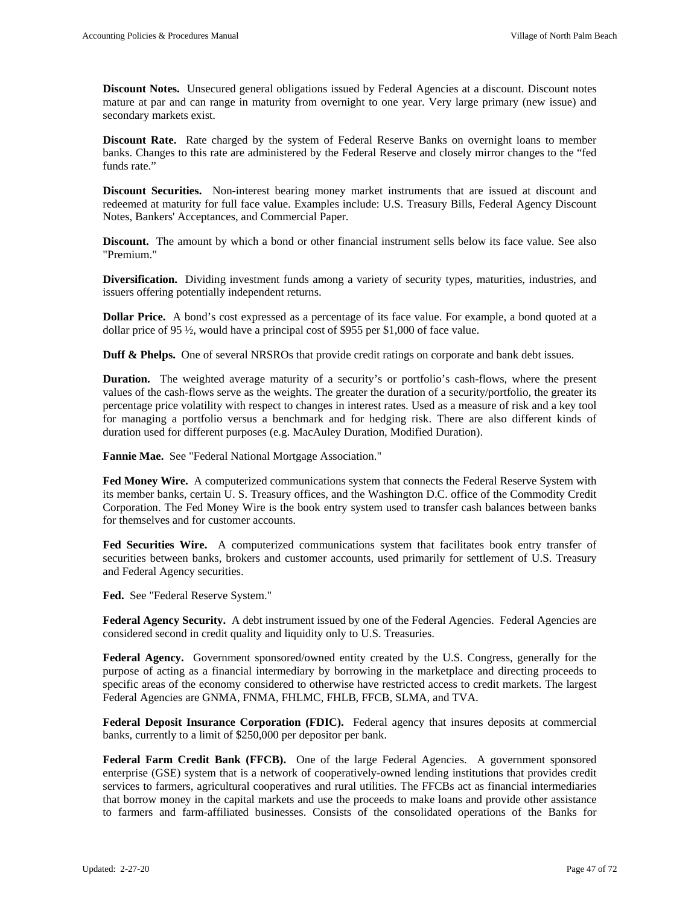**Discount Notes.** Unsecured general obligations issued by Federal Agencies at a discount. Discount notes mature at par and can range in maturity from overnight to one year. Very large primary (new issue) and secondary markets exist.

**Discount Rate.** Rate charged by the system of Federal Reserve Banks on overnight loans to member banks. Changes to this rate are administered by the Federal Reserve and closely mirror changes to the "fed funds rate."

**Discount Securities.** Non-interest bearing money market instruments that are issued at discount and redeemed at maturity for full face value. Examples include: U.S. Treasury Bills, Federal Agency Discount Notes, Bankers' Acceptances, and Commercial Paper.

**Discount.** The amount by which a bond or other financial instrument sells below its face value. See also "Premium."

**Diversification.** Dividing investment funds among a variety of security types, maturities, industries, and issuers offering potentially independent returns.

**Dollar Price.** A bond's cost expressed as a percentage of its face value. For example, a bond quoted at a dollar price of 95 ½, would have a principal cost of $955 per $1,000 of face value.

**Duff & Phelps.** One of several NRSROs that provide credit ratings on corporate and bank debt issues.

**Duration.** The weighted average maturity of a security's or portfolio's cash-flows, where the present values of the cash-flows serve as the weights. The greater the duration of a security/portfolio, the greater its percentage price volatility with respect to changes in interest rates. Used as a measure of risk and a key tool for managing a portfolio versus a benchmark and for hedging risk. There are also different kinds of duration used for different purposes (e.g. MacAuley Duration, Modified Duration).

**Fannie Mae.** See "Federal National Mortgage Association."

**Fed Money Wire.** A computerized communications system that connects the Federal Reserve System with its member banks, certain U. S. Treasury offices, and the Washington D.C. office of the Commodity Credit Corporation. The Fed Money Wire is the book entry system used to transfer cash balances between banks for themselves and for customer accounts.

**Fed Securities Wire.** A computerized communications system that facilitates book entry transfer of securities between banks, brokers and customer accounts, used primarily for settlement of U.S. Treasury and Federal Agency securities.

**Fed.** See "Federal Reserve System."

**Federal Agency Security.** A debt instrument issued by one of the Federal Agencies. Federal Agencies are considered second in credit quality and liquidity only to U.S. Treasuries.

**Federal Agency.** Government sponsored/owned entity created by the U.S. Congress, generally for the purpose of acting as a financial intermediary by borrowing in the marketplace and directing proceeds to specific areas of the economy considered to otherwise have restricted access to credit markets. The largest Federal Agencies are GNMA, FNMA, FHLMC, FHLB, FFCB, SLMA, and TVA.

**Federal Deposit Insurance Corporation (FDIC).** Federal agency that insures deposits at commercial banks, currently to a limit of $250,000 per depositor per bank.

**Federal Farm Credit Bank (FFCB).** One of the large Federal Agencies. A government sponsored enterprise (GSE) system that is a network of cooperatively-owned lending institutions that provides credit services to farmers, agricultural cooperatives and rural utilities. The FFCBs act as financial intermediaries that borrow money in the capital markets and use the proceeds to make loans and provide other assistance to farmers and farm-affiliated businesses. Consists of the consolidated operations of the Banks for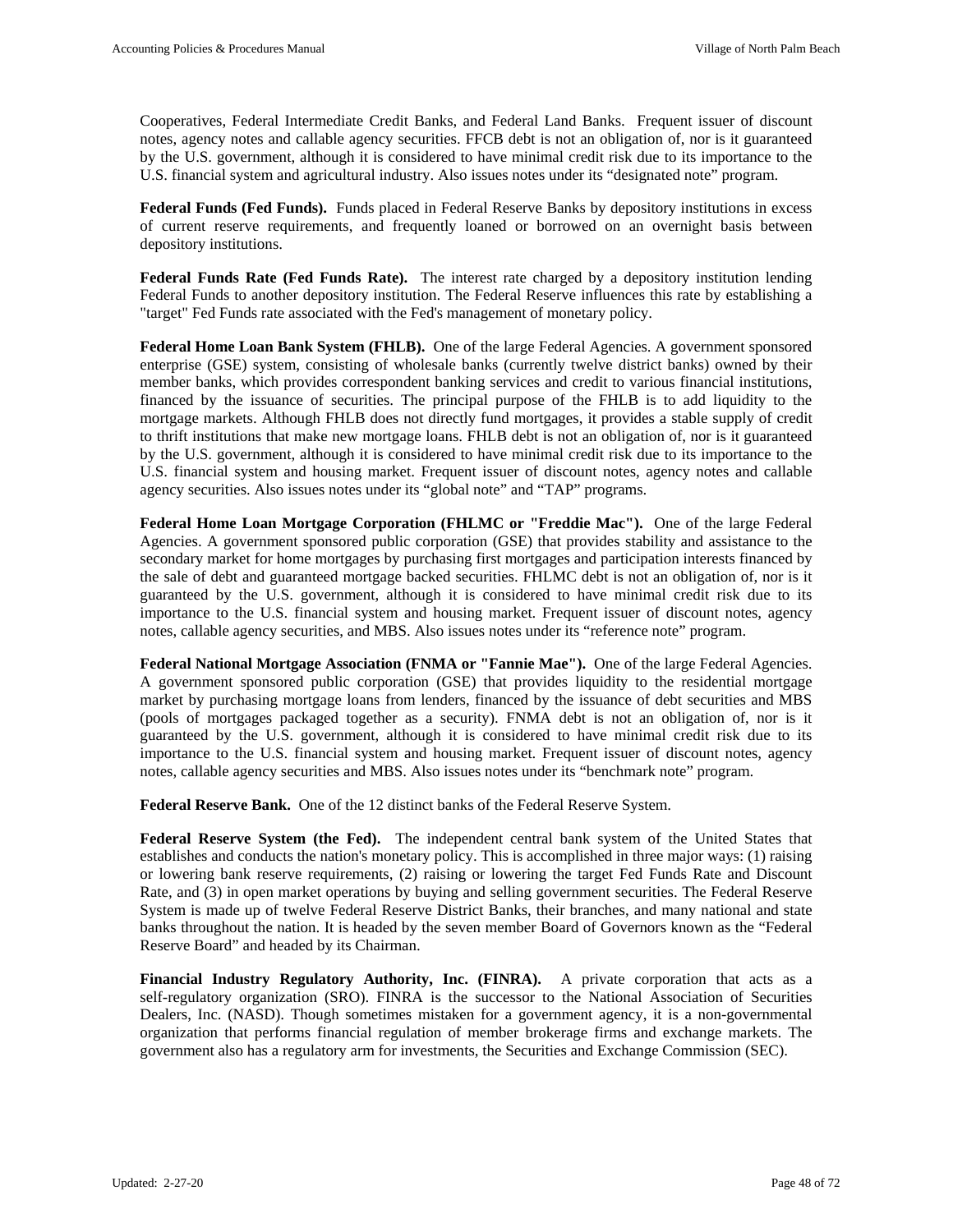Cooperatives, Federal Intermediate Credit Banks, and Federal Land Banks. Frequent issuer of discount notes, agency notes and callable agency securities. FFCB debt is not an obligation of, nor is it guaranteed by the U.S. government, although it is considered to have minimal credit risk due to its importance to the U.S. financial system and agricultural industry. Also issues notes under its "designated note" program.

**Federal Funds (Fed Funds).** Funds placed in Federal Reserve Banks by depository institutions in excess of current reserve requirements, and frequently loaned or borrowed on an overnight basis between depository institutions.

**Federal Funds Rate (Fed Funds Rate).** The interest rate charged by a depository institution lending Federal Funds to another depository institution. The Federal Reserve influences this rate by establishing a "target" Fed Funds rate associated with the Fed's management of monetary policy.

**Federal Home Loan Bank System (FHLB).** One of the large Federal Agencies. A government sponsored enterprise (GSE) system, consisting of wholesale banks (currently twelve district banks) owned by their member banks, which provides correspondent banking services and credit to various financial institutions, financed by the issuance of securities. The principal purpose of the FHLB is to add liquidity to the mortgage markets. Although FHLB does not directly fund mortgages, it provides a stable supply of credit to thrift institutions that make new mortgage loans. FHLB debt is not an obligation of, nor is it guaranteed by the U.S. government, although it is considered to have minimal credit risk due to its importance to the U.S. financial system and housing market. Frequent issuer of discount notes, agency notes and callable agency securities. Also issues notes under its "global note" and "TAP" programs.

**Federal Home Loan Mortgage Corporation (FHLMC or "Freddie Mac").** One of the large Federal Agencies. A government sponsored public corporation (GSE) that provides stability and assistance to the secondary market for home mortgages by purchasing first mortgages and participation interests financed by the sale of debt and guaranteed mortgage backed securities. FHLMC debt is not an obligation of, nor is it guaranteed by the U.S. government, although it is considered to have minimal credit risk due to its importance to the U.S. financial system and housing market. Frequent issuer of discount notes, agency notes, callable agency securities, and MBS. Also issues notes under its "reference note" program.

**Federal National Mortgage Association (FNMA or "Fannie Mae").** One of the large Federal Agencies. A government sponsored public corporation (GSE) that provides liquidity to the residential mortgage market by purchasing mortgage loans from lenders, financed by the issuance of debt securities and MBS (pools of mortgages packaged together as a security). FNMA debt is not an obligation of, nor is it guaranteed by the U.S. government, although it is considered to have minimal credit risk due to its importance to the U.S. financial system and housing market. Frequent issuer of discount notes, agency notes, callable agency securities and MBS. Also issues notes under its "benchmark note" program.

**Federal Reserve Bank.** One of the 12 distinct banks of the Federal Reserve System.

**Federal Reserve System (the Fed).** The independent central bank system of the United States that establishes and conducts the nation's monetary policy. This is accomplished in three major ways: (1) raising or lowering bank reserve requirements, (2) raising or lowering the target Fed Funds Rate and Discount Rate, and (3) in open market operations by buying and selling government securities. The Federal Reserve System is made up of twelve Federal Reserve District Banks, their branches, and many national and state banks throughout the nation. It is headed by the seven member Board of Governors known as the "Federal Reserve Board" and headed by its Chairman.

**Financial Industry Regulatory Authority, Inc. (FINRA).** A private corporation that acts as a self-regulatory organization (SRO). FINRA is the successor to the National Association of Securities Dealers, Inc. (NASD). Though sometimes mistaken for a government agency, it is a non-governmental organization that performs financial regulation of member brokerage firms and exchange markets. The government also has a regulatory arm for investments, the Securities and Exchange Commission (SEC).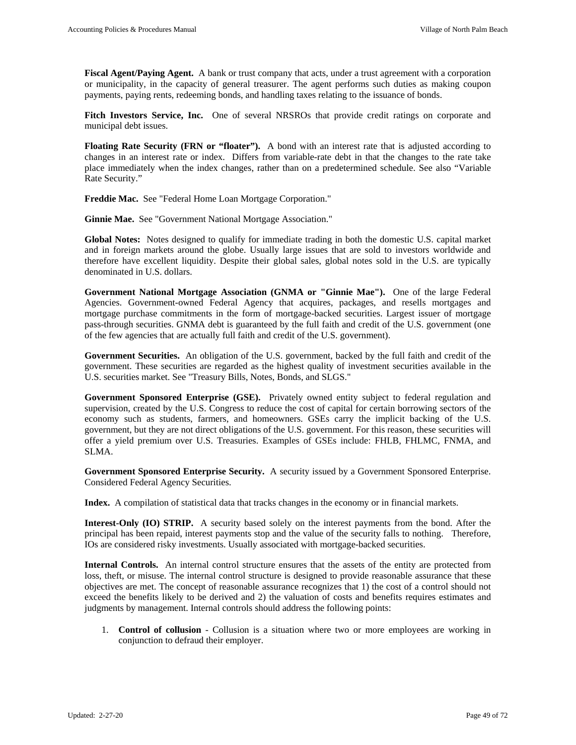**Fiscal Agent/Paying Agent.** A bank or trust company that acts, under a trust agreement with a corporation or municipality, in the capacity of general treasurer. The agent performs such duties as making coupon payments, paying rents, redeeming bonds, and handling taxes relating to the issuance of bonds.

**Fitch Investors Service, Inc.** One of several NRSROs that provide credit ratings on corporate and municipal debt issues.

**Floating Rate Security (FRN or "floater").** A bond with an interest rate that is adjusted according to changes in an interest rate or index. Differs from variable-rate debt in that the changes to the rate take place immediately when the index changes, rather than on a predetermined schedule. See also "Variable Rate Security."

**Freddie Mac.** See "Federal Home Loan Mortgage Corporation."

**Ginnie Mae.** See "Government National Mortgage Association."

**Global Notes:** Notes designed to qualify for immediate trading in both the domestic U.S. capital market and in foreign markets around the globe. Usually large issues that are sold to investors worldwide and therefore have excellent liquidity. Despite their global sales, global notes sold in the U.S. are typically denominated in U.S. dollars.

**Government National Mortgage Association (GNMA or "Ginnie Mae").** One of the large Federal Agencies. Government-owned Federal Agency that acquires, packages, and resells mortgages and mortgage purchase commitments in the form of mortgage-backed securities. Largest issuer of mortgage pass-through securities. GNMA debt is guaranteed by the full faith and credit of the U.S. government (one of the few agencies that are actually full faith and credit of the U.S. government).

**Government Securities.** An obligation of the U.S. government, backed by the full faith and credit of the government. These securities are regarded as the highest quality of investment securities available in the U.S. securities market. See "Treasury Bills, Notes, Bonds, and SLGS."

**Government Sponsored Enterprise (GSE).** Privately owned entity subject to federal regulation and supervision, created by the U.S. Congress to reduce the cost of capital for certain borrowing sectors of the economy such as students, farmers, and homeowners. GSEs carry the implicit backing of the U.S. government, but they are not direct obligations of the U.S. government. For this reason, these securities will offer a yield premium over U.S. Treasuries. Examples of GSEs include: FHLB, FHLMC, FNMA, and SLMA.

**Government Sponsored Enterprise Security.** A security issued by a Government Sponsored Enterprise. Considered Federal Agency Securities.

**Index.** A compilation of statistical data that tracks changes in the economy or in financial markets.

**Interest-Only (IO) STRIP.** A security based solely on the interest payments from the bond. After the principal has been repaid, interest payments stop and the value of the security falls to nothing. Therefore, IOs are considered risky investments. Usually associated with mortgage-backed securities.

**Internal Controls.** An internal control structure ensures that the assets of the entity are protected from loss, theft, or misuse. The internal control structure is designed to provide reasonable assurance that these objectives are met. The concept of reasonable assurance recognizes that 1) the cost of a control should not exceed the benefits likely to be derived and 2) the valuation of costs and benefits requires estimates and judgments by management. Internal controls should address the following points:

1. **Control of collusion** - Collusion is a situation where two or more employees are working in conjunction to defraud their employer.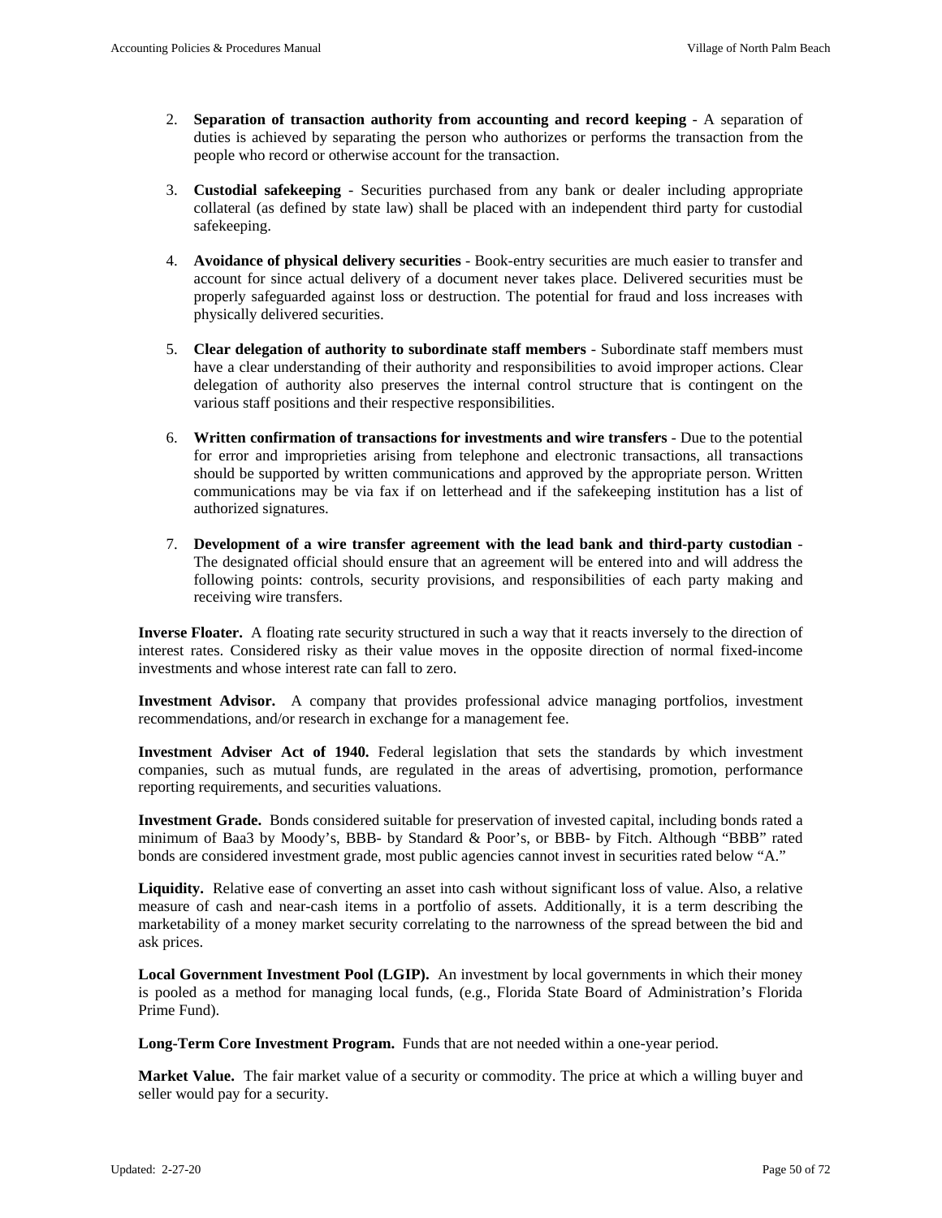2. **Separation of transaction authority from accounting and record keeping** - A separation of duties is achieved by separating the person who authorizes or performs the transaction from the people who record or otherwise account for the transaction.

3. **Custodial safekeeping** - Securities purchased from any bank or dealer including appropriate collateral (as defined by state law) shall be placed with an independent third party for custodial safekeeping.

4. **Avoidance of physical delivery securities** - Book-entry securities are much easier to transfer and account for since actual delivery of a document never takes place. Delivered securities must be properly safeguarded against loss or destruction. The potential for fraud and loss increases with physically delivered securities.

5. **Clear delegation of authority to subordinate staff members** - Subordinate staff members must have a clear understanding of their authority and responsibilities to avoid improper actions. Clear delegation of authority also preserves the internal control structure that is contingent on the various staff positions and their respective responsibilities.

6. **Written confirmation of transactions for investments and wire transfers** - Due to the potential for error and improprieties arising from telephone and electronic transactions, all transactions should be supported by written communications and approved by the appropriate person. Written communications may be via fax if on letterhead and if the safekeeping institution has a list of authorized signatures.

7. **Development of a wire transfer agreement with the lead bank and third-party custodian** - The designated official should ensure that an agreement will be entered into and will address the following points: controls, security provisions, and responsibilities of each party making and receiving wire transfers.

**Inverse Floater.** A floating rate security structured in such a way that it reacts inversely to the direction of interest rates. Considered risky as their value moves in the opposite direction of normal fixed-income investments and whose interest rate can fall to zero.

**Investment Advisor.** A company that provides professional advice managing portfolios, investment recommendations, and/or research in exchange for a management fee.

**Investment Adviser Act of 1940.** Federal legislation that sets the standards by which investment companies, such as mutual funds, are regulated in the areas of advertising, promotion, performance reporting requirements, and securities valuations.

**Investment Grade.** Bonds considered suitable for preservation of invested capital, including bonds rated a minimum of Baa3 by Moody's, BBB- by Standard & Poor's, or BBB- by Fitch. Although "BBB" rated bonds are considered investment grade, most public agencies cannot invest in securities rated below "A."

**Liquidity.** Relative ease of converting an asset into cash without significant loss of value. Also, a relative measure of cash and near-cash items in a portfolio of assets. Additionally, it is a term describing the marketability of a money market security correlating to the narrowness of the spread between the bid and ask prices.

**Local Government Investment Pool (LGIP).** An investment by local governments in which their money is pooled as a method for managing local funds, (e.g., Florida State Board of Administration's Florida Prime Fund).

**Long-Term Core Investment Program.** Funds that are not needed within a one-year period.

**Market Value.** The fair market value of a security or commodity. The price at which a willing buyer and seller would pay for a security.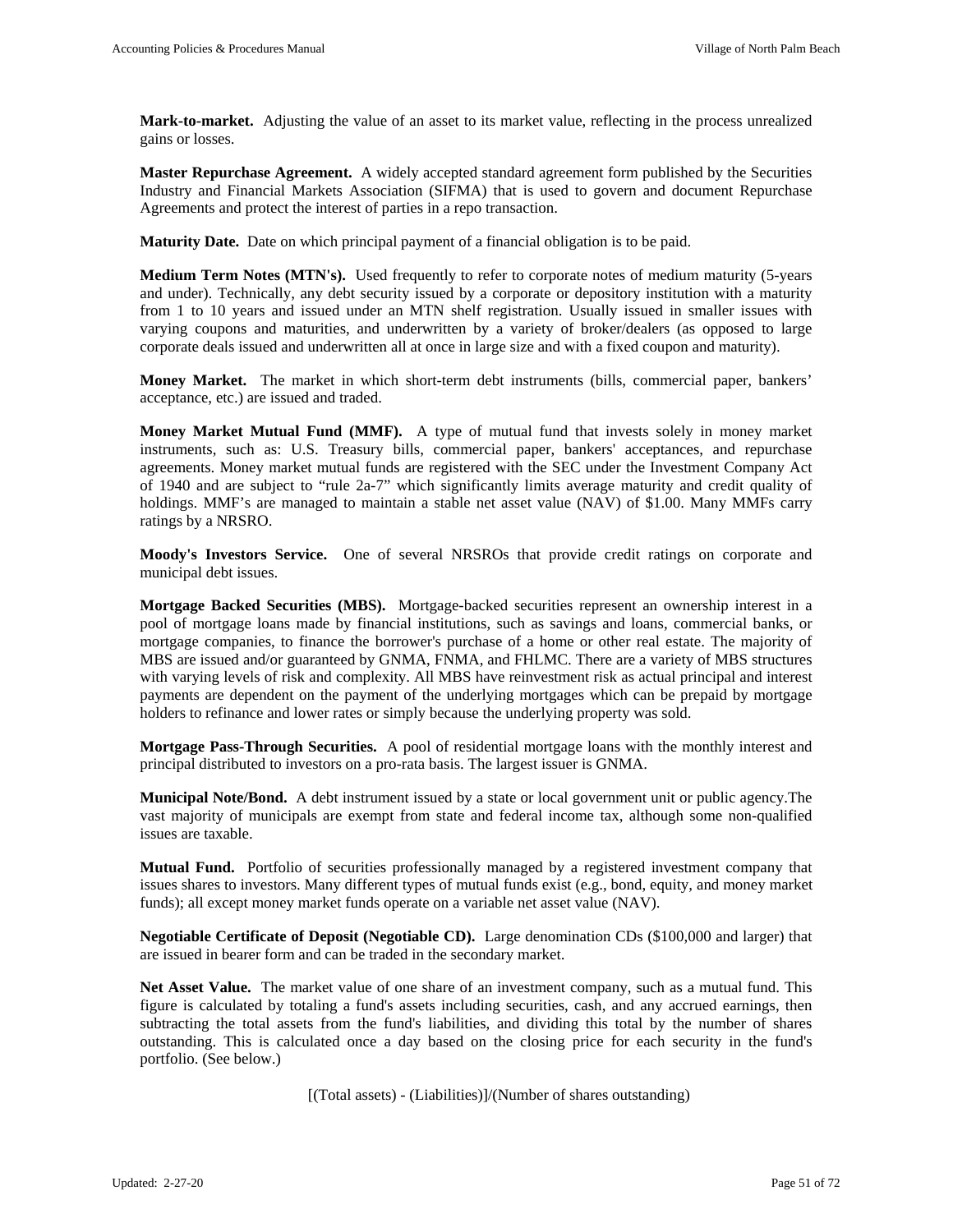**Mark-to-market.** Adjusting the value of an asset to its market value, reflecting in the process unrealized gains or losses.

**Master Repurchase Agreement.** A widely accepted standard agreement form published by the Securities Industry and Financial Markets Association (SIFMA) that is used to govern and document Repurchase Agreements and protect the interest of parties in a repo transaction.

**Maturity Date.** Date on which principal payment of a financial obligation is to be paid.

**Medium Term Notes (MTN's).** Used frequently to refer to corporate notes of medium maturity (5-years and under). Technically, any debt security issued by a corporate or depository institution with a maturity from 1 to 10 years and issued under an MTN shelf registration. Usually issued in smaller issues with varying coupons and maturities, and underwritten by a variety of broker/dealers (as opposed to large corporate deals issued and underwritten all at once in large size and with a fixed coupon and maturity).

**Money Market.** The market in which short-term debt instruments (bills, commercial paper, bankers' acceptance, etc.) are issued and traded.

**Money Market Mutual Fund (MMF).** A type of mutual fund that invests solely in money market instruments, such as: U.S. Treasury bills, commercial paper, bankers' acceptances, and repurchase agreements. Money market mutual funds are registered with the SEC under the Investment Company Act of 1940 and are subject to "rule 2a-7" which significantly limits average maturity and credit quality of holdings. MMF's are managed to maintain a stable net asset value (NAV) of $1.00. Many MMFs carry ratings by a NRSRO.

**Moody's Investors Service.** One of several NRSROs that provide credit ratings on corporate and municipal debt issues.

**Mortgage Backed Securities (MBS).** Mortgage-backed securities represent an ownership interest in a pool of mortgage loans made by financial institutions, such as savings and loans, commercial banks, or mortgage companies, to finance the borrower's purchase of a home or other real estate. The majority of MBS are issued and/or guaranteed by GNMA, FNMA, and FHLMC. There are a variety of MBS structures with varying levels of risk and complexity. All MBS have reinvestment risk as actual principal and interest payments are dependent on the payment of the underlying mortgages which can be prepaid by mortgage holders to refinance and lower rates or simply because the underlying property was sold.

**Mortgage Pass-Through Securities.** A pool of residential mortgage loans with the monthly interest and principal distributed to investors on a pro-rata basis. The largest issuer is GNMA.

**Municipal Note/Bond.** A debt instrument issued by a state or local government unit or public agency.The vast majority of municipals are exempt from state and federal income tax, although some non-qualified issues are taxable.

**Mutual Fund.** Portfolio of securities professionally managed by a registered investment company that issues shares to investors. Many different types of mutual funds exist (e.g., bond, equity, and money market funds); all except money market funds operate on a variable net asset value (NAV).

**Negotiable Certificate of Deposit (Negotiable CD).** Large denomination CDs ($100,000 and larger) that are issued in bearer form and can be traded in the secondary market.

**Net Asset Value.** The market value of one share of an investment company, such as a mutual fund. This figure is calculated by totaling a fund's assets including securities, cash, and any accrued earnings, then subtracting the total assets from the fund's liabilities, and dividing this total by the number of shares outstanding. This is calculated once a day based on the closing price for each security in the fund's portfolio. (See below.)

[(Total assets) - (Liabilities)]/(Number of shares outstanding)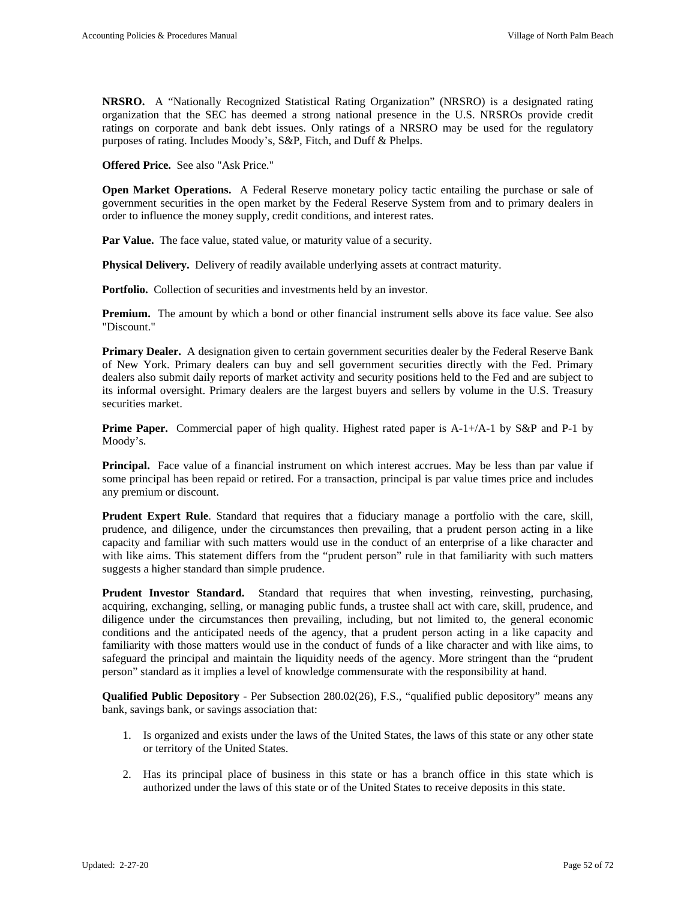**NRSRO.** A "Nationally Recognized Statistical Rating Organization" (NRSRO) is a designated rating organization that the SEC has deemed a strong national presence in the U.S. NRSROs provide credit ratings on corporate and bank debt issues. Only ratings of a NRSRO may be used for the regulatory purposes of rating. Includes Moody's, S&P, Fitch, and Duff & Phelps.

**Offered Price.** See also "Ask Price."

**Open Market Operations.** A Federal Reserve monetary policy tactic entailing the purchase or sale of government securities in the open market by the Federal Reserve System from and to primary dealers in order to influence the money supply, credit conditions, and interest rates.

**Par Value.** The face value, stated value, or maturity value of a security.

**Physical Delivery.** Delivery of readily available underlying assets at contract maturity.

**Portfolio.** Collection of securities and investments held by an investor.

**Premium.** The amount by which a bond or other financial instrument sells above its face value. See also "Discount."

**Primary Dealer.** A designation given to certain government securities dealer by the Federal Reserve Bank of New York. Primary dealers can buy and sell government securities directly with the Fed. Primary dealers also submit daily reports of market activity and security positions held to the Fed and are subject to its informal oversight. Primary dealers are the largest buyers and sellers by volume in the U.S. Treasury securities market.

**Prime Paper.** Commercial paper of high quality. Highest rated paper is A-1+/A-1 by S&P and P-1 by Moody's.

**Principal.** Face value of a financial instrument on which interest accrues. May be less than par value if some principal has been repaid or retired. For a transaction, principal is par value times price and includes any premium or discount.

**Prudent Expert Rule**. Standard that requires that a fiduciary manage a portfolio with the care, skill, prudence, and diligence, under the circumstances then prevailing, that a prudent person acting in a like capacity and familiar with such matters would use in the conduct of an enterprise of a like character and with like aims. This statement differs from the "prudent person" rule in that familiarity with such matters suggests a higher standard than simple prudence.

**Prudent Investor Standard.** Standard that requires that when investing, reinvesting, purchasing, acquiring, exchanging, selling, or managing public funds, a trustee shall act with care, skill, prudence, and diligence under the circumstances then prevailing, including, but not limited to, the general economic conditions and the anticipated needs of the agency, that a prudent person acting in a like capacity and familiarity with those matters would use in the conduct of funds of a like character and with like aims, to safeguard the principal and maintain the liquidity needs of the agency. More stringent than the "prudent person" standard as it implies a level of knowledge commensurate with the responsibility at hand.

**Qualified Public Depository** - Per Subsection 280.02(26), F.S., "qualified public depository" means any bank, savings bank, or savings association that:

1. Is organized and exists under the laws of the United States, the laws of this state or any other state or territory of the United States.

2. Has its principal place of business in this state or has a branch office in this state which is authorized under the laws of this state or of the United States to receive deposits in this state.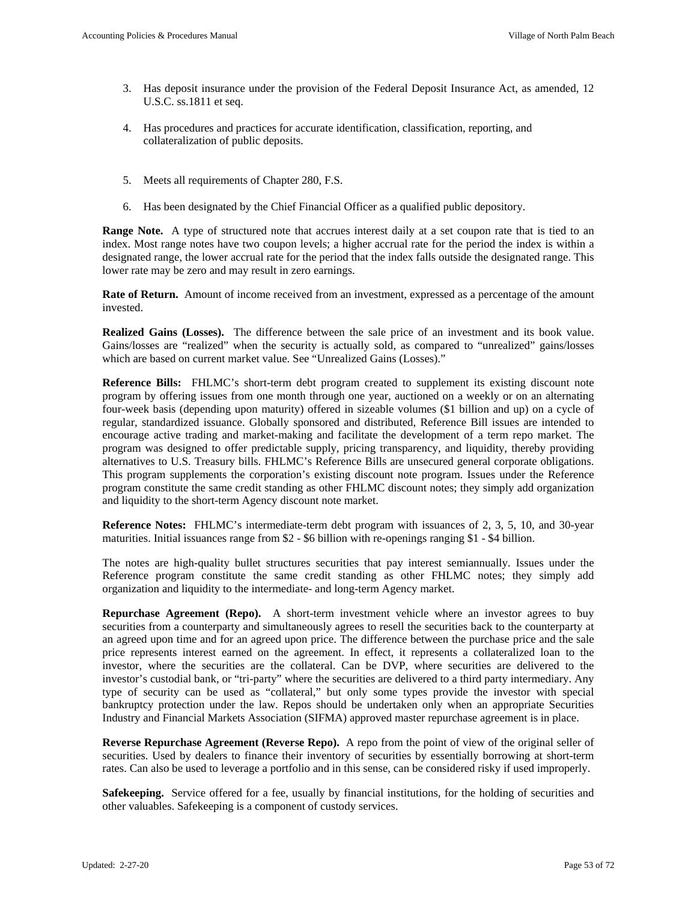3. Has deposit insurance under the provision of the Federal Deposit Insurance Act, as amended, 12 U.S.C. ss.1811 et seq.

4. Has procedures and practices for accurate identification, classification, reporting, and collateralization of public deposits.

5. Meets all requirements of Chapter 280, F.S.

6. Has been designated by the Chief Financial Officer as a qualified public depository.

**Range Note.** A type of structured note that accrues interest daily at a set coupon rate that is tied to an index. Most range notes have two coupon levels; a higher accrual rate for the period the index is within a designated range, the lower accrual rate for the period that the index falls outside the designated range. This lower rate may be zero and may result in zero earnings.

**Rate of Return.** Amount of income received from an investment, expressed as a percentage of the amount invested.

**Realized Gains (Losses).** The difference between the sale price of an investment and its book value. Gains/losses are "realized" when the security is actually sold, as compared to "unrealized" gains/losses which are based on current market value. See "Unrealized Gains (Losses)."

**Reference Bills:** FHLMC's short-term debt program created to supplement its existing discount note program by offering issues from one month through one year, auctioned on a weekly or on an alternating four-week basis (depending upon maturity) offered in sizeable volumes ($1 billion and up) on a cycle of regular, standardized issuance. Globally sponsored and distributed, Reference Bill issues are intended to encourage active trading and market-making and facilitate the development of a term repo market. The program was designed to offer predictable supply, pricing transparency, and liquidity, thereby providing alternatives to U.S. Treasury bills. FHLMC's Reference Bills are unsecured general corporate obligations. This program supplements the corporation's existing discount note program. Issues under the Reference program constitute the same credit standing as other FHLMC discount notes; they simply add organization and liquidity to the short-term Agency discount note market.

**Reference Notes:** FHLMC's intermediate-term debt program with issuances of 2, 3, 5, 10, and 30-year maturities. Initial issuances range from $2 - $6 billion with re-openings ranging $1 - $4 billion.

The notes are high-quality bullet structures securities that pay interest semiannually. Issues under the Reference program constitute the same credit standing as other FHLMC notes; they simply add organization and liquidity to the intermediate- and long-term Agency market.

**Repurchase Agreement (Repo).** A short-term investment vehicle where an investor agrees to buy securities from a counterparty and simultaneously agrees to resell the securities back to the counterparty at an agreed upon time and for an agreed upon price. The difference between the purchase price and the sale price represents interest earned on the agreement. In effect, it represents a collateralized loan to the investor, where the securities are the collateral. Can be DVP, where securities are delivered to the investor's custodial bank, or "tri-party" where the securities are delivered to a third party intermediary. Any type of security can be used as "collateral," but only some types provide the investor with special bankruptcy protection under the law. Repos should be undertaken only when an appropriate Securities Industry and Financial Markets Association (SIFMA) approved master repurchase agreement is in place.

**Reverse Repurchase Agreement (Reverse Repo).** A repo from the point of view of the original seller of securities. Used by dealers to finance their inventory of securities by essentially borrowing at short-term rates. Can also be used to leverage a portfolio and in this sense, can be considered risky if used improperly.

**Safekeeping.** Service offered for a fee, usually by financial institutions, for the holding of securities and other valuables. Safekeeping is a component of custody services.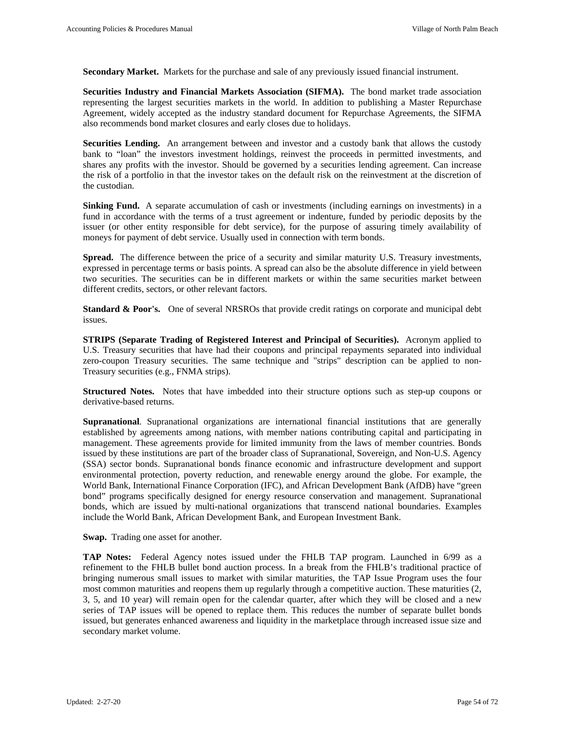**Secondary Market.** Markets for the purchase and sale of any previously issued financial instrument.

**Securities Industry and Financial Markets Association (SIFMA).** The bond market trade association representing the largest securities markets in the world. In addition to publishing a Master Repurchase Agreement, widely accepted as the industry standard document for Repurchase Agreements, the SIFMA also recommends bond market closures and early closes due to holidays.

**Securities Lending.** An arrangement between and investor and a custody bank that allows the custody bank to "loan" the investors investment holdings, reinvest the proceeds in permitted investments, and shares any profits with the investor. Should be governed by a securities lending agreement. Can increase the risk of a portfolio in that the investor takes on the default risk on the reinvestment at the discretion of the custodian.

**Sinking Fund.** A separate accumulation of cash or investments (including earnings on investments) in a fund in accordance with the terms of a trust agreement or indenture, funded by periodic deposits by the issuer (or other entity responsible for debt service), for the purpose of assuring timely availability of moneys for payment of debt service. Usually used in connection with term bonds.

**Spread.** The difference between the price of a security and similar maturity U.S. Treasury investments, expressed in percentage terms or basis points. A spread can also be the absolute difference in yield between two securities. The securities can be in different markets or within the same securities market between different credits, sectors, or other relevant factors.

**Standard & Poor's.** One of several NRSROs that provide credit ratings on corporate and municipal debt issues.

**STRIPS (Separate Trading of Registered Interest and Principal of Securities).** Acronym applied to U.S. Treasury securities that have had their coupons and principal repayments separated into individual zero-coupon Treasury securities. The same technique and "strips" description can be applied to non-Treasury securities (e.g., FNMA strips).

**Structured Notes.** Notes that have imbedded into their structure options such as step-up coupons or derivative-based returns.

**Supranational**. Supranational organizations are international financial institutions that are generally established by agreements among nations, with member nations contributing capital and participating in management. These agreements provide for limited immunity from the laws of member countries. Bonds issued by these institutions are part of the broader class of Supranational, Sovereign, and Non-U.S. Agency (SSA) sector bonds. Supranational bonds finance economic and infrastructure development and support environmental protection, poverty reduction, and renewable energy around the globe. For example, the World Bank, International Finance Corporation (IFC), and African Development Bank (AfDB) have "green bond" programs specifically designed for energy resource conservation and management. Supranational bonds, which are issued by multi-national organizations that transcend national boundaries. Examples include the World Bank, African Development Bank, and European Investment Bank.

**Swap.** Trading one asset for another.

**TAP Notes:** Federal Agency notes issued under the FHLB TAP program. Launched in 6/99 as a refinement to the FHLB bullet bond auction process. In a break from the FHLB's traditional practice of bringing numerous small issues to market with similar maturities, the TAP Issue Program uses the four most common maturities and reopens them up regularly through a competitive auction. These maturities (2, 3, 5, and 10 year) will remain open for the calendar quarter, after which they will be closed and a new series of TAP issues will be opened to replace them. This reduces the number of separate bullet bonds issued, but generates enhanced awareness and liquidity in the marketplace through increased issue size and secondary market volume.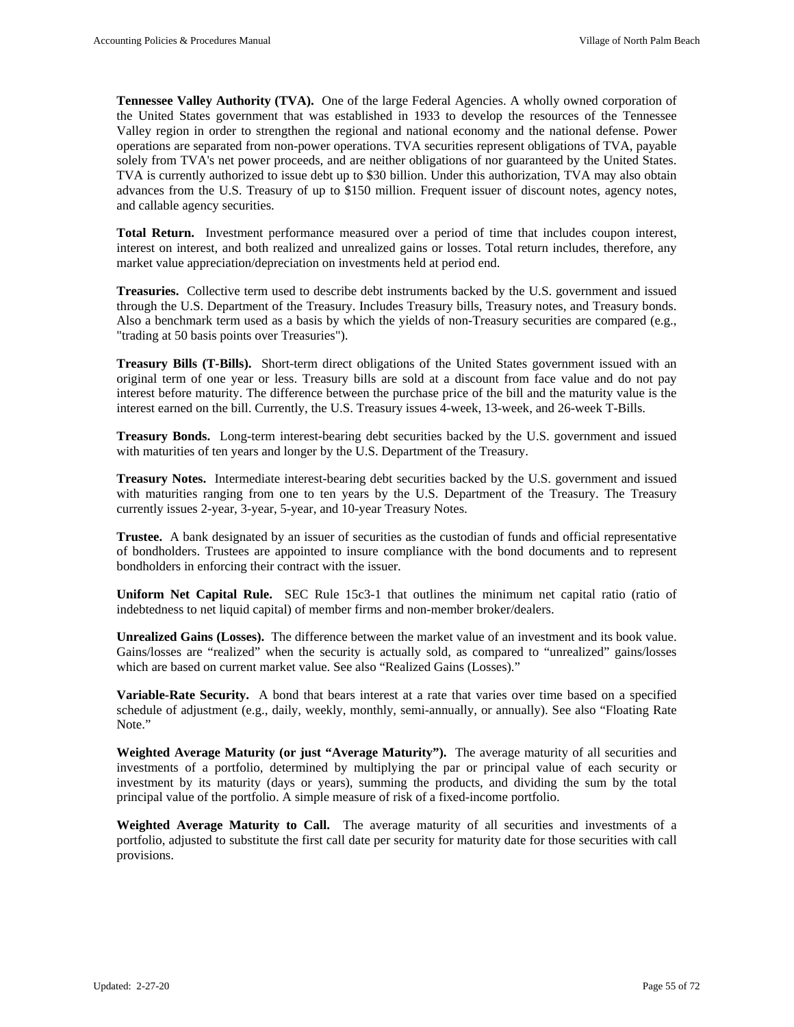**Tennessee Valley Authority (TVA).** One of the large Federal Agencies. A wholly owned corporation of the United States government that was established in 1933 to develop the resources of the Tennessee Valley region in order to strengthen the regional and national economy and the national defense. Power operations are separated from non-power operations. TVA securities represent obligations of TVA, payable solely from TVA's net power proceeds, and are neither obligations of nor guaranteed by the United States. TVA is currently authorized to issue debt up to $30 billion. Under this authorization, TVA may also obtain advances from the U.S. Treasury of up to $150 million. Frequent issuer of discount notes, agency notes, and callable agency securities.

**Total Return.** Investment performance measured over a period of time that includes coupon interest, interest on interest, and both realized and unrealized gains or losses. Total return includes, therefore, any market value appreciation/depreciation on investments held at period end.

**Treasuries.** Collective term used to describe debt instruments backed by the U.S. government and issued through the U.S. Department of the Treasury. Includes Treasury bills, Treasury notes, and Treasury bonds. Also a benchmark term used as a basis by which the yields of non-Treasury securities are compared (e.g., "trading at 50 basis points over Treasuries").

**Treasury Bills (T-Bills).** Short-term direct obligations of the United States government issued with an original term of one year or less. Treasury bills are sold at a discount from face value and do not pay interest before maturity. The difference between the purchase price of the bill and the maturity value is the interest earned on the bill. Currently, the U.S. Treasury issues 4-week, 13-week, and 26-week T-Bills.

**Treasury Bonds.** Long-term interest-bearing debt securities backed by the U.S. government and issued with maturities of ten years and longer by the U.S. Department of the Treasury.

**Treasury Notes.** Intermediate interest-bearing debt securities backed by the U.S. government and issued with maturities ranging from one to ten years by the U.S. Department of the Treasury. The Treasury currently issues 2-year, 3-year, 5-year, and 10-year Treasury Notes.

**Trustee.** A bank designated by an issuer of securities as the custodian of funds and official representative of bondholders. Trustees are appointed to insure compliance with the bond documents and to represent bondholders in enforcing their contract with the issuer.

**Uniform Net Capital Rule.** SEC Rule 15c3-1 that outlines the minimum net capital ratio (ratio of indebtedness to net liquid capital) of member firms and non-member broker/dealers.

**Unrealized Gains (Losses).** The difference between the market value of an investment and its book value. Gains/losses are "realized" when the security is actually sold, as compared to "unrealized" gains/losses which are based on current market value. See also "Realized Gains (Losses)."

**Variable-Rate Security.** A bond that bears interest at a rate that varies over time based on a specified schedule of adjustment (e.g., daily, weekly, monthly, semi-annually, or annually). See also "Floating Rate Note."

**Weighted Average Maturity (or just "Average Maturity").** The average maturity of all securities and investments of a portfolio, determined by multiplying the par or principal value of each security or investment by its maturity (days or years), summing the products, and dividing the sum by the total principal value of the portfolio. A simple measure of risk of a fixed-income portfolio.

**Weighted Average Maturity to Call.** The average maturity of all securities and investments of a portfolio, adjusted to substitute the first call date per security for maturity date for those securities with call provisions.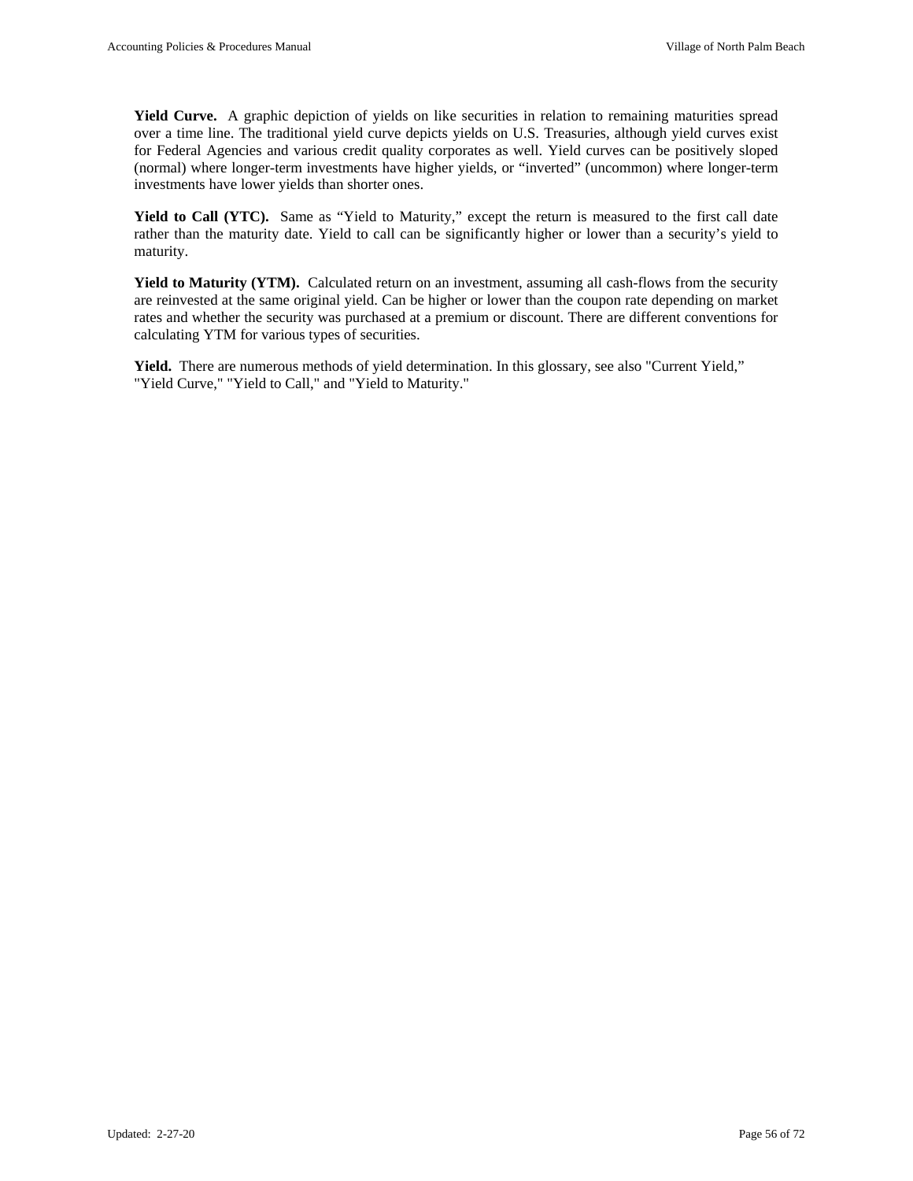**Yield Curve.** A graphic depiction of yields on like securities in relation to remaining maturities spread over a time line. The traditional yield curve depicts yields on U.S. Treasuries, although yield curves exist for Federal Agencies and various credit quality corporates as well. Yield curves can be positively sloped (normal) where longer-term investments have higher yields, or "inverted" (uncommon) where longer-term investments have lower yields than shorter ones.

**Yield to Call (YTC).** Same as "Yield to Maturity," except the return is measured to the first call date rather than the maturity date. Yield to call can be significantly higher or lower than a security's yield to maturity.

**Yield to Maturity (YTM).** Calculated return on an investment, assuming all cash-flows from the security are reinvested at the same original yield. Can be higher or lower than the coupon rate depending on market rates and whether the security was purchased at a premium or discount. There are different conventions for calculating YTM for various types of securities.

**Yield.** There are numerous methods of yield determination. In this glossary, see also "Current Yield," "Yield Curve," "Yield to Call," and "Yield to Maturity."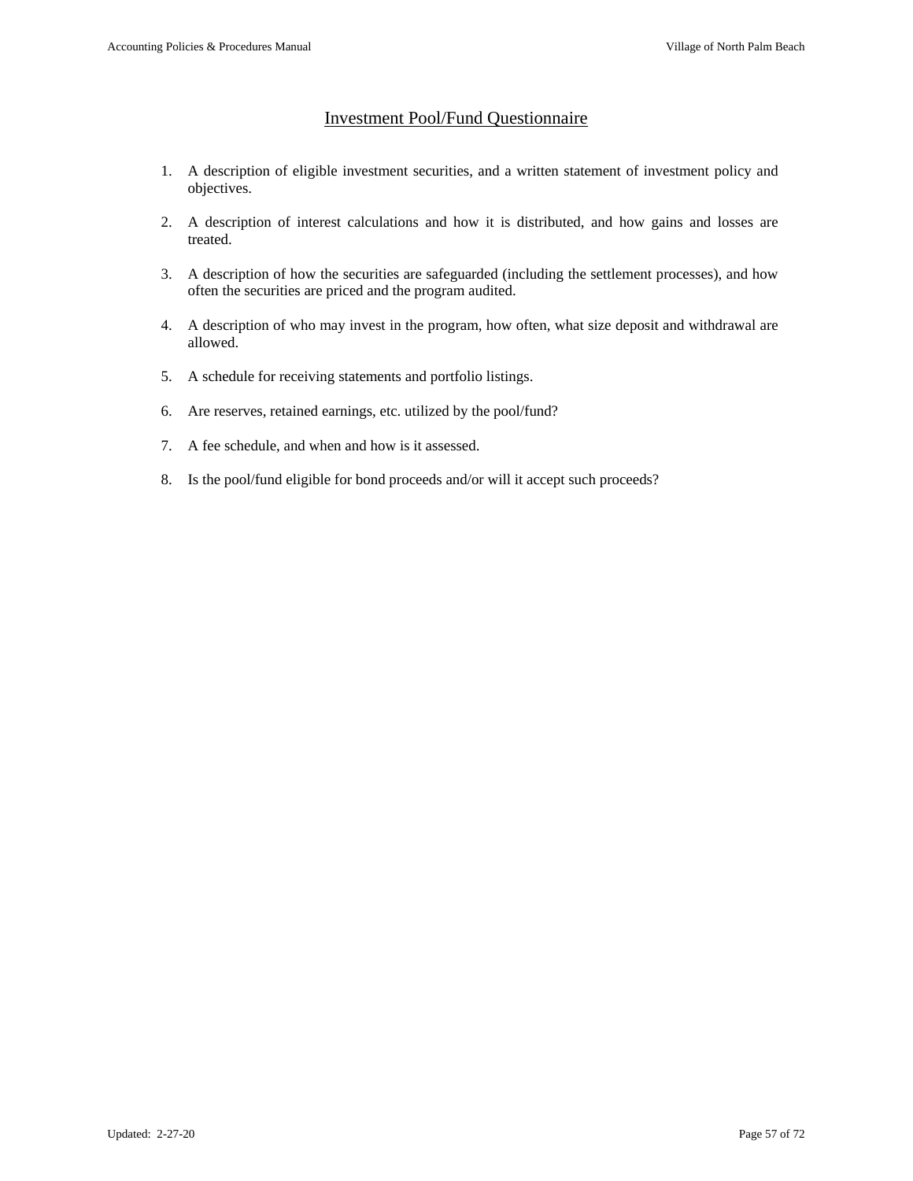## Investment Pool/Fund Questionnaire

1. A description of eligible investment securities, and a written statement of investment policy and objectives.
2. A description of interest calculations and how it is distributed, and how gains and losses are treated.
3. A description of how the securities are safeguarded (including the settlement processes), and how often the securities are priced and the program audited.
4. A description of who may invest in the program, how often, what size deposit and withdrawal are allowed.
5. A schedule for receiving statements and portfolio listings.
6. Are reserves, retained earnings, etc. utilized by the pool/fund?
7. A fee schedule, and when and how is it assessed.
8. Is the pool/fund eligible for bond proceeds and/or will it accept such proceeds?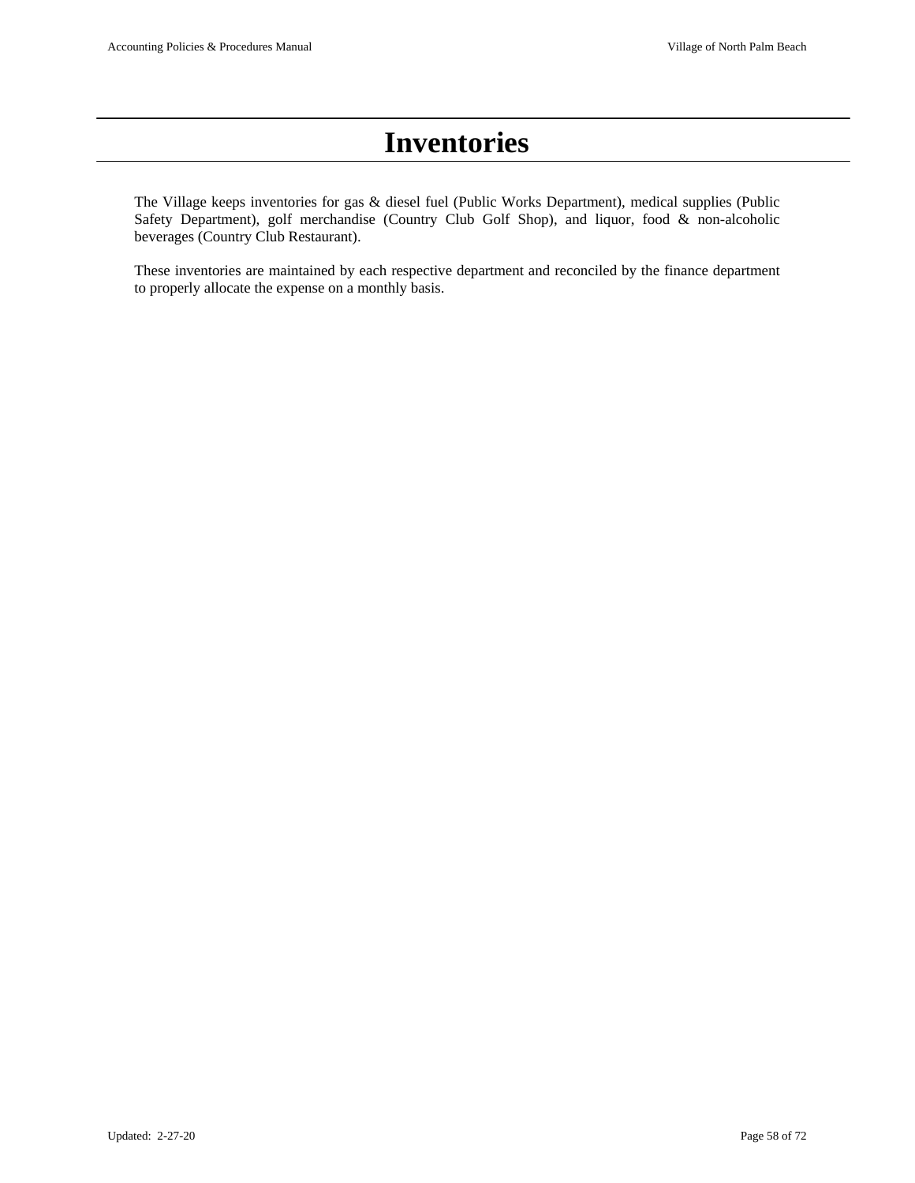# Inventories

The Village keeps inventories for gas & diesel fuel (Public Works Department), medical supplies (Public Safety Department), golf merchandise (Country Club Golf Shop), and liquor, food & non-alcoholic beverages (Country Club Restaurant).

These inventories are maintained by each respective department and reconciled by the finance department to properly allocate the expense on a monthly basis.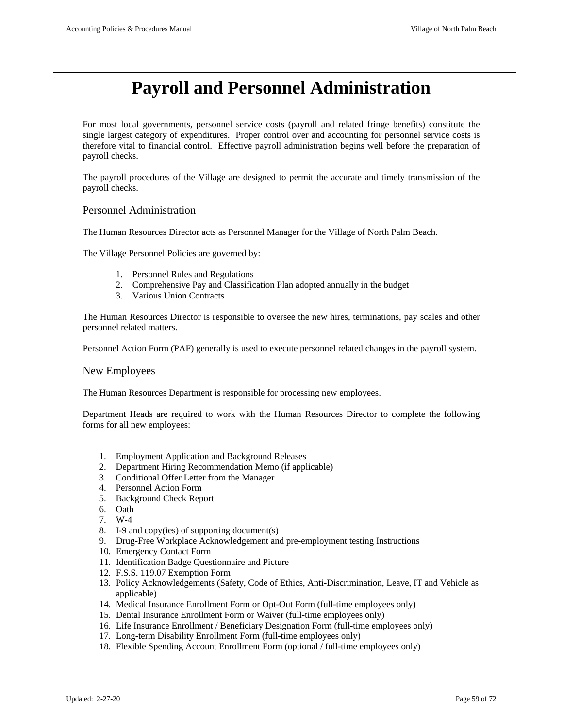# Payroll and Personnel Administration

For most local governments, personnel service costs (payroll and related fringe benefits) constitute the single largest category of expenditures. Proper control over and accounting for personnel service costs is therefore vital to financial control. Effective payroll administration begins well before the preparation of payroll checks.

The payroll procedures of the Village are designed to permit the accurate and timely transmission of the payroll checks.

## Personnel Administration

The Human Resources Director acts as Personnel Manager for the Village of North Palm Beach.

The Village Personnel Policies are governed by:

1. Personnel Rules and Regulations
2. Comprehensive Pay and Classification Plan adopted annually in the budget
3. Various Union Contracts

The Human Resources Director is responsible to oversee the new hires, terminations, pay scales and other personnel related matters.

Personnel Action Form (PAF) generally is used to execute personnel related changes in the payroll system.

## New Employees

The Human Resources Department is responsible for processing new employees.

Department Heads are required to work with the Human Resources Director to complete the following forms for all new employees:

1. Employment Application and Background Releases
2. Department Hiring Recommendation Memo (if applicable)
3. Conditional Offer Letter from the Manager
4. Personnel Action Form
5. Background Check Report
6. Oath
7. W-4
8. I-9 and copy(ies) of supporting document(s)
9. Drug-Free Workplace Acknowledgement and pre-employment testing Instructions
10. Emergency Contact Form
11. Identification Badge Questionnaire and Picture
12. F.S.S. 119.07 Exemption Form
13. Policy Acknowledgements (Safety, Code of Ethics, Anti-Discrimination, Leave, IT and Vehicle as applicable)
14. Medical Insurance Enrollment Form or Opt-Out Form (full-time employees only)
15. Dental Insurance Enrollment Form or Waiver (full-time employees only)
16. Life Insurance Enrollment / Beneficiary Designation Form (full-time employees only)
17. Long-term Disability Enrollment Form (full-time employees only)
18. Flexible Spending Account Enrollment Form (optional / full-time employees only)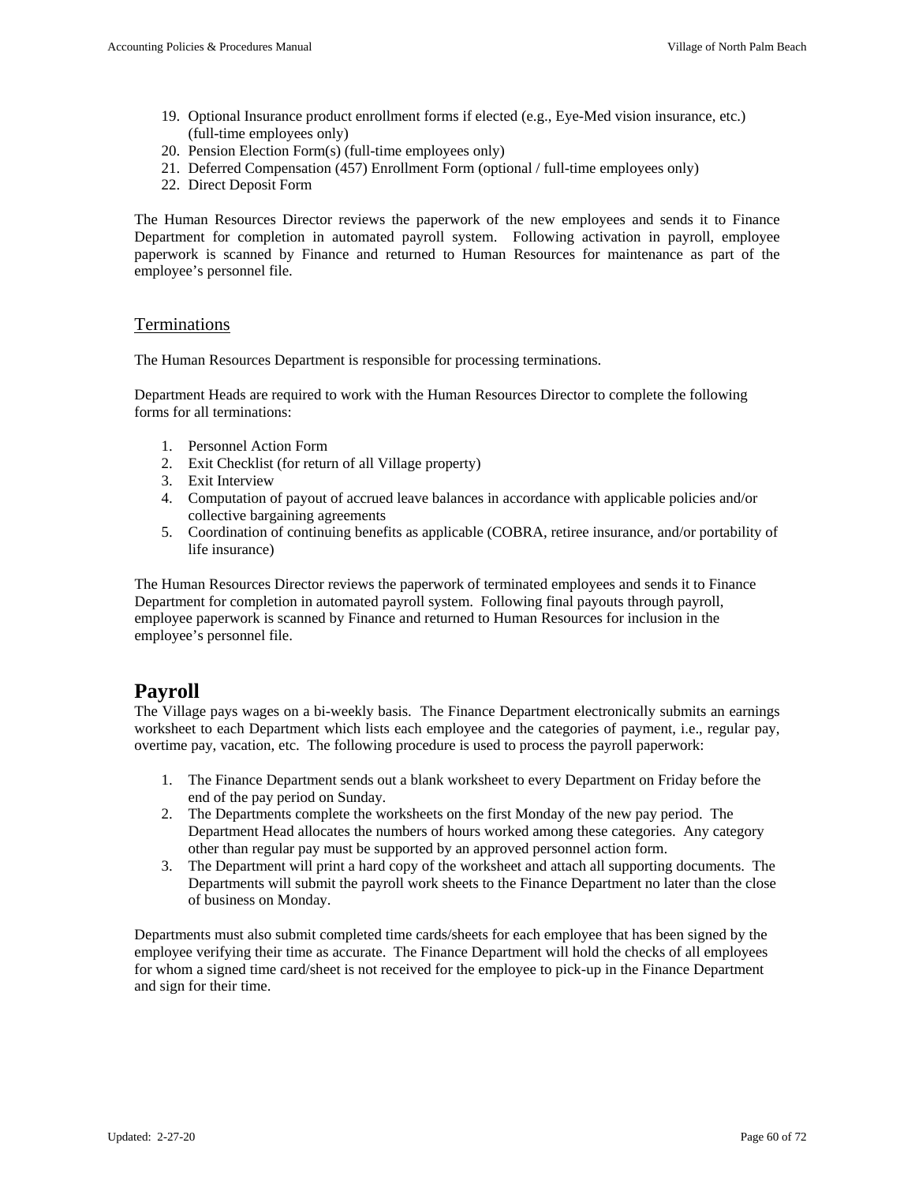19. Optional Insurance product enrollment forms if elected (e.g., Eye-Med vision insurance, etc.) (full-time employees only)
20. Pension Election Form(s) (full-time employees only)
21. Deferred Compensation (457) Enrollment Form (optional / full-time employees only)
22. Direct Deposit Form

The Human Resources Director reviews the paperwork of the new employees and sends it to Finance Department for completion in automated payroll system. Following activation in payroll, employee paperwork is scanned by Finance and returned to Human Resources for maintenance as part of the employee's personnel file.

### Terminations

The Human Resources Department is responsible for processing terminations.

Department Heads are required to work with the Human Resources Director to complete the following forms for all terminations:

1. Personnel Action Form
2. Exit Checklist (for return of all Village property)
3. Exit Interview
4. Computation of payout of accrued leave balances in accordance with applicable policies and/or collective bargaining agreements
5. Coordination of continuing benefits as applicable (COBRA, retiree insurance, and/or portability of life insurance)

The Human Resources Director reviews the paperwork of terminated employees and sends it to Finance Department for completion in automated payroll system. Following final payouts through payroll, employee paperwork is scanned by Finance and returned to Human Resources for inclusion in the employee's personnel file.

## Payroll

The Village pays wages on a bi-weekly basis. The Finance Department electronically submits an earnings worksheet to each Department which lists each employee and the categories of payment, i.e., regular pay, overtime pay, vacation, etc. The following procedure is used to process the payroll paperwork:

1. The Finance Department sends out a blank worksheet to every Department on Friday before the end of the pay period on Sunday.
2. The Departments complete the worksheets on the first Monday of the new pay period. The Department Head allocates the numbers of hours worked among these categories. Any category other than regular pay must be supported by an approved personnel action form.
3. The Department will print a hard copy of the worksheet and attach all supporting documents. The Departments will submit the payroll work sheets to the Finance Department no later than the close of business on Monday.

Departments must also submit completed time cards/sheets for each employee that has been signed by the employee verifying their time as accurate. The Finance Department will hold the checks of all employees for whom a signed time card/sheet is not received for the employee to pick-up in the Finance Department and sign for their time.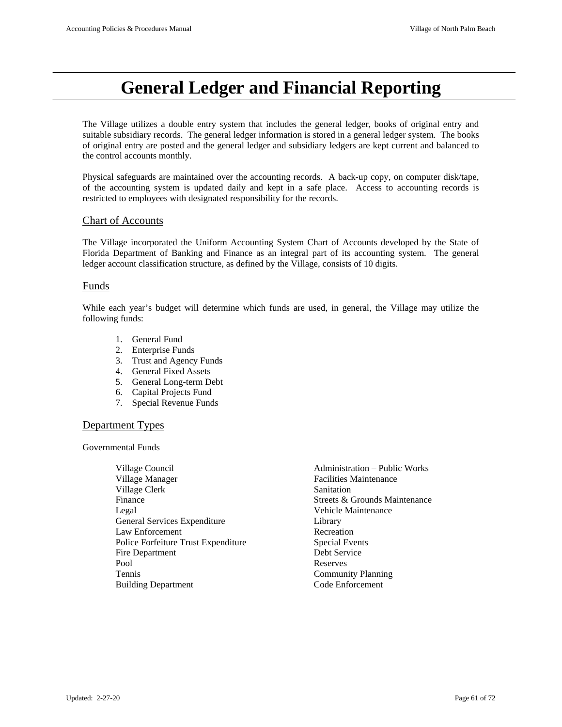# General Ledger and Financial Reporting

The Village utilizes a double entry system that includes the general ledger, books of original entry and suitable subsidiary records. The general ledger information is stored in a general ledger system. The books of original entry are posted and the general ledger and subsidiary ledgers are kept current and balanced to the control accounts monthly.

Physical safeguards are maintained over the accounting records. A back-up copy, on computer disk/tape, of the accounting system is updated daily and kept in a safe place. Access to accounting records is restricted to employees with designated responsibility for the records.

## Chart of Accounts

The Village incorporated the Uniform Accounting System Chart of Accounts developed by the State of Florida Department of Banking and Finance as an integral part of its accounting system. The general ledger account classification structure, as defined by the Village, consists of 10 digits.

## Funds

While each year's budget will determine which funds are used, in general, the Village may utilize the following funds:

1. General Fund
2. Enterprise Funds
3. Trust and Agency Funds
4. General Fixed Assets
5. General Long-term Debt
6. Capital Projects Fund
7. Special Revenue Funds

## Department Types

Governmental Funds

- Village Council
- Village Manager
- Village Clerk
- Finance
- Legal
- General Services Expenditure
- Law Enforcement
- Police Forfeiture Trust Expenditure
- Fire Department
- Pool
- Tennis
- Building Department
- Administration – Public Works
- Facilities Maintenance
- Sanitation
- Streets & Grounds Maintenance
- Vehicle Maintenance
- Library
- Recreation
- Special Events
- Debt Service
- Reserves
- Community Planning
- Code Enforcement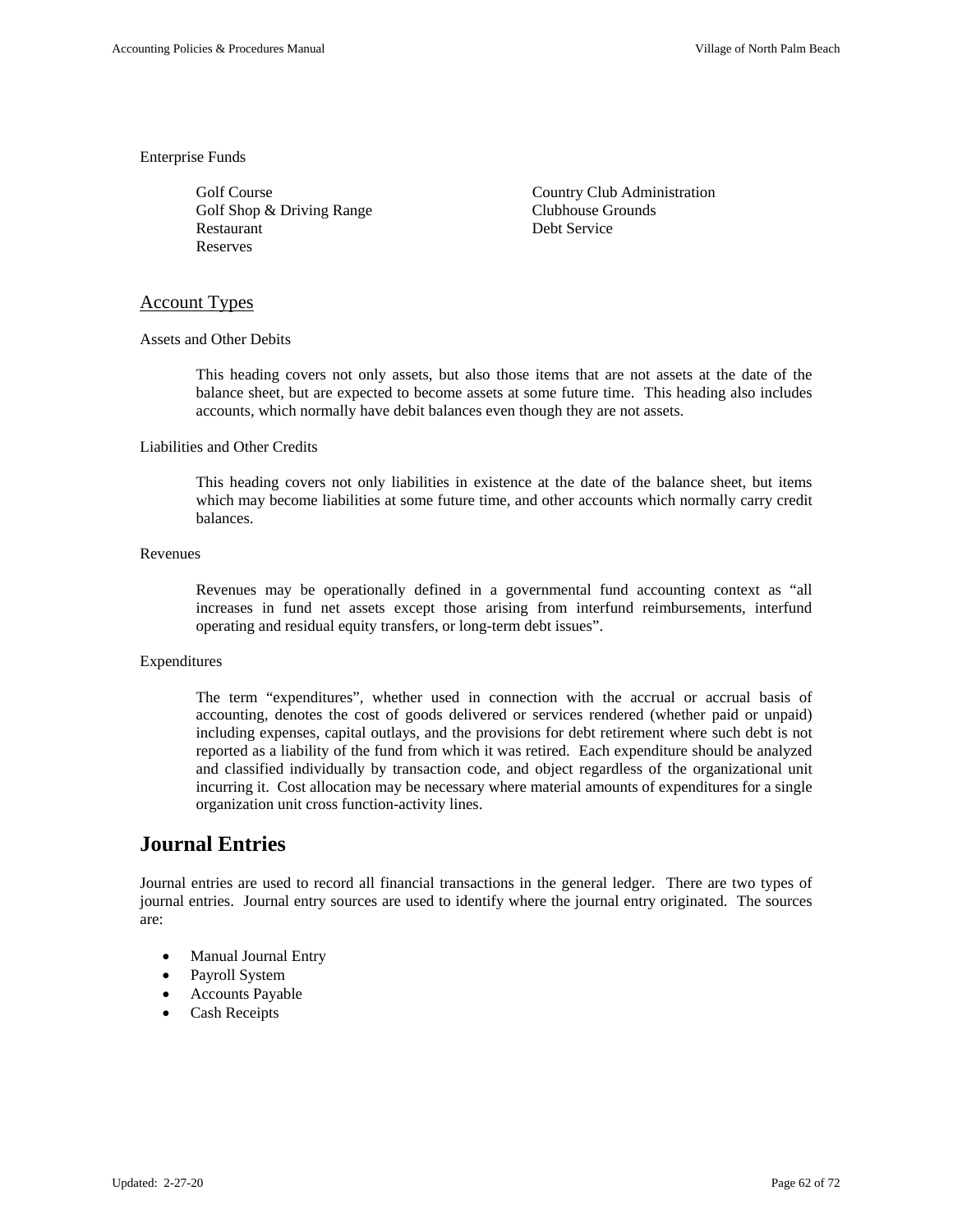Enterprise Funds

Golf Course
Golf Shop & Driving Range
Restaurant
Reserves
Country Club Administration
Clubhouse Grounds
Debt Service

## Account Types

Assets and Other Debits

This heading covers not only assets, but also those items that are not assets at the date of the balance sheet, but are expected to become assets at some future time. This heading also includes accounts, which normally have debit balances even though they are not assets.

Liabilities and Other Credits

This heading covers not only liabilities in existence at the date of the balance sheet, but items which may become liabilities at some future time, and other accounts which normally carry credit balances.

Revenues

Revenues may be operationally defined in a governmental fund accounting context as "all increases in fund net assets except those arising from interfund reimbursements, interfund operating and residual equity transfers, or long-term debt issues".

Expenditures

The term "expenditures", whether used in connection with the accrual or accrual basis of accounting, denotes the cost of goods delivered or services rendered (whether paid or unpaid) including expenses, capital outlays, and the provisions for debt retirement where such debt is not reported as a liability of the fund from which it was retired. Each expenditure should be analyzed and classified individually by transaction code, and object regardless of the organizational unit incurring it. Cost allocation may be necessary where material amounts of expenditures for a single organization unit cross function-activity lines.

# Journal Entries

Journal entries are used to record all financial transactions in the general ledger. There are two types of journal entries. Journal entry sources are used to identify where the journal entry originated. The sources are:

- Manual Journal Entry
- Payroll System
- Accounts Payable
- Cash Receipts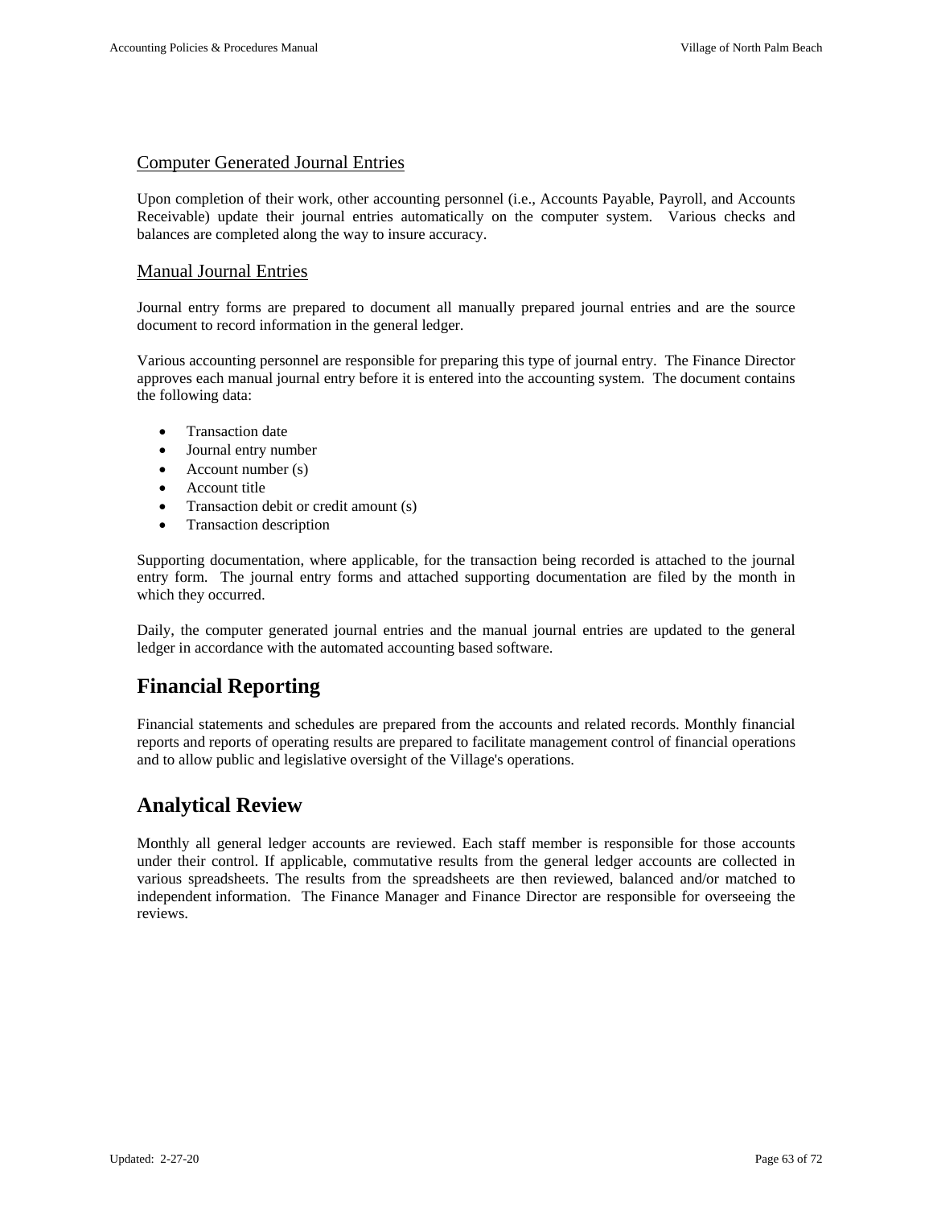### Computer Generated Journal Entries

Upon completion of their work, other accounting personnel (i.e., Accounts Payable, Payroll, and Accounts Receivable) update their journal entries automatically on the computer system. Various checks and balances are completed along the way to insure accuracy.

### Manual Journal Entries

Journal entry forms are prepared to document all manually prepared journal entries and are the source document to record information in the general ledger.

Various accounting personnel are responsible for preparing this type of journal entry. The Finance Director approves each manual journal entry before it is entered into the accounting system. The document contains the following data:

- Transaction date
- Journal entry number
- Account number (s)
- Account title
- Transaction debit or credit amount (s)
- Transaction description

Supporting documentation, where applicable, for the transaction being recorded is attached to the journal entry form. The journal entry forms and attached supporting documentation are filed by the month in which they occurred.

Daily, the computer generated journal entries and the manual journal entries are updated to the general ledger in accordance with the automated accounting based software.

## Financial Reporting

Financial statements and schedules are prepared from the accounts and related records. Monthly financial reports and reports of operating results are prepared to facilitate management control of financial operations and to allow public and legislative oversight of the Village's operations.

## Analytical Review

Monthly all general ledger accounts are reviewed. Each staff member is responsible for those accounts under their control. If applicable, commutative results from the general ledger accounts are collected in various spreadsheets. The results from the spreadsheets are then reviewed, balanced and/or matched to independent information. The Finance Manager and Finance Director are responsible for overseeing the reviews.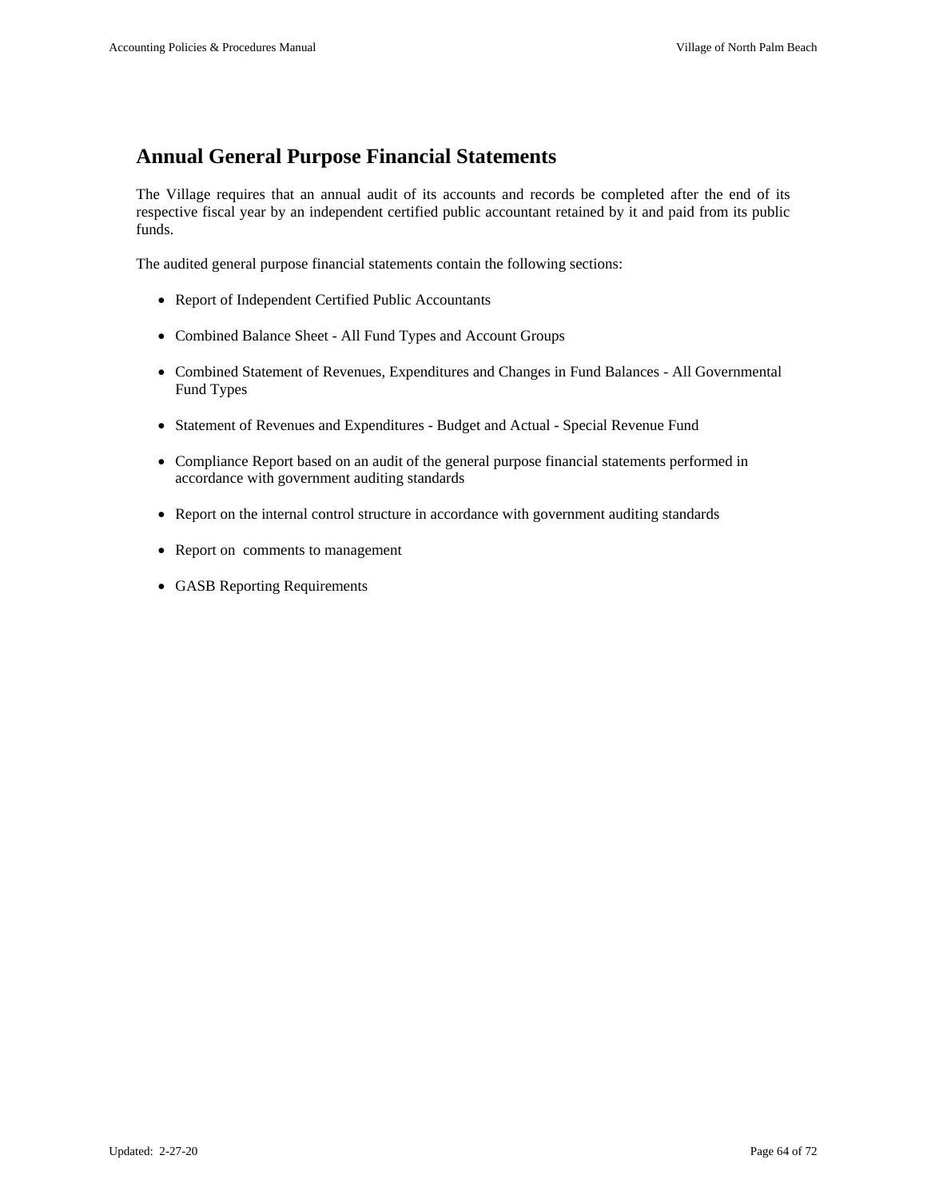## Annual General Purpose Financial Statements

The Village requires that an annual audit of its accounts and records be completed after the end of its respective fiscal year by an independent certified public accountant retained by it and paid from its public funds.

The audited general purpose financial statements contain the following sections:

- Report of Independent Certified Public Accountants
- Combined Balance Sheet - All Fund Types and Account Groups
- Combined Statement of Revenues, Expenditures and Changes in Fund Balances - All Governmental Fund Types
- Statement of Revenues and Expenditures - Budget and Actual - Special Revenue Fund
- Compliance Report based on an audit of the general purpose financial statements performed in accordance with government auditing standards
- Report on the internal control structure in accordance with government auditing standards
- Report on comments to management
- GASB Reporting Requirements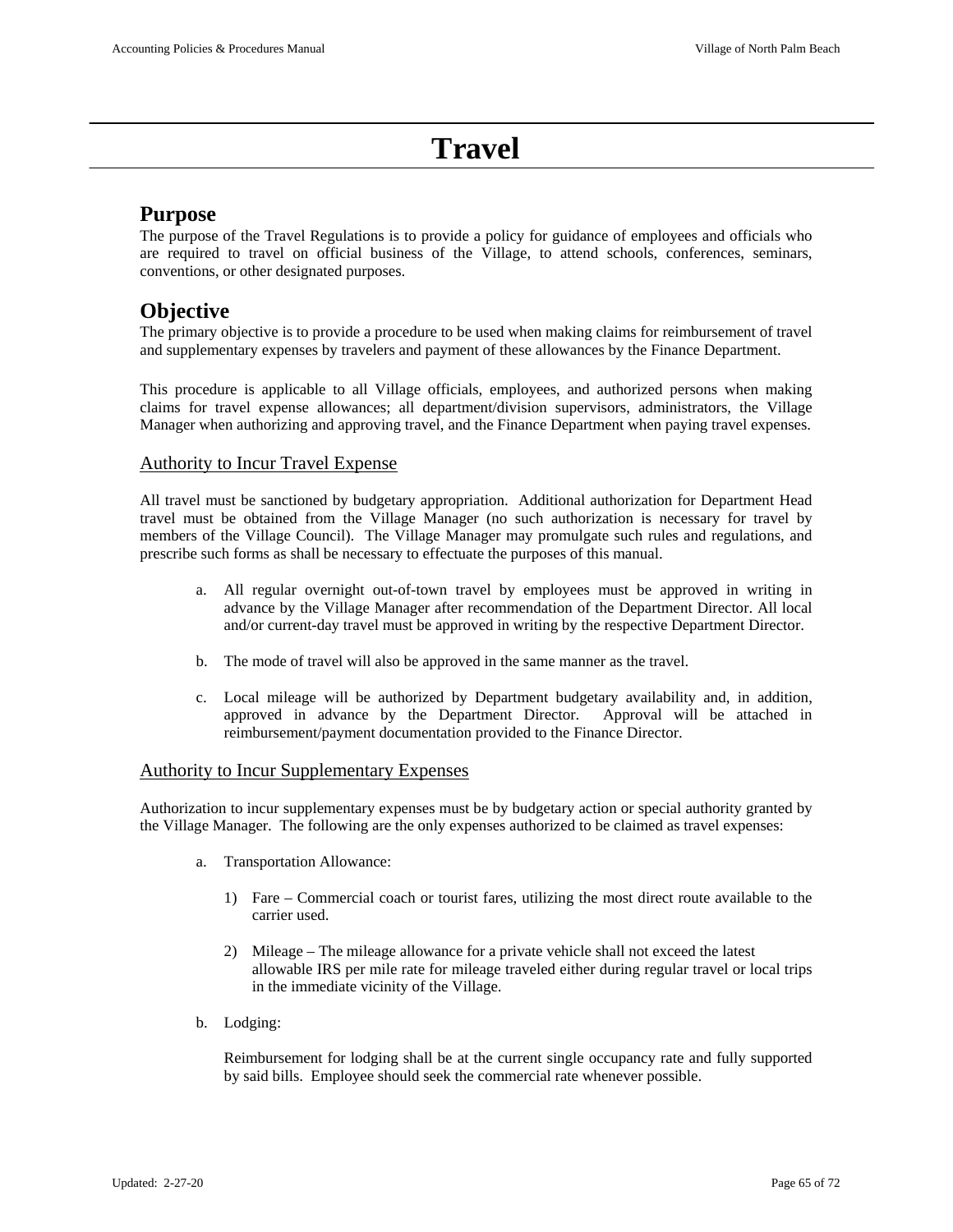# Travel

## Purpose

The purpose of the Travel Regulations is to provide a policy for guidance of employees and officials who are required to travel on official business of the Village, to attend schools, conferences, seminars, conventions, or other designated purposes.

## Objective

The primary objective is to provide a procedure to be used when making claims for reimbursement of travel and supplementary expenses by travelers and payment of these allowances by the Finance Department.

This procedure is applicable to all Village officials, employees, and authorized persons when making claims for travel expense allowances; all department/division supervisors, administrators, the Village Manager when authorizing and approving travel, and the Finance Department when paying travel expenses.

### Authority to Incur Travel Expense

All travel must be sanctioned by budgetary appropriation. Additional authorization for Department Head travel must be obtained from the Village Manager (no such authorization is necessary for travel by members of the Village Council). The Village Manager may promulgate such rules and regulations, and prescribe such forms as shall be necessary to effectuate the purposes of this manual.

a. All regular overnight out-of-town travel by employees must be approved in writing in advance by the Village Manager after recommendation of the Department Director. All local and/or current-day travel must be approved in writing by the respective Department Director.

b. The mode of travel will also be approved in the same manner as the travel.

c. Local mileage will be authorized by Department budgetary availability and, in addition, approved in advance by the Department Director. Approval will be attached in reimbursement/payment documentation provided to the Finance Director.

### Authority to Incur Supplementary Expenses

Authorization to incur supplementary expenses must be by budgetary action or special authority granted by the Village Manager. The following are the only expenses authorized to be claimed as travel expenses:

a. Transportation Allowance:

1) Fare – Commercial coach or tourist fares, utilizing the most direct route available to the carrier used.

2) Mileage – The mileage allowance for a private vehicle shall not exceed the latest allowable IRS per mile rate for mileage traveled either during regular travel or local trips in the immediate vicinity of the Village.

b. Lodging:

Reimbursement for lodging shall be at the current single occupancy rate and fully supported by said bills. Employee should seek the commercial rate whenever possible.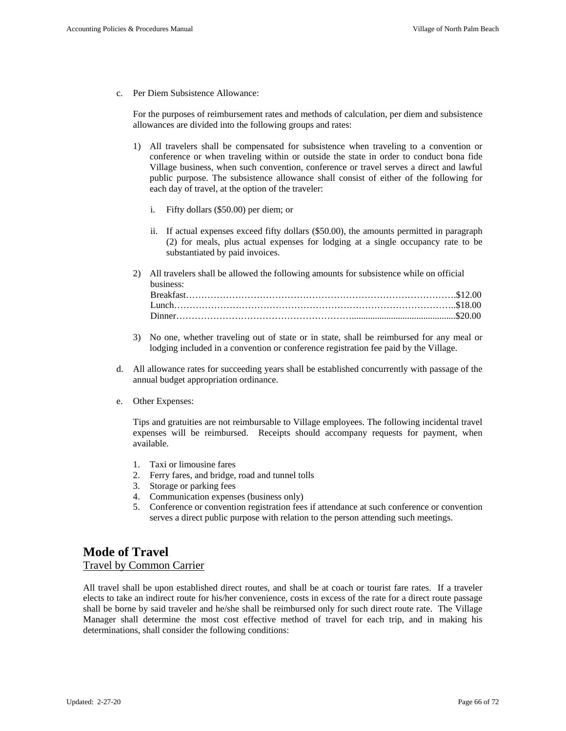c. Per Diem Subsistence Allowance:

   For the purposes of reimbursement rates and methods of calculation, per diem and subsistence allowances are divided into the following groups and rates:

   1) All travelers shall be compensated for subsistence when traveling to a convention or conference or when traveling within or outside the state in order to conduct bona fide Village business, when such convention, conference or travel serves a direct and lawful public purpose. The subsistence allowance shall consist of either of the following for each day of travel, at the option of the traveler:

      i. Fifty dollars ($50.00) per diem; or

      ii. If actual expenses exceed fifty dollars ($50.00), the amounts permitted in paragraph (2) for meals, plus actual expenses for lodging at a single occupancy rate to be substantiated by paid invoices.

   2) All travelers shall be allowed the following amounts for subsistence while on official business:
      Breakfast……………………………………………………………………………….$12.00
      Lunch…………………………………………………………………………………..$18.00
      Dinner………………………………………………….............................................$20.00

   3) No one, whether traveling out of state or in state, shall be reimbursed for any meal or lodging included in a convention or conference registration fee paid by the Village.

d. All allowance rates for succeeding years shall be established concurrently with passage of the annual budget appropriation ordinance.

e. Other Expenses:

   Tips and gratuities are not reimbursable to Village employees. The following incidental travel expenses will be reimbursed. Receipts should accompany requests for payment, when available.

   1. Taxi or limousine fares
   2. Ferry fares, and bridge, road and tunnel tolls
   3. Storage or parking fees
   4. Communication expenses (business only)
   5. Conference or convention registration fees if attendance at such conference or convention serves a direct public purpose with relation to the person attending such meetings.

## Mode of Travel

Travel by Common Carrier

All travel shall be upon established direct routes, and shall be at coach or tourist fare rates. If a traveler elects to take an indirect route for his/her convenience, costs in excess of the rate for a direct route passage shall be borne by said traveler and he/she shall be reimbursed only for such direct route rate. The Village Manager shall determine the most cost effective method of travel for each trip, and in making his determinations, shall consider the following conditions: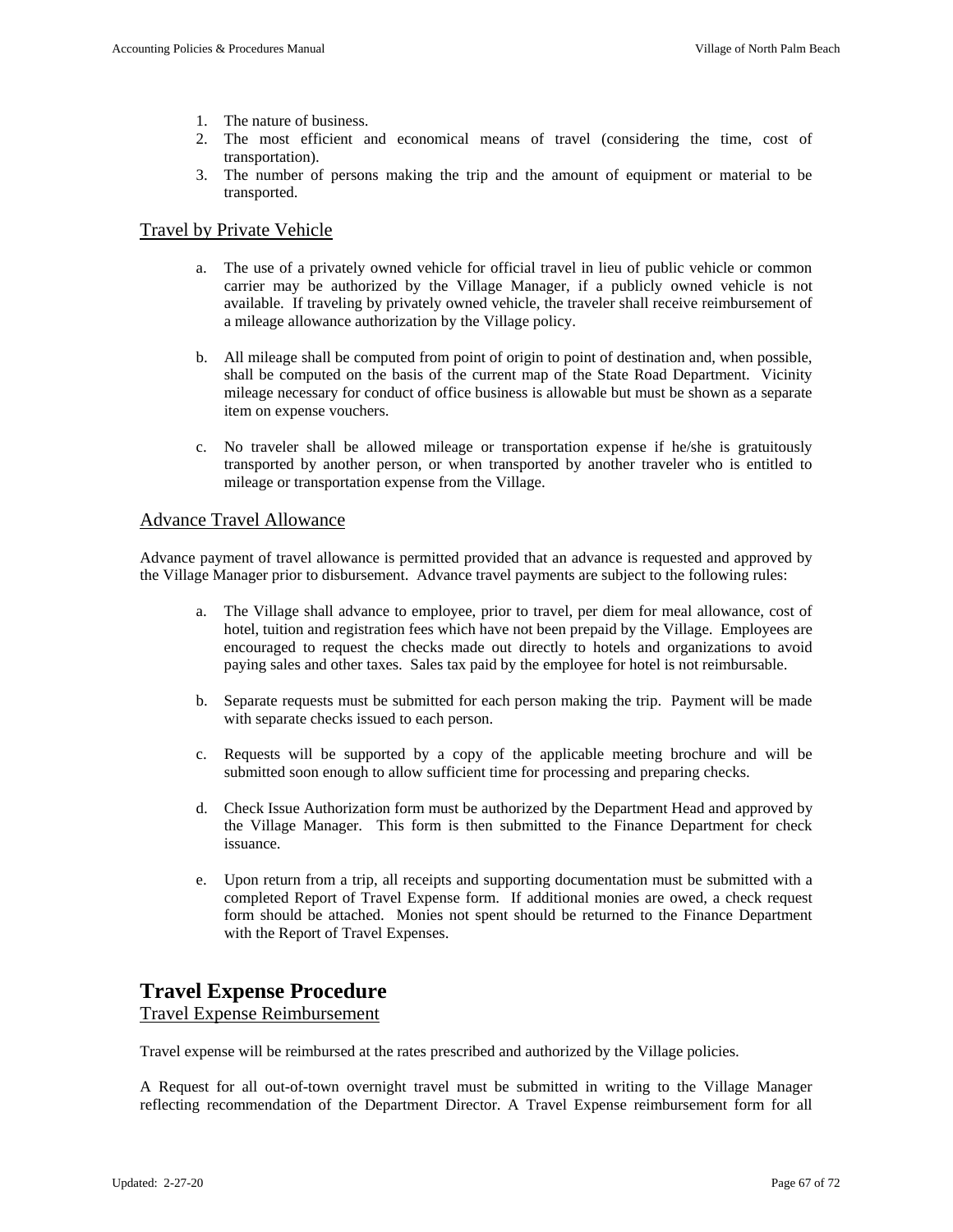1. The nature of business.
2. The most efficient and economical means of travel (considering the time, cost of transportation).
3. The number of persons making the trip and the amount of equipment or material to be transported.

### Travel by Private Vehicle

a. The use of a privately owned vehicle for official travel in lieu of public vehicle or common carrier may be authorized by the Village Manager, if a publicly owned vehicle is not available. If traveling by privately owned vehicle, the traveler shall receive reimbursement of a mileage allowance authorization by the Village policy.

b. All mileage shall be computed from point of origin to point of destination and, when possible, shall be computed on the basis of the current map of the State Road Department. Vicinity mileage necessary for conduct of office business is allowable but must be shown as a separate item on expense vouchers.

c. No traveler shall be allowed mileage or transportation expense if he/she is gratuitously transported by another person, or when transported by another traveler who is entitled to mileage or transportation expense from the Village.

### Advance Travel Allowance

Advance payment of travel allowance is permitted provided that an advance is requested and approved by the Village Manager prior to disbursement. Advance travel payments are subject to the following rules:

a. The Village shall advance to employee, prior to travel, per diem for meal allowance, cost of hotel, tuition and registration fees which have not been prepaid by the Village. Employees are encouraged to request the checks made out directly to hotels and organizations to avoid paying sales and other taxes. Sales tax paid by the employee for hotel is not reimbursable.

b. Separate requests must be submitted for each person making the trip. Payment will be made with separate checks issued to each person.

c. Requests will be supported by a copy of the applicable meeting brochure and will be submitted soon enough to allow sufficient time for processing and preparing checks.

d. Check Issue Authorization form must be authorized by the Department Head and approved by the Village Manager. This form is then submitted to the Finance Department for check issuance.

e. Upon return from a trip, all receipts and supporting documentation must be submitted with a completed Report of Travel Expense form. If additional monies are owed, a check request form should be attached. Monies not spent should be returned to the Finance Department with the Report of Travel Expenses.

## Travel Expense Procedure

### Travel Expense Reimbursement

Travel expense will be reimbursed at the rates prescribed and authorized by the Village policies.

A Request for all out-of-town overnight travel must be submitted in writing to the Village Manager reflecting recommendation of the Department Director. A Travel Expense reimbursement form for all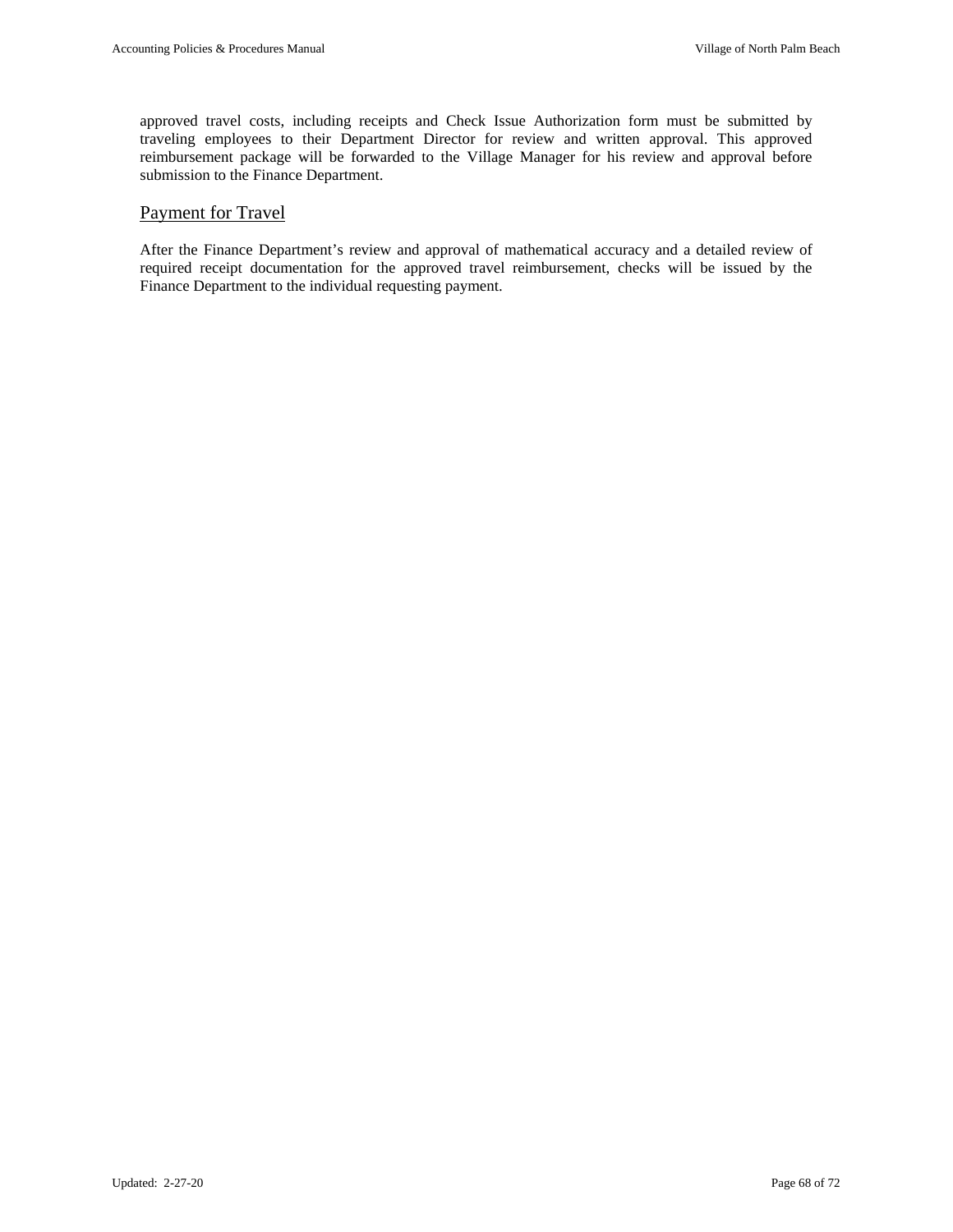approved travel costs, including receipts and Check Issue Authorization form must be submitted by traveling employees to their Department Director for review and written approval. This approved reimbursement package will be forwarded to the Village Manager for his review and approval before submission to the Finance Department.

## Payment for Travel

After the Finance Department's review and approval of mathematical accuracy and a detailed review of required receipt documentation for the approved travel reimbursement, checks will be issued by the Finance Department to the individual requesting payment.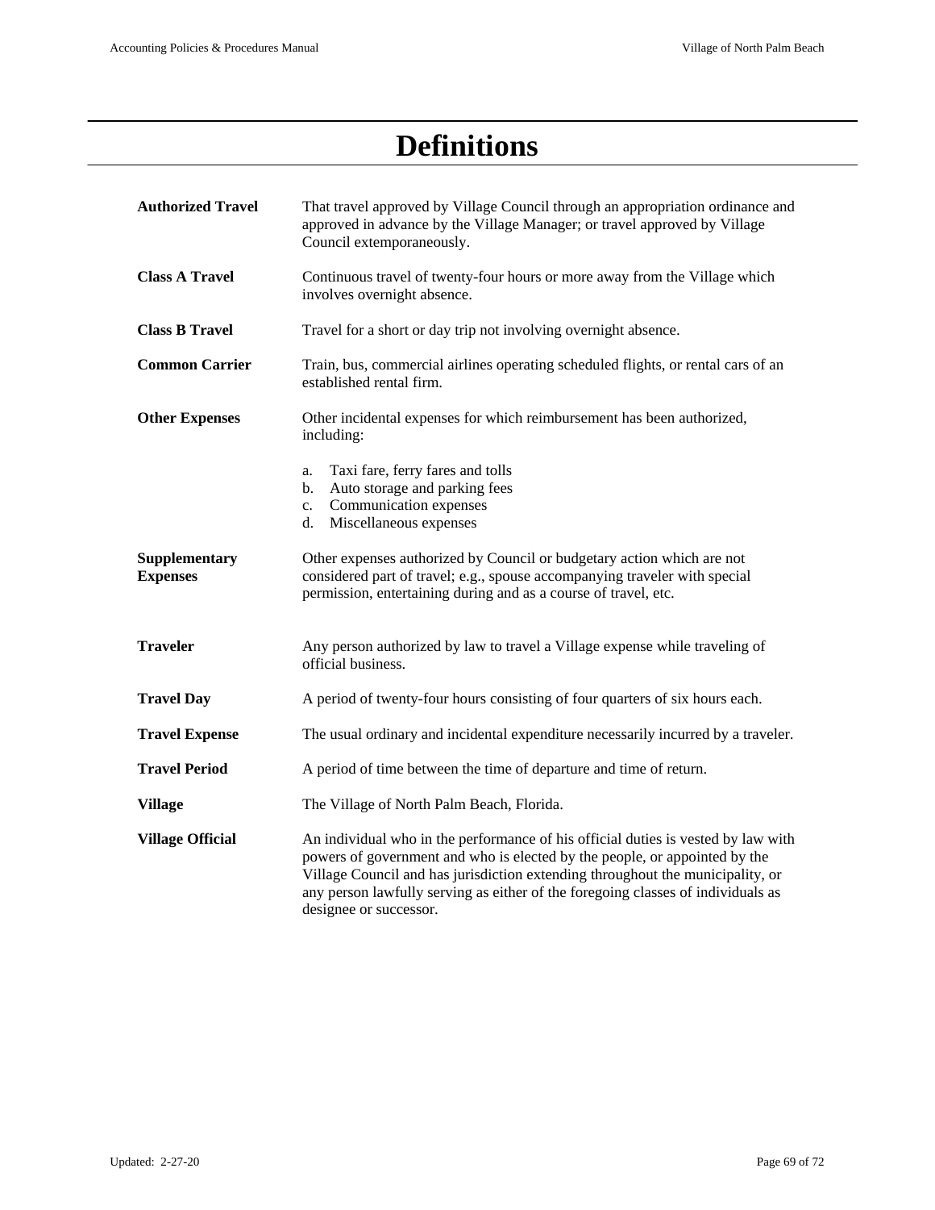# Definitions

**Authorized Travel** That travel approved by Village Council through an appropriation ordinance and approved in advance by the Village Manager; or travel approved by Village Council extemporaneously.

**Class A Travel** Continuous travel of twenty-four hours or more away from the Village which involves overnight absence.

**Class B Travel** Travel for a short or day trip not involving overnight absence.

**Common Carrier** Train, bus, commercial airlines operating scheduled flights, or rental cars of an established rental firm.

**Other Expenses** Other incidental expenses for which reimbursement has been authorized, including:

a. Taxi fare, ferry fares and tolls
b. Auto storage and parking fees
c. Communication expenses
d. Miscellaneous expenses

**Supplementary Expenses** Other expenses authorized by Council or budgetary action which are not considered part of travel; e.g., spouse accompanying traveler with special permission, entertaining during and as a course of travel, etc.

**Traveler** Any person authorized by law to travel a Village expense while traveling of official business.

**Travel Day** A period of twenty-four hours consisting of four quarters of six hours each.

**Travel Expense** The usual ordinary and incidental expenditure necessarily incurred by a traveler.

**Travel Period** A period of time between the time of departure and time of return.

**Village** The Village of North Palm Beach, Florida.

**Village Official** An individual who in the performance of his official duties is vested by law with powers of government and who is elected by the people, or appointed by the Village Council and has jurisdiction extending throughout the municipality, or any person lawfully serving as either of the foregoing classes of individuals as designee or successor.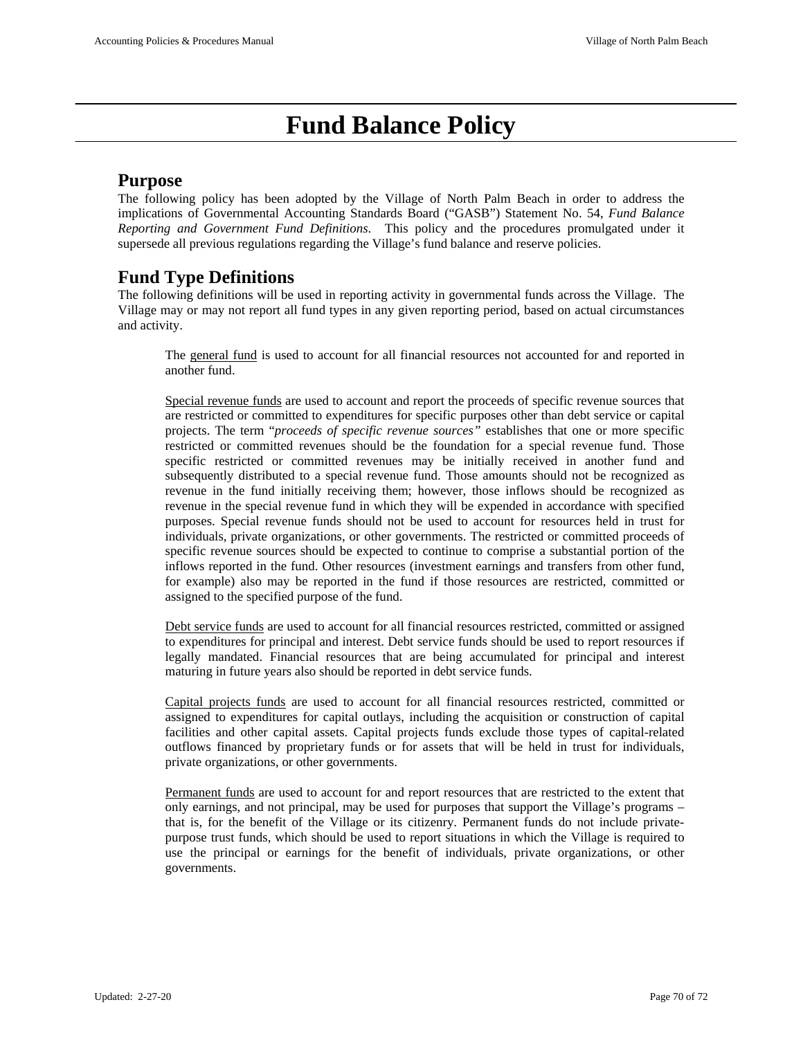# Fund Balance Policy

## Purpose

The following policy has been adopted by the Village of North Palm Beach in order to address the implications of Governmental Accounting Standards Board ("GASB") Statement No. 54, *Fund Balance Reporting and Government Fund Definitions*. This policy and the procedures promulgated under it supersede all previous regulations regarding the Village's fund balance and reserve policies.

## Fund Type Definitions

The following definitions will be used in reporting activity in governmental funds across the Village. The Village may or may not report all fund types in any given reporting period, based on actual circumstances and activity.

> The general fund is used to account for all financial resources not accounted for and reported in another fund.
>
> Special revenue funds are used to account and report the proceeds of specific revenue sources that are restricted or committed to expenditures for specific purposes other than debt service or capital projects. The term "*proceeds of specific revenue sources"* establishes that one or more specific restricted or committed revenues should be the foundation for a special revenue fund. Those specific restricted or committed revenues may be initially received in another fund and subsequently distributed to a special revenue fund. Those amounts should not be recognized as revenue in the fund initially receiving them; however, those inflows should be recognized as revenue in the special revenue fund in which they will be expended in accordance with specified purposes. Special revenue funds should not be used to account for resources held in trust for individuals, private organizations, or other governments. The restricted or committed proceeds of specific revenue sources should be expected to continue to comprise a substantial portion of the inflows reported in the fund. Other resources (investment earnings and transfers from other fund, for example) also may be reported in the fund if those resources are restricted, committed or assigned to the specified purpose of the fund.
>
> Debt service funds are used to account for all financial resources restricted, committed or assigned to expenditures for principal and interest. Debt service funds should be used to report resources if legally mandated. Financial resources that are being accumulated for principal and interest maturing in future years also should be reported in debt service funds.
>
> Capital projects funds are used to account for all financial resources restricted, committed or assigned to expenditures for capital outlays, including the acquisition or construction of capital facilities and other capital assets. Capital projects funds exclude those types of capital-related outflows financed by proprietary funds or for assets that will be held in trust for individuals, private organizations, or other governments.
>
> Permanent funds are used to account for and report resources that are restricted to the extent that only earnings, and not principal, may be used for purposes that support the Village's programs – that is, for the benefit of the Village or its citizenry. Permanent funds do not include private-purpose trust funds, which should be used to report situations in which the Village is required to use the principal or earnings for the benefit of individuals, private organizations, or other governments.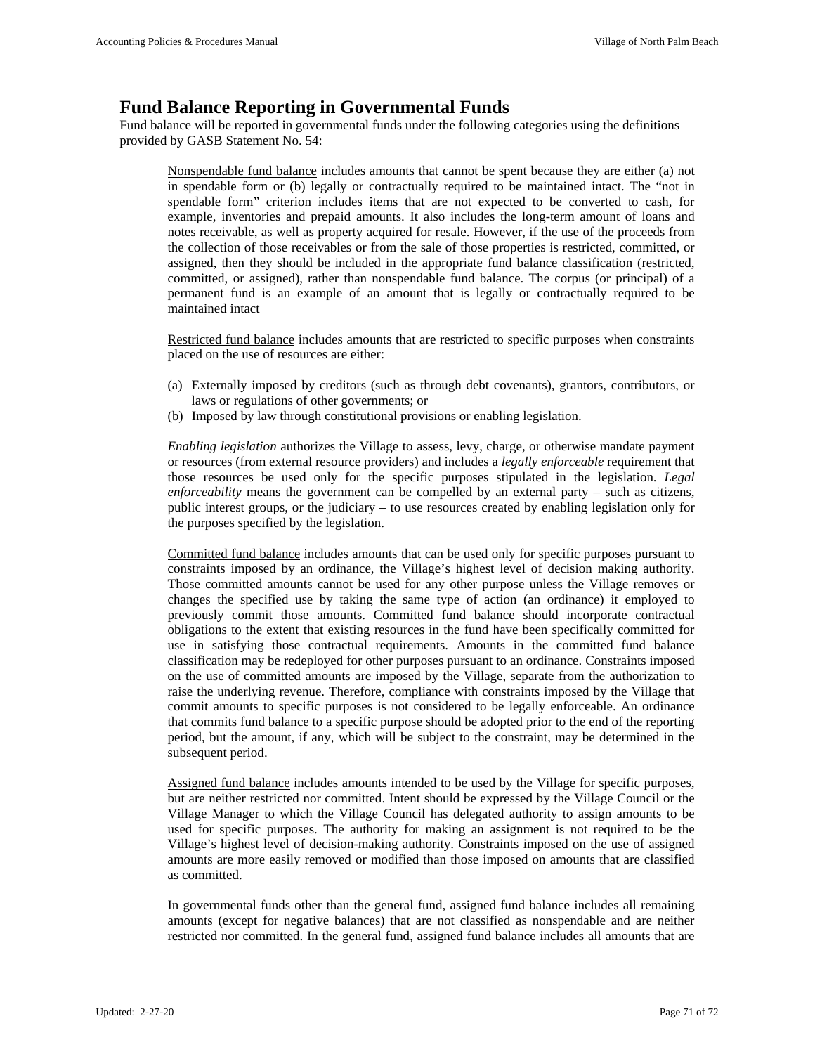# Fund Balance Reporting in Governmental Funds

Fund balance will be reported in governmental funds under the following categories using the definitions provided by GASB Statement No. 54:

<u>Nonspendable fund balance</u> includes amounts that cannot be spent because they are either (a) not in spendable form or (b) legally or contractually required to be maintained intact. The “not in spendable form” criterion includes items that are not expected to be converted to cash, for example, inventories and prepaid amounts. It also includes the long-term amount of loans and notes receivable, as well as property acquired for resale. However, if the use of the proceeds from the collection of those receivables or from the sale of those properties is restricted, committed, or assigned, then they should be included in the appropriate fund balance classification (restricted, committed, or assigned), rather than nonspendable fund balance. The corpus (or principal) of a permanent fund is an example of an amount that is legally or contractually required to be maintained intact

<u>Restricted fund balance</u> includes amounts that are restricted to specific purposes when constraints placed on the use of resources are either:

(a) Externally imposed by creditors (such as through debt covenants), grantors, contributors, or laws or regulations of other governments; or
(b) Imposed by law through constitutional provisions or enabling legislation.

*Enabling legislation* authorizes the Village to assess, levy, charge, or otherwise mandate payment or resources (from external resource providers) and includes a *legally enforceable* requirement that those resources be used only for the specific purposes stipulated in the legislation. *Legal enforceability* means the government can be compelled by an external party – such as citizens, public interest groups, or the judiciary – to use resources created by enabling legislation only for the purposes specified by the legislation.

<u>Committed fund balance</u> includes amounts that can be used only for specific purposes pursuant to constraints imposed by an ordinance, the Village’s highest level of decision making authority. Those committed amounts cannot be used for any other purpose unless the Village removes or changes the specified use by taking the same type of action (an ordinance) it employed to previously commit those amounts. Committed fund balance should incorporate contractual obligations to the extent that existing resources in the fund have been specifically committed for use in satisfying those contractual requirements. Amounts in the committed fund balance classification may be redeployed for other purposes pursuant to an ordinance. Constraints imposed on the use of committed amounts are imposed by the Village, separate from the authorization to raise the underlying revenue. Therefore, compliance with constraints imposed by the Village that commit amounts to specific purposes is not considered to be legally enforceable. An ordinance that commits fund balance to a specific purpose should be adopted prior to the end of the reporting period, but the amount, if any, which will be subject to the constraint, may be determined in the subsequent period.

<u>Assigned fund balance</u> includes amounts intended to be used by the Village for specific purposes, but are neither restricted nor committed. Intent should be expressed by the Village Council or the Village Manager to which the Village Council has delegated authority to assign amounts to be used for specific purposes. The authority for making an assignment is not required to be the Village’s highest level of decision-making authority. Constraints imposed on the use of assigned amounts are more easily removed or modified than those imposed on amounts that are classified as committed.

In governmental funds other than the general fund, assigned fund balance includes all remaining amounts (except for negative balances) that are not classified as nonspendable and are neither restricted nor committed. In the general fund, assigned fund balance includes all amounts that are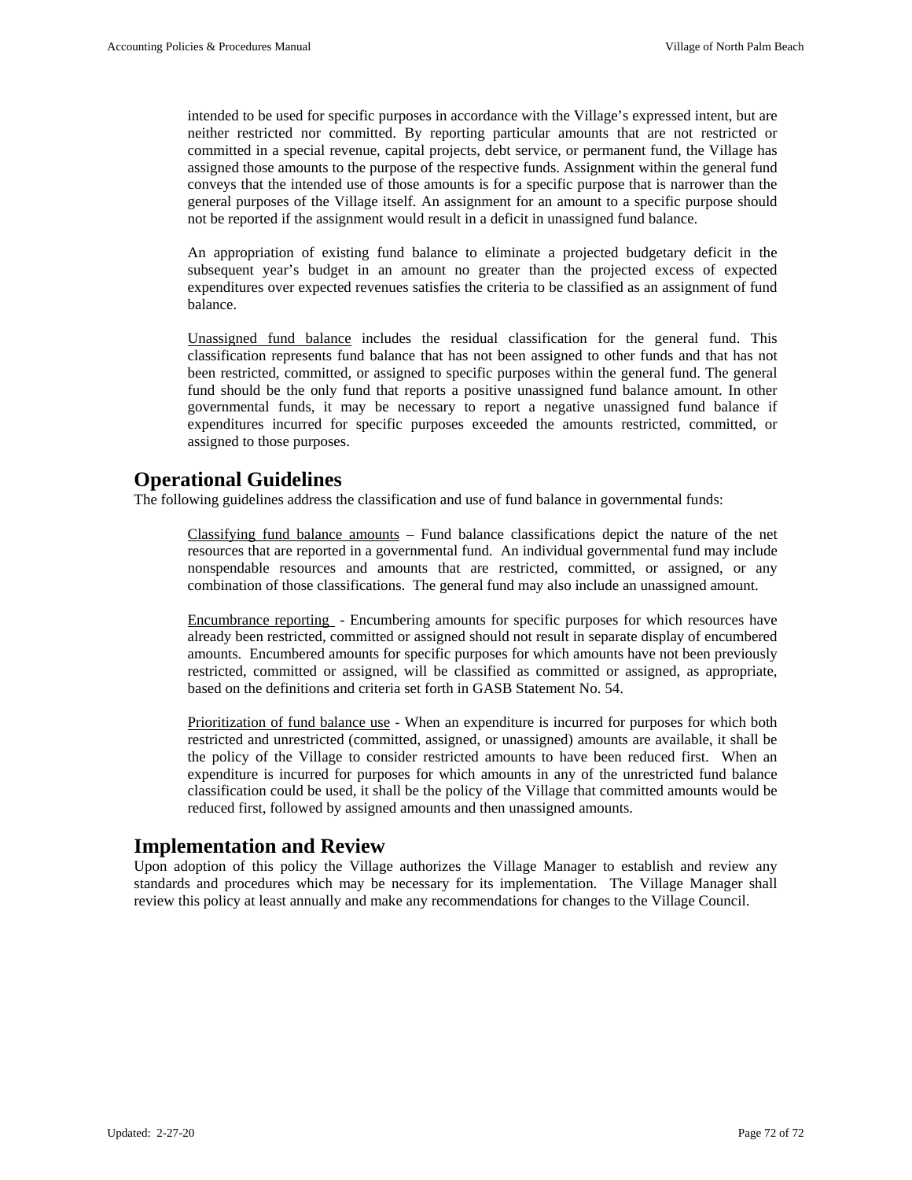intended to be used for specific purposes in accordance with the Village's expressed intent, but are neither restricted nor committed. By reporting particular amounts that are not restricted or committed in a special revenue, capital projects, debt service, or permanent fund, the Village has assigned those amounts to the purpose of the respective funds. Assignment within the general fund conveys that the intended use of those amounts is for a specific purpose that is narrower than the general purposes of the Village itself. An assignment for an amount to a specific purpose should not be reported if the assignment would result in a deficit in unassigned fund balance.

An appropriation of existing fund balance to eliminate a projected budgetary deficit in the subsequent year's budget in an amount no greater than the projected excess of expected expenditures over expected revenues satisfies the criteria to be classified as an assignment of fund balance.

Unassigned fund balance includes the residual classification for the general fund. This classification represents fund balance that has not been assigned to other funds and that has not been restricted, committed, or assigned to specific purposes within the general fund. The general fund should be the only fund that reports a positive unassigned fund balance amount. In other governmental funds, it may be necessary to report a negative unassigned fund balance if expenditures incurred for specific purposes exceeded the amounts restricted, committed, or assigned to those purposes.

## Operational Guidelines

The following guidelines address the classification and use of fund balance in governmental funds:

Classifying fund balance amounts – Fund balance classifications depict the nature of the net resources that are reported in a governmental fund. An individual governmental fund may include nonspendable resources and amounts that are restricted, committed, or assigned, or any combination of those classifications. The general fund may also include an unassigned amount.

Encumbrance reporting - Encumbering amounts for specific purposes for which resources have already been restricted, committed or assigned should not result in separate display of encumbered amounts. Encumbered amounts for specific purposes for which amounts have not been previously restricted, committed or assigned, will be classified as committed or assigned, as appropriate, based on the definitions and criteria set forth in GASB Statement No. 54.

Prioritization of fund balance use - When an expenditure is incurred for purposes for which both restricted and unrestricted (committed, assigned, or unassigned) amounts are available, it shall be the policy of the Village to consider restricted amounts to have been reduced first. When an expenditure is incurred for purposes for which amounts in any of the unrestricted fund balance classification could be used, it shall be the policy of the Village that committed amounts would be reduced first, followed by assigned amounts and then unassigned amounts.

## Implementation and Review

Upon adoption of this policy the Village authorizes the Village Manager to establish and review any standards and procedures which may be necessary for its implementation. The Village Manager shall review this policy at least annually and make any recommendations for changes to the Village Council.